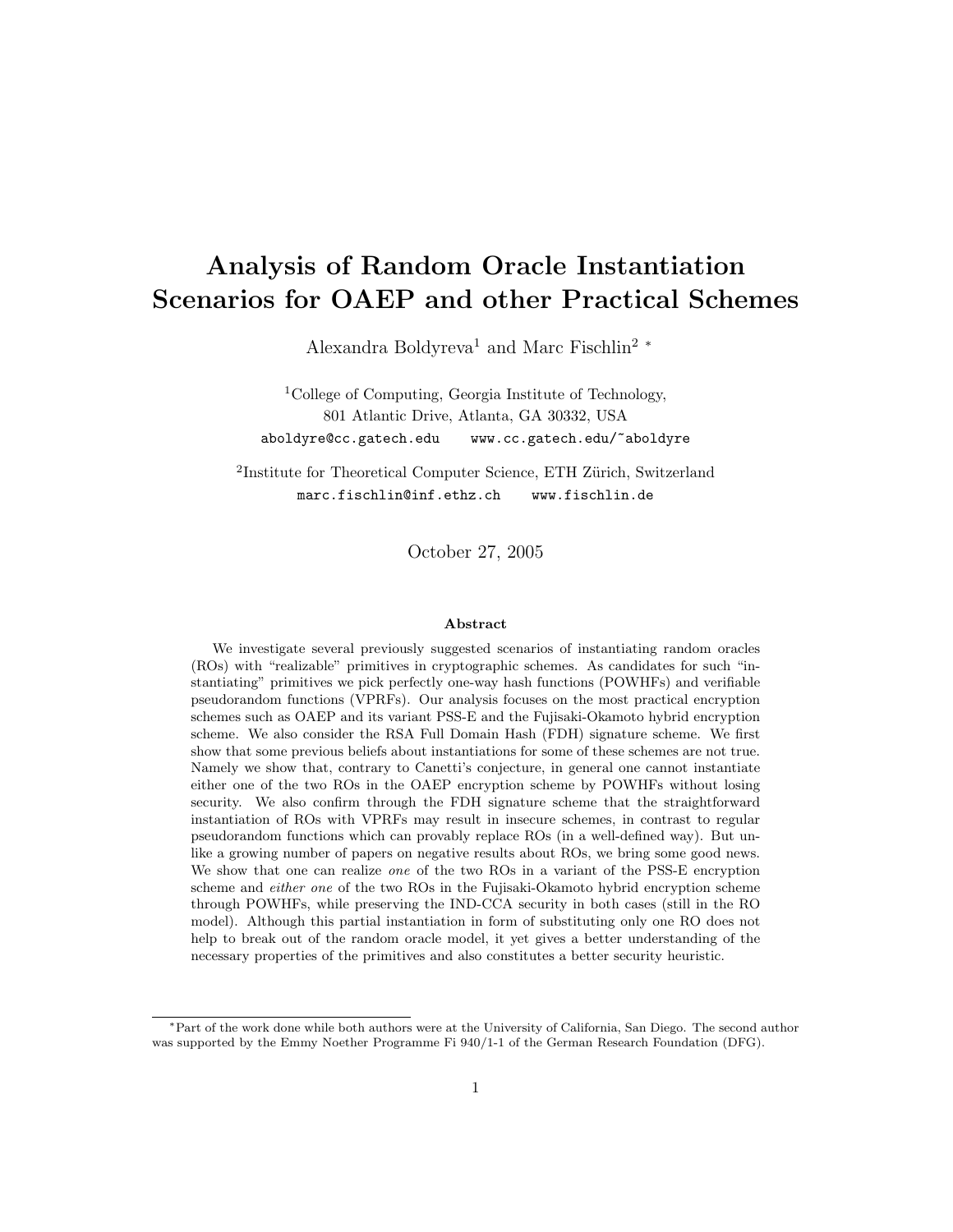# Analysis of Random Oracle Instantiation Scenarios for OAEP and other Practical Schemes

Alexandra Boldyreva[1] and Marc Fischlin[2] *

[1]College of Computing, Georgia Institute of Technology,
801 Atlantic Drive, Atlanta, GA 30332, USA
aboldyre@cc.gatech.edu    www.cc.gatech.edu/~aboldyre

[2]Institute for Theoretical Computer Science, ETH Zürich, Switzerland
marc.fischlin@inf.ethz.ch    www.fischlin.de

October 27, 2005

### Abstract

We investigate several previously suggested scenarios of instantiating random oracles (ROs) with "realizable" primitives in cryptographic schemes. As candidates for such "instantiating" primitives we pick perfectly one-way hash functions (POWHFs) and verifiable pseudorandom functions (VPRFs). Our analysis focuses on the most practical encryption schemes such as OAEP and its variant PSS-E and the Fujisaki-Okamoto hybrid encryption scheme. We also consider the RSA Full Domain Hash (FDH) signature scheme. We first show that some previous beliefs about instantiations for some of these schemes are not true. Namely we show that, contrary to Canetti's conjecture, in general one cannot instantiate either one of the two ROs in the OAEP encryption scheme by POWHFs without losing security. We also confirm through the FDH signature scheme that the straightforward instantiation of ROs with VPRFs may result in insecure schemes, in contrast to regular pseudorandom functions which can provably replace ROs (in a well-defined way). But unlike a growing number of papers on negative results about ROs, we bring some good news. We show that one can realize *one* of the two ROs in a variant of the PSS-E encryption scheme and *either one* of the two ROs in the Fujisaki-Okamoto hybrid encryption scheme through POWHFs, while preserving the IND-CCA security in both cases (still in the RO model). Although this partial instantiation in form of substituting only one RO does not help to break out of the random oracle model, it yet gives a better understanding of the necessary properties of the primitives and also constitutes a better security heuristic.

*Part of the work done while both authors were at the University of California, San Diego. The second author was supported by the Emmy Noether Programme Fi 940/1-1 of the German Research Foundation (DFG).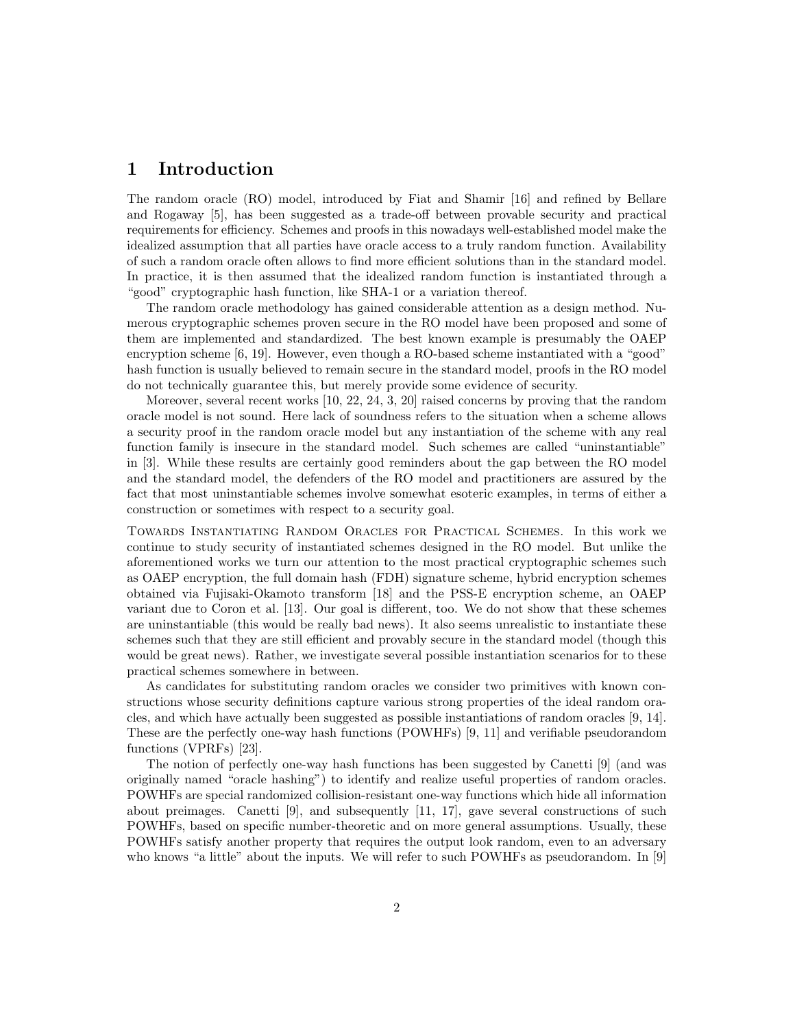# 1 Introduction

The random oracle (RO) model, introduced by Fiat and Shamir [16] and refined by Bellare and Rogaway [5], has been suggested as a trade-off between provable security and practical requirements for efficiency. Schemes and proofs in this nowadays well-established model make the idealized assumption that all parties have oracle access to a truly random function. Availability of such a random oracle often allows to find more efficient solutions than in the standard model. In practice, it is then assumed that the idealized random function is instantiated through a "good" cryptographic hash function, like SHA-1 or a variation thereof.

The random oracle methodology has gained considerable attention as a design method. Numerous cryptographic schemes proven secure in the RO model have been proposed and some of them are implemented and standardized. The best known example is presumably the OAEP encryption scheme [6, 19]. However, even though a RO-based scheme instantiated with a "good" hash function is usually believed to remain secure in the standard model, proofs in the RO model do not technically guarantee this, but merely provide some evidence of security.

Moreover, several recent works [10, 22, 24, 3, 20] raised concerns by proving that the random oracle model is not sound. Here lack of soundness refers to the situation when a scheme allows a security proof in the random oracle model but any instantiation of the scheme with any real function family is insecure in the standard model. Such schemes are called "uninstantiable" in [3]. While these results are certainly good reminders about the gap between the RO model and the standard model, the defenders of the RO model and practitioners are assured by the fact that most uninstantiable schemes involve somewhat esoteric examples, in terms of either a construction or sometimes with respect to a security goal.

Towards Instantiating Random Oracles for Practical Schemes. In this work we continue to study security of instantiated schemes designed in the RO model. But unlike the aforementioned works we turn our attention to the most practical cryptographic schemes such as OAEP encryption, the full domain hash (FDH) signature scheme, hybrid encryption schemes obtained via Fujisaki-Okamoto transform [18] and the PSS-E encryption scheme, an OAEP variant due to Coron et al. [13]. Our goal is different, too. We do not show that these schemes are uninstantiable (this would be really bad news). It also seems unrealistic to instantiate these schemes such that they are still efficient and provably secure in the standard model (though this would be great news). Rather, we investigate several possible instantiation scenarios for to these practical schemes somewhere in between.

As candidates for substituting random oracles we consider two primitives with known constructions whose security definitions capture various strong properties of the ideal random oracles, and which have actually been suggested as possible instantiations of random oracles [9, 14]. These are the perfectly one-way hash functions (POWHFs) [9, 11] and verifiable pseudorandom functions (VPRFs) [23].

The notion of perfectly one-way hash functions has been suggested by Canetti [9] (and was originally named "oracle hashing") to identify and realize useful properties of random oracles. POWHFs are special randomized collision-resistant one-way functions which hide all information about preimages. Canetti [9], and subsequently [11, 17], gave several constructions of such POWHFs, based on specific number-theoretic and on more general assumptions. Usually, these POWHFs satisfy another property that requires the output look random, even to an adversary who knows "a little" about the inputs. We will refer to such POWHFs as pseudorandom. In [9]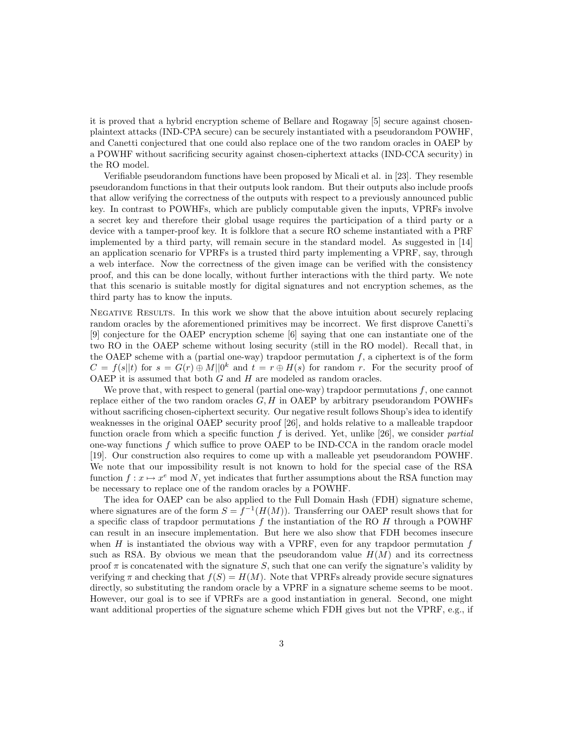it is proved that a hybrid encryption scheme of Bellare and Rogaway [5] secure against chosen-plaintext attacks (IND-CPA secure) can be securely instantiated with a pseudorandom POWHF, and Canetti conjectured that one could also replace one of the two random oracles in OAEP by a POWHF without sacrificing security against chosen-ciphertext attacks (IND-CCA security) in the RO model.

Verifiable pseudorandom functions have been proposed by Micali et al. in [23]. They resemble pseudorandom functions in that their outputs look random. But their outputs also include proofs that allow verifying the correctness of the outputs with respect to a previously announced public key. In contrast to POWHFs, which are publicly computable given the inputs, VPRFs involve a secret key and therefore their global usage requires the participation of a third party or a device with a tamper-proof key. It is folklore that a secure RO scheme instantiated with a PRF implemented by a third party, will remain secure in the standard model. As suggested in [14] an application scenario for VPRFs is a trusted third party implementing a VPRF, say, through a web interface. Now the correctness of the given image can be verified with the consistency proof, and this can be done locally, without further interactions with the third party. We note that this scenario is suitable mostly for digital signatures and not encryption schemes, as the third party has to know the inputs.

Negative Results. In this work we show that the above intuition about securely replacing random oracles by the aforementioned primitives may be incorrect. We first disprove Canetti's [9] conjecture for the OAEP encryption scheme [6] saying that one can instantiate one of the two RO in the OAEP scheme without losing security (still in the RO model). Recall that, in the OAEP scheme with a (partial one-way) trapdoor permutation $f$, a ciphertext is of the form $C = f(s||t)$ for $s = G(r) \oplus M||0^k$ and $t = r \oplus H(s)$ for random $r$. For the security proof of OAEP it is assumed that both $G$ and $H$ are modeled as random oracles.

We prove that, with respect to general (partial one-way) trapdoor permutations $f$, one cannot replace either of the two random oracles $G, H$ in OAEP by arbitrary pseudorandom POWHFs without sacrificing chosen-ciphertext security. Our negative result follows Shoup's idea to identify weaknesses in the original OAEP security proof [26], and holds relative to a malleable trapdoor function oracle from which a specific function $f$ is derived. Yet, unlike [26], we consider *partial* one-way functions $f$ which suffice to prove OAEP to be IND-CCA in the random oracle model [19]. Our construction also requires to come up with a malleable yet pseudorandom POWHF. We note that our impossibility result is not known to hold for the special case of the RSA function $f : x \mapsto x^e \bmod N$, yet indicates that further assumptions about the RSA function may be necessary to replace one of the random oracles by a POWHF.

The idea for OAEP can be also applied to the Full Domain Hash (FDH) signature scheme, where signatures are of the form $S = f^{-1}(H(M))$. Transferring our OAEP result shows that for a specific class of trapdoor permutations $f$ the instantiation of the RO $H$ through a POWHF can result in an insecure implementation. But here we also show that FDH becomes insecure when $H$ is instantiated the obvious way with a VPRF, even for any trapdoor permutation $f$ such as RSA. By obvious we mean that the pseudorandom value $H(M)$ and its correctness proof $\pi$ is concatenated with the signature $S$, such that one can verify the signature's validity by verifying $\pi$ and checking that $f(S) = H(M)$. Note that VPRFs already provide secure signatures directly, so substituting the random oracle by a VPRF in a signature scheme seems to be moot. However, our goal is to see if VPRFs are a good instantiation in general. Second, one might want additional properties of the signature scheme which FDH gives but not the VPRF, e.g., if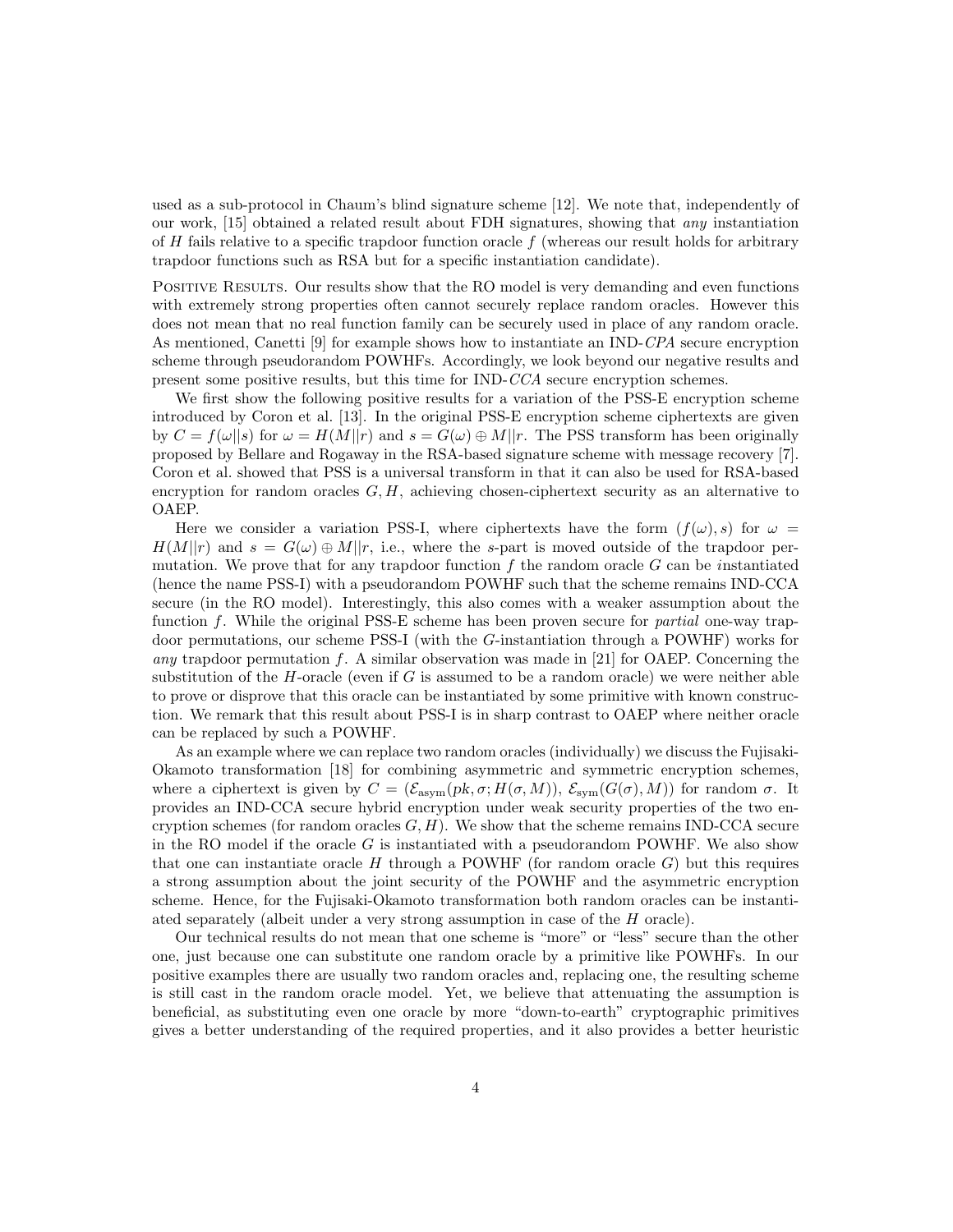used as a sub-protocol in Chaum's blind signature scheme [12]. We note that, independently of our work, [15] obtained a related result about FDH signatures, showing that *any* instantiation of $H$ fails relative to a specific trapdoor function oracle $f$ (whereas our result holds for arbitrary trapdoor functions such as RSA but for a specific instantiation candidate).

Positive Results. Our results show that the RO model is very demanding and even functions with extremely strong properties often cannot securely replace random oracles. However this does not mean that no real function family can be securely used in place of any random oracle. As mentioned, Canetti [9] for example shows how to instantiate an IND-*CPA* secure encryption scheme through pseudorandom POWHFs. Accordingly, we look beyond our negative results and present some positive results, but this time for IND-*CCA* secure encryption schemes.

We first show the following positive results for a variation of the PSS-E encryption scheme introduced by Coron et al. [13]. In the original PSS-E encryption scheme ciphertexts are given by $C = f(\omega||s)$ for $\omega = H(M||r)$ and $s = G(\omega) \oplus M||r$. The PSS transform has been originally proposed by Bellare and Rogaway in the RSA-based signature scheme with message recovery [7]. Coron et al. showed that PSS is a universal transform in that it can also be used for RSA-based encryption for random oracles $G, H$, achieving chosen-ciphertext security as an alternative to OAEP.

Here we consider a variation PSS-I, where ciphertexts have the form $(f(\omega), s)$ for $\omega = H(M||r)$ and $s = G(\omega) \oplus M||r$, i.e., where the $s$-part is moved outside of the trapdoor permutation. We prove that for any trapdoor function $f$ the random oracle $G$ can be *i*nstantiated (hence the name PSS-I) with a pseudorandom POWHF such that the scheme remains IND-CCA secure (in the RO model). Interestingly, this also comes with a weaker assumption about the function $f$. While the original PSS-E scheme has been proven secure for *partial* one-way trapdoor permutations, our scheme PSS-I (with the $G$-instantiation through a POWHF) works for *any* trapdoor permutation $f$. A similar observation was made in [21] for OAEP. Concerning the substitution of the $H$-oracle (even if $G$ is assumed to be a random oracle) we were neither able to prove or disprove that this oracle can be instantiated by some primitive with known construction. We remark that this result about PSS-I is in sharp contrast to OAEP where neither oracle can be replaced by such a POWHF.

As an example where we can replace two random oracles (individually) we discuss the Fujisaki-Okamoto transformation [18] for combining asymmetric and symmetric encryption schemes, where a ciphertext is given by $C = (\mathcal{E}_{\text{asym}}(pk, \sigma; H(\sigma, M)),\ \mathcal{E}_{\text{sym}}(G(\sigma), M))$ for random $\sigma$. It provides an IND-CCA secure hybrid encryption under weak security properties of the two encryption schemes (for random oracles $G, H$). We show that the scheme remains IND-CCA secure in the RO model if the oracle $G$ is instantiated with a pseudorandom POWHF. We also show that one can instantiate oracle $H$ through a POWHF (for random oracle $G$) but this requires a strong assumption about the joint security of the POWHF and the asymmetric encryption scheme. Hence, for the Fujisaki-Okamoto transformation both random oracles can be instantiated separately (albeit under a very strong assumption in case of the $H$ oracle).

Our technical results do not mean that one scheme is "more" or "less" secure than the other one, just because one can substitute one random oracle by a primitive like POWHFs. In our positive examples there are usually two random oracles and, replacing one, the resulting scheme is still cast in the random oracle model. Yet, we believe that attenuating the assumption is beneficial, as substituting even one oracle by more "down-to-earth" cryptographic primitives gives a better understanding of the required properties, and it also provides a better heuristic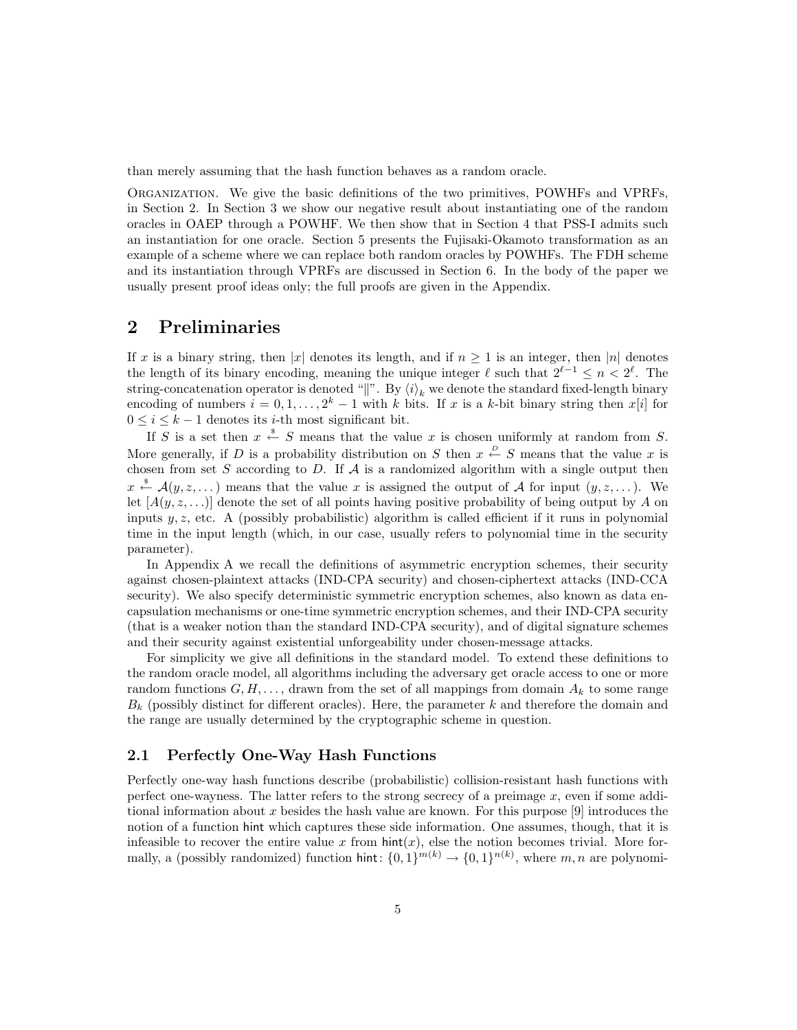than merely assuming that the hash function behaves as a random oracle.

Organization. We give the basic definitions of the two primitives, POWHFs and VPRFs, in Section 2. In Section 3 we show our negative result about instantiating one of the random oracles in OAEP through a POWHF. We then show that in Section 4 that PSS-I admits such an instantiation for one oracle. Section 5 presents the Fujisaki-Okamoto transformation as an example of a scheme where we can replace both random oracles by POWHFs. The FDH scheme and its instantiation through VPRFs are discussed in Section 6. In the body of the paper we usually present proof ideas only; the full proofs are given in the Appendix.

# 2 Preliminaries

If $x$ is a binary string, then $|x|$ denotes its length, and if $n \geq 1$ is an integer, then $|n|$ denotes the length of its binary encoding, meaning the unique integer $\ell$ such that $2^{\ell-1} \leq n < 2^{\ell}$. The string-concatenation operator is denoted "$\|$". By $\langle i \rangle_k$ we denote the standard fixed-length binary encoding of numbers $i = 0, 1, \ldots, 2^k - 1$ with $k$ bits. If $x$ is a $k$-bit binary string then $x[i]$ for $0 \leq i \leq k-1$ denotes its $i$-th most significant bit.

If $S$ is a set then $x \stackrel{\$}{\leftarrow} S$ means that the value $x$ is chosen uniformly at random from $S$. More generally, if $D$ is a probability distribution on $S$ then $x \stackrel{D}{\leftarrow} S$ means that the value $x$ is chosen from set $S$ according to $D$. If $\mathcal{A}$ is a randomized algorithm with a single output then $x \stackrel{\$}{\leftarrow} \mathcal{A}(y, z, \ldots)$ means that the value $x$ is assigned the output of $\mathcal{A}$ for input $(y, z, \ldots)$. We let $[A(y, z, \ldots)]$ denote the set of all points having positive probability of being output by $A$ on inputs $y, z$, etc. A (possibly probabilistic) algorithm is called efficient if it runs in polynomial time in the input length (which, in our case, usually refers to polynomial time in the security parameter).

In Appendix A we recall the definitions of asymmetric encryption schemes, their security against chosen-plaintext attacks (IND-CPA security) and chosen-ciphertext attacks (IND-CCA security). We also specify deterministic symmetric encryption schemes, also known as data encapsulation mechanisms or one-time symmetric encryption schemes, and their IND-CPA security (that is a weaker notion than the standard IND-CPA security), and of digital signature schemes and their security against existential unforgeability under chosen-message attacks.

For simplicity we give all definitions in the standard model. To extend these definitions to the random oracle model, all algorithms including the adversary get oracle access to one or more random functions $G, H, \ldots$, drawn from the set of all mappings from domain $A_k$ to some range $B_k$ (possibly distinct for different oracles). Here, the parameter $k$ and therefore the domain and the range are usually determined by the cryptographic scheme in question.

## 2.1 Perfectly One-Way Hash Functions

Perfectly one-way hash functions describe (probabilistic) collision-resistant hash functions with perfect one-wayness. The latter refers to the strong secrecy of a preimage $x$, even if some additional information about $x$ besides the hash value are known. For this purpose [9] introduces the notion of a function $\mathsf{hint}$ which captures these side information. One assumes, though, that it is infeasible to recover the entire value $x$ from $\mathsf{hint}(x)$, else the notion becomes trivial. More formally, a (possibly randomized) function $\mathsf{hint}\colon \{0,1\}^{m(k)} \to \{0,1\}^{n(k)}$, where $m, n$ are polynomi-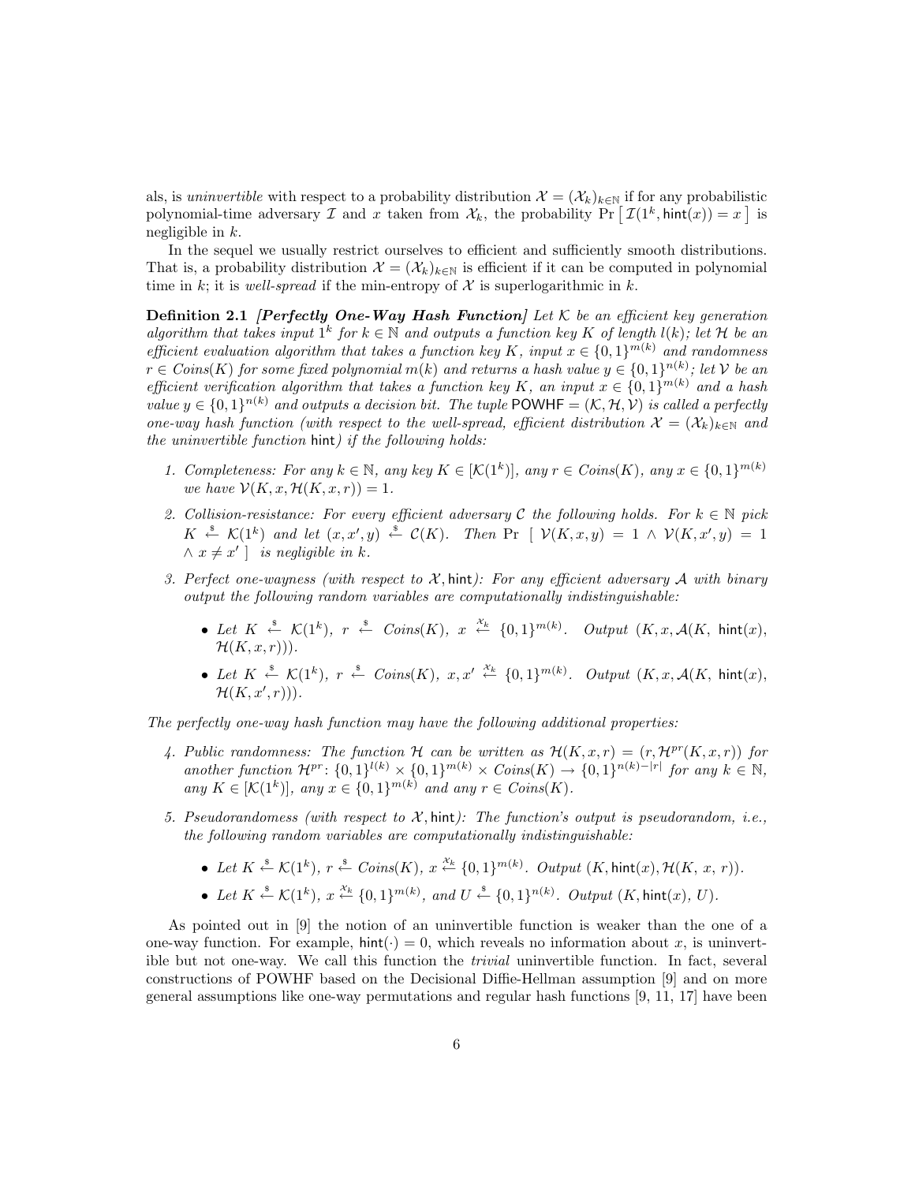als, is *uninvertible* with respect to a probability distribution $\mathcal{X} = (\mathcal{X}_k)_{k\in\mathbb{N}}$ if for any probabilistic polynomial-time adversary $\mathcal{I}$ and $x$ taken from $\mathcal{X}_k$, the probability $\Pr\left[\, \mathcal{I}(1^k, \mathsf{hint}(x)) = x \,\right]$ is negligible in $k$.

In the sequel we usually restrict ourselves to efficient and sufficiently smooth distributions. That is, a probability distribution $\mathcal{X} = (\mathcal{X}_k)_{k\in\mathbb{N}}$ is efficient if it can be computed in polynomial time in $k$; it is *well-spread* if the min-entropy of $\mathcal{X}$ is superlogarithmic in $k$.

**Definition 2.1** ***[Perfectly One-Way Hash Function]*** *Let $\mathcal{K}$ be an efficient key generation algorithm that takes input $1^k$ for $k \in \mathbb{N}$ and outputs a function key $K$ of length $l(k)$; let $\mathcal{H}$ be an efficient evaluation algorithm that takes a function key $K$, input $x \in \{0,1\}^{m(k)}$ and randomness $r \in Coins(K)$ for some fixed polynomial $m(k)$ and returns a hash value $y \in \{0,1\}^{n(k)}$; let $\mathcal{V}$ be an efficient verification algorithm that takes a function key $K$, an input $x \in \{0,1\}^{m(k)}$ and a hash value $y \in \{0,1\}^{n(k)}$ and outputs a decision bit. The tuple $\mathsf{POWHF} = (\mathcal{K}, \mathcal{H}, \mathcal{V})$ is called a perfectly one-way hash function (with respect to the well-spread, efficient distribution $\mathcal{X} = (\mathcal{X}_k)_{k\in\mathbb{N}}$ and the uninvertible function* $\mathsf{hint}$*) if the following holds:*

1. *Completeness: For any $k \in \mathbb{N}$, any key $K \in [\mathcal{K}(1^k)]$, any $r \in Coins(K)$, any $x \in \{0,1\}^{m(k)}$ we have $\mathcal{V}(K, x, \mathcal{H}(K, x, r)) = 1$.*
2. *Collision-resistance: For every efficient adversary $\mathcal{C}$ the following holds. For $k \in \mathbb{N}$ pick $K \xleftarrow{\$} \mathcal{K}(1^k)$ and let $(x, x', y) \xleftarrow{\$} \mathcal{C}(K)$. Then $\Pr\left[\ \mathcal{V}(K, x, y) = 1 \wedge \mathcal{V}(K, x', y) = 1 \wedge x \neq x'\ \right]$ is negligible in $k$.*
3. *Perfect one-wayness (with respect to $\mathcal{X}$, $\mathsf{hint}$): For any efficient adversary $\mathcal{A}$ with binary output the following random variables are computationally indistinguishable:*
   - *Let $K \xleftarrow{\$} \mathcal{K}(1^k)$, $r \xleftarrow{\$} Coins(K)$, $x \xleftarrow{\mathcal{X}_k} \{0,1\}^{m(k)}$. Output $(K, x, \mathcal{A}(K, \mathsf{hint}(x), \mathcal{H}(K, x, r)))$.*
   - *Let $K \xleftarrow{\$} \mathcal{K}(1^k)$, $r \xleftarrow{\$} Coins(K)$, $x, x' \xleftarrow{\mathcal{X}_k} \{0,1\}^{m(k)}$. Output $(K, x, \mathcal{A}(K, \mathsf{hint}(x), \mathcal{H}(K, x', r)))$.*

*The perfectly one-way hash function may have the following additional properties:*

4. *Public randomness: The function $\mathcal{H}$ can be written as $\mathcal{H}(K, x, r) = (r, \mathcal{H}^{pr}(K, x, r))$ for another function $\mathcal{H}^{pr} \colon \{0,1\}^{l(k)} \times \{0,1\}^{m(k)} \times Coins(K) \to \{0,1\}^{n(k)-|r|}$ for any $k \in \mathbb{N}$, any $K \in [\mathcal{K}(1^k)]$, any $x \in \{0,1\}^{m(k)}$ and any $r \in Coins(K)$.*
5. *Pseudorandomess (with respect to $\mathcal{X}$, $\mathsf{hint}$): The function's output is pseudorandom, i.e., the following random variables are computationally indistinguishable:*
   - *Let $K \xleftarrow{\$} \mathcal{K}(1^k)$, $r \xleftarrow{\$} Coins(K)$, $x \xleftarrow{\mathcal{X}_k} \{0,1\}^{m(k)}$. Output $(K, \mathsf{hint}(x), \mathcal{H}(K,\ x,\ r))$.*
   - *Let $K \xleftarrow{\$} \mathcal{K}(1^k)$, $x \xleftarrow{\mathcal{X}_k} \{0,1\}^{m(k)}$, and $U \xleftarrow{\$} \{0,1\}^{n(k)}$. Output $(K, \mathsf{hint}(x),\ U)$.*

As pointed out in [9] the notion of an uninvertible function is weaker than the one of a one-way function. For example, $\mathsf{hint}(\cdot) = 0$, which reveals no information about $x$, is uninvertible but not one-way. We call this function the *trivial* uninvertible function. In fact, several constructions of POWHF based on the Decisional Diffie-Hellman assumption [9] and on more general assumptions like one-way permutations and regular hash functions [9, 11, 17] have been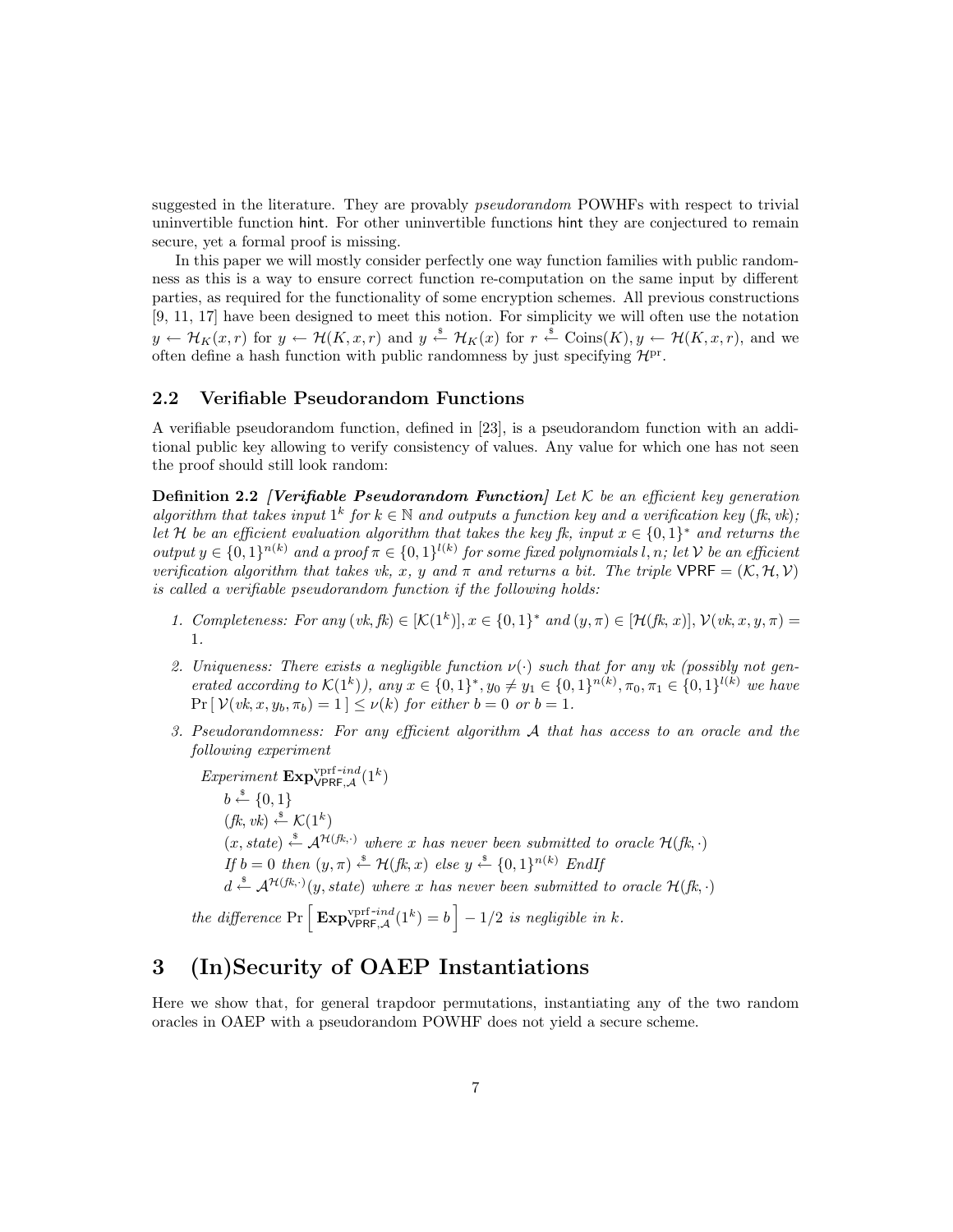suggested in the literature. They are provably *pseudorandom* POWHFs with respect to trivial uninvertible function hint. For other uninvertible functions hint they are conjectured to remain secure, yet a formal proof is missing.

In this paper we will mostly consider perfectly one way function families with public randomness as this is a way to ensure correct function re-computation on the same input by different parties, as required for the functionality of some encryption schemes. All previous constructions [9, 11, 17] have been designed to meet this notion. For simplicity we will often use the notation $y \leftarrow \mathcal{H}_K(x,r)$ for $y \leftarrow \mathcal{H}(K,x,r)$ and $y \xleftarrow{\$} \mathcal{H}_K(x)$ for $r \xleftarrow{\$} \text{Coins}(K), y \leftarrow \mathcal{H}(K,x,r)$, and we often define a hash function with public randomness by just specifying $\mathcal{H}^{\text{pr}}$.

## 2.2 Verifiable Pseudorandom Functions

A verifiable pseudorandom function, defined in [23], is a pseudorandom function with an additional public key allowing to verify consistency of values. Any value for which one has not seen the proof should still look random:

**Definition 2.2** ***[Verifiable Pseudorandom Function]*** *Let $\mathcal{K}$ be an efficient key generation algorithm that takes input $1^k$ for $k \in \mathbb{N}$ and outputs a function key and a verification key $(fk, vk)$; let $\mathcal{H}$ be an efficient evaluation algorithm that takes the key $fk$, input $x \in \{0,1\}^*$ and returns the output $y \in \{0,1\}^{n(k)}$ and a proof $\pi \in \{0,1\}^{l(k)}$ for some fixed polynomials $l, n$; let $\mathcal{V}$ be an efficient verification algorithm that takes $vk$, $x$, $y$ and $\pi$ and returns a bit. The triple $\mathsf{VPRF} = (\mathcal{K}, \mathcal{H}, \mathcal{V})$ is called a verifiable pseudorandom function if the following holds:*

1. *Completeness: For any $(vk, fk) \in [\mathcal{K}(1^k)], x \in \{0,1\}^*$ and $(y, \pi) \in [\mathcal{H}(fk, x)]$, $\mathcal{V}(vk, x, y, \pi) = 1$.*
2. *Uniqueness: There exists a negligible function $\nu(\cdot)$ such that for any $vk$ (possibly not generated according to $\mathcal{K}(1^k)$), any $x \in \{0,1\}^*, y_0 \neq y_1 \in \{0,1\}^{n(k)}, \pi_0, \pi_1 \in \{0,1\}^{l(k)}$ we have $\Pr[\,\mathcal{V}(vk, x, y_b, \pi_b) = 1\,] \leq \nu(k)$ for either $b = 0$ or $b = 1$.*
3. *Pseudorandomness: For any efficient algorithm $\mathcal{A}$ that has access to an oracle and the following experiment*

   *Experiment* $\mathbf{Exp}^{\text{vprf-}ind}_{\mathsf{VPRF},\mathcal{A}}(1^k)$
   $b \xleftarrow{\$} \{0,1\}$
   $(fk, vk) \xleftarrow{\$} \mathcal{K}(1^k)$
   $(x, state) \xleftarrow{\$} \mathcal{A}^{\mathcal{H}(fk,\cdot)}$ *where $x$ has never been submitted to oracle $\mathcal{H}(fk,\cdot)$*
   *If $b = 0$ then $(y, \pi) \xleftarrow{\$} \mathcal{H}(fk, x)$ else $y \xleftarrow{\$} \{0,1\}^{n(k)}$ EndIf*
   $d \xleftarrow{\$} \mathcal{A}^{\mathcal{H}(fk,\cdot)}(y, state)$ *where $x$ has never been submitted to oracle $\mathcal{H}(fk,\cdot)$*

   *the difference $\Pr\left[\,\mathbf{Exp}^{\text{vprf-}ind}_{\mathsf{VPRF},\mathcal{A}}(1^k) = b\,\right] - 1/2$ is negligible in $k$.*

# 3 (In)Security of OAEP Instantiations

Here we show that, for general trapdoor permutations, instantiating any of the two random oracles in OAEP with a pseudorandom POWHF does not yield a secure scheme.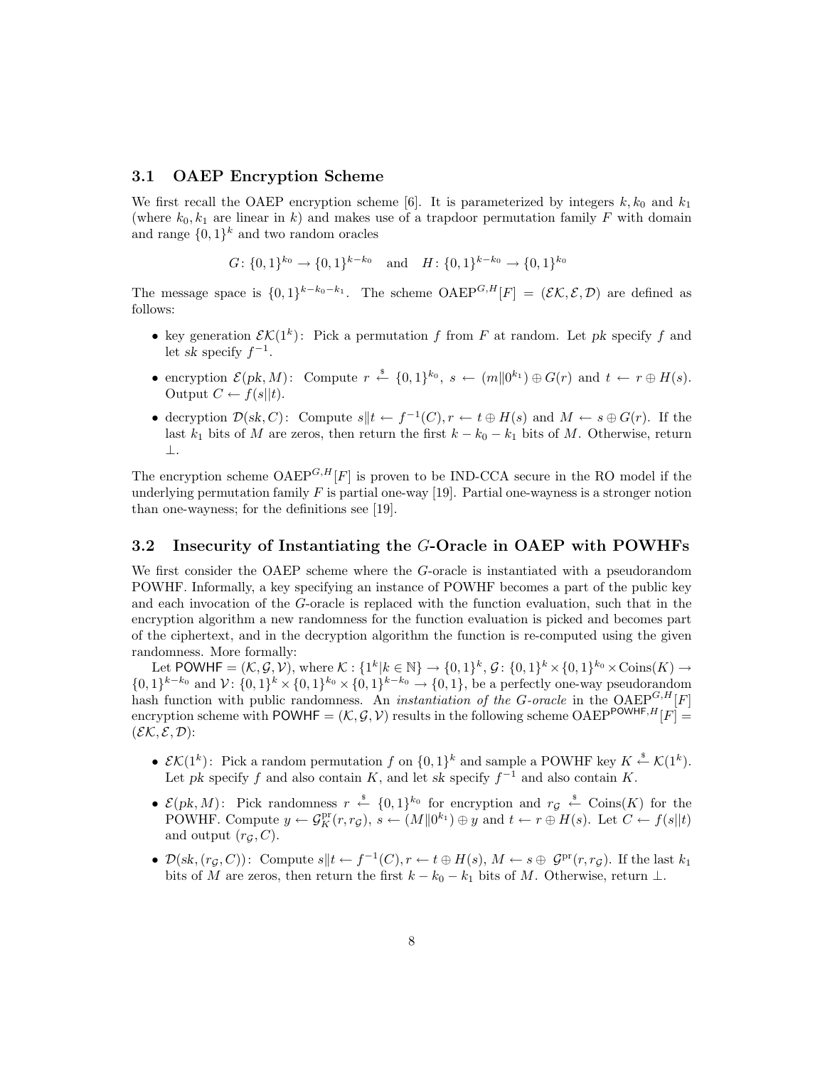### 3.1 OAEP Encryption Scheme

We first recall the OAEP encryption scheme [6]. It is parameterized by integers $k, k_0$ and $k_1$ (where $k_0, k_1$ are linear in $k$) and makes use of a trapdoor permutation family $F$ with domain and range $\{0,1\}^k$ and two random oracles

$$G\colon \{0,1\}^{k_0} \to \{0,1\}^{k-k_0} \quad \text{and} \quad H\colon \{0,1\}^{k-k_0} \to \{0,1\}^{k_0}$$

The message space is $\{0,1\}^{k-k_0-k_1}$. The scheme $\mathrm{OAEP}^{G,H}[F] = (\mathcal{EK}, \mathcal{E}, \mathcal{D})$ are defined as follows:

- key generation $\mathcal{EK}(1^k)$: Pick a permutation $f$ from $F$ at random. Let $pk$ specify $f$ and let $sk$ specify $f^{-1}$.
- encryption $\mathcal{E}(pk, M)$: Compute $r \stackrel{\$}{\leftarrow} \{0,1\}^{k_0}$, $s \leftarrow (m \| 0^{k_1}) \oplus G(r)$ and $t \leftarrow r \oplus H(s)$. Output $C \leftarrow f(s||t)$.
- decryption $\mathcal{D}(sk, C)$: Compute $s\|t \leftarrow f^{-1}(C), r \leftarrow t \oplus H(s)$ and $M \leftarrow s \oplus G(r)$. If the last $k_1$ bits of $M$ are zeros, then return the first $k - k_0 - k_1$ bits of $M$. Otherwise, return $\perp$.

The encryption scheme $\mathrm{OAEP}^{G,H}[F]$ is proven to be IND-CCA secure in the RO model if the underlying permutation family $F$ is partial one-way [19]. Partial one-wayness is a stronger notion than one-wayness; for the definitions see [19].

### 3.2 Insecurity of Instantiating the $G$-Oracle in OAEP with POWHFs

We first consider the OAEP scheme where the $G$-oracle is instantiated with a pseudorandom POWHF. Informally, a key specifying an instance of POWHF becomes a part of the public key and each invocation of the $G$-oracle is replaced with the function evaluation, such that in the encryption algorithm a new randomness for the function evaluation is picked and becomes part of the ciphertext, and in the decryption algorithm the function is re-computed using the given randomness. More formally:

Let $\mathsf{POWHF} = (\mathcal{K}, \mathcal{G}, \mathcal{V})$, where $\mathcal{K} : \{1^k | k \in \mathbb{N}\} \to \{0,1\}^k$, $\mathcal{G}\colon \{0,1\}^k \times \{0,1\}^{k_0} \times \mathrm{Coins}(K) \to \{0,1\}^{k-k_0}$ and $\mathcal{V}\colon \{0,1\}^k \times \{0,1\}^{k_0} \times \{0,1\}^{k-k_0} \to \{0,1\}$, be a perfectly one-way pseudorandom hash function with public randomness. An *instantiation of the $G$-oracle* in the $\mathrm{OAEP}^{G,H}[F]$ encryption scheme with $\mathsf{POWHF} = (\mathcal{K}, \mathcal{G}, \mathcal{V})$ results in the following scheme $\mathrm{OAEP}^{\mathsf{POWHF},H}[F] = (\mathcal{EK}, \mathcal{E}, \mathcal{D})$:

- $\mathcal{EK}(1^k)$: Pick a random permutation $f$ on $\{0,1\}^k$ and sample a POWHF key $K \stackrel{\$}{\leftarrow} \mathcal{K}(1^k)$. Let $pk$ specify $f$ and also contain $K$, and let $sk$ specify $f^{-1}$ and also contain $K$.
- $\mathcal{E}(pk, M)$: Pick randomness $r \stackrel{\$}{\leftarrow} \{0,1\}^{k_0}$ for encryption and $r_{\mathcal{G}} \stackrel{\$}{\leftarrow} \mathrm{Coins}(K)$ for the POWHF. Compute $y \leftarrow \mathcal{G}_K^{\mathrm{pr}}(r, r_{\mathcal{G}})$, $s \leftarrow (M \| 0^{k_1}) \oplus y$ and $t \leftarrow r \oplus H(s)$. Let $C \leftarrow f(s||t)$ and output $(r_{\mathcal{G}}, C)$.
- $\mathcal{D}(sk, (r_{\mathcal{G}}, C))$: Compute $s\|t \leftarrow f^{-1}(C)$, $r \leftarrow t \oplus H(s)$, $M \leftarrow s \oplus\ \mathcal{G}^{\mathrm{pr}}(r, r_{\mathcal{G}})$. If the last $k_1$ bits of $M$ are zeros, then return the first $k - k_0 - k_1$ bits of $M$. Otherwise, return $\perp$.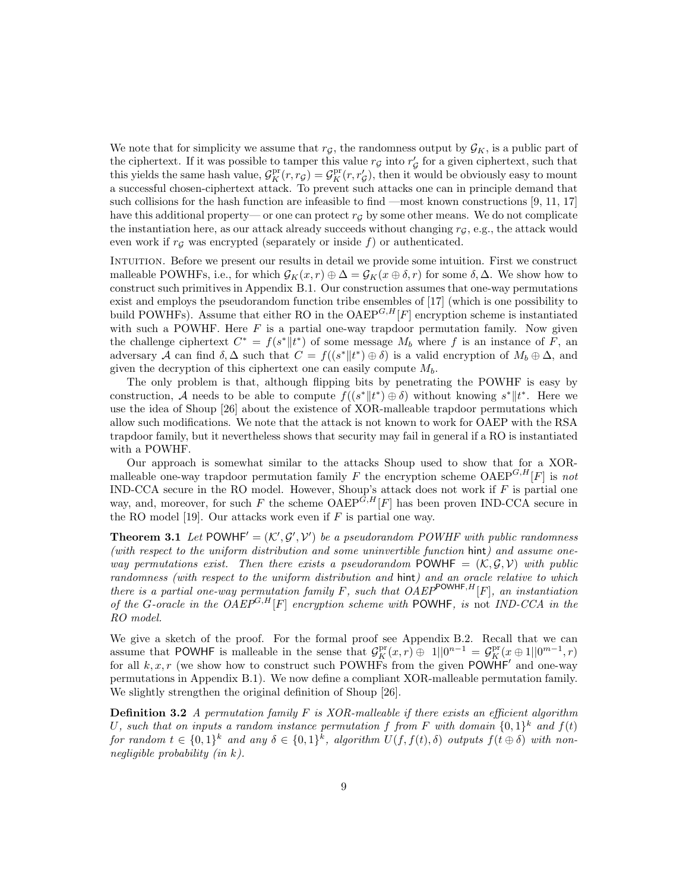We note that for simplicity we assume that $r_{\mathcal{G}}$, the randomness output by $\mathcal{G}_K$, is a public part of the ciphertext. If it was possible to tamper this value $r_{\mathcal{G}}$ into $r'_{\mathcal{G}}$ for a given ciphertext, such that this yields the same hash value, $\mathcal{G}^{\text{pr}}_K(r, r_{\mathcal{G}}) = \mathcal{G}^{\text{pr}}_K(r, r'_{\mathcal{G}})$, then it would be obviously easy to mount a successful chosen-ciphertext attack. To prevent such attacks one can in principle demand that such collisions for the hash function are infeasible to find —most known constructions [9, 11, 17] have this additional property— or one can protect $r_{\mathcal{G}}$ by some other means. We do not complicate the instantiation here, as our attack already succeeds without changing $r_{\mathcal{G}}$, e.g., the attack would even work if $r_{\mathcal{G}}$ was encrypted (separately or inside $f$) or authenticated.

Intuition. Before we present our results in detail we provide some intuition. First we construct malleable POWHFs, i.e., for which $\mathcal{G}_K(x, r) \oplus \Delta = \mathcal{G}_K(x \oplus \delta, r)$ for some $\delta, \Delta$. We show how to construct such primitives in Appendix B.1. Our construction assumes that one-way permutations exist and employs the pseudorandom function tribe ensembles of [17] (which is one possibility to build POWHFs). Assume that either RO in the $\text{OAEP}^{G,H}[F]$ encryption scheme is instantiated with such a POWHF. Here $F$ is a partial one-way trapdoor permutation family. Now given the challenge ciphertext $C^* = f(s^* \| t^*)$ of some message $M_b$ where $f$ is an instance of $F$, an adversary $\mathcal{A}$ can find $\delta, \Delta$ such that $C = f((s^* \| t^*) \oplus \delta)$ is a valid encryption of $M_b \oplus \Delta$, and given the decryption of this ciphertext one can easily compute $M_b$.

The only problem is that, although flipping bits by penetrating the POWHF is easy by construction, $\mathcal{A}$ needs to be able to compute $f((s^* \| t^*) \oplus \delta)$ without knowing $s^* \| t^*$. Here we use the idea of Shoup [26] about the existence of XOR-malleable trapdoor permutations which allow such modifications. We note that the attack is not known to work for OAEP with the RSA trapdoor family, but it nevertheless shows that security may fail in general if a RO is instantiated with a POWHF.

Our approach is somewhat similar to the attacks Shoup used to show that for a XOR-malleable one-way trapdoor permutation family $F$ the encryption scheme $\text{OAEP}^{G,H}[F]$ is *not* IND-CCA secure in the RO model. However, Shoup's attack does not work if $F$ is partial one way, and, moreover, for such $F$ the scheme $\text{OAEP}^{G,H}[F]$ has been proven IND-CCA secure in the RO model [19]. Our attacks work even if $F$ is partial one way.

**Theorem 3.1** *Let $\mathsf{POWHF}' = (\mathcal{K}', \mathcal{G}', \mathcal{V}')$ be a pseudorandom POWHF with public randomness (with respect to the uniform distribution and some uninvertible function $\mathsf{hint}$) and assume one-way permutations exist. Then there exists a pseudorandom $\mathsf{POWHF} = (\mathcal{K}, \mathcal{G}, \mathcal{V})$ with public randomness (with respect to the uniform distribution and $\mathsf{hint}$) and an oracle relative to which there is a partial one-way permutation family $F$, such that $\text{OAEP}^{\mathsf{POWHF},H}[F]$, an instantiation of the $G$-oracle in the $\text{OAEP}^{G,H}[F]$ encryption scheme with $\mathsf{POWHF}$, is* not *IND-CCA in the RO model.*

We give a sketch of the proof. For the formal proof see Appendix B.2. Recall that we can assume that $\mathsf{POWHF}$ is malleable in the sense that $\mathcal{G}^{\text{pr}}_K(x, r) \oplus 1 \| 0^{n-1} = \mathcal{G}^{\text{pr}}_K(x \oplus 1 \| 0^{m-1}, r)$ for all $k, x, r$ (we show how to construct such POWHFs from the given $\mathsf{POWHF}'$ and one-way permutations in Appendix B.1). We now define a compliant XOR-malleable permutation family. We slightly strengthen the original definition of Shoup [26].

**Definition 3.2** *A permutation family $F$ is XOR-malleable if there exists an efficient algorithm $U$, such that on inputs a random instance permutation $f$ from $F$ with domain $\{0,1\}^k$ and $f(t)$ for random $t \in \{0,1\}^k$ and any $\delta \in \{0,1\}^k$, algorithm $U(f, f(t), \delta)$ outputs $f(t \oplus \delta)$ with non-negligible probability (in $k$).*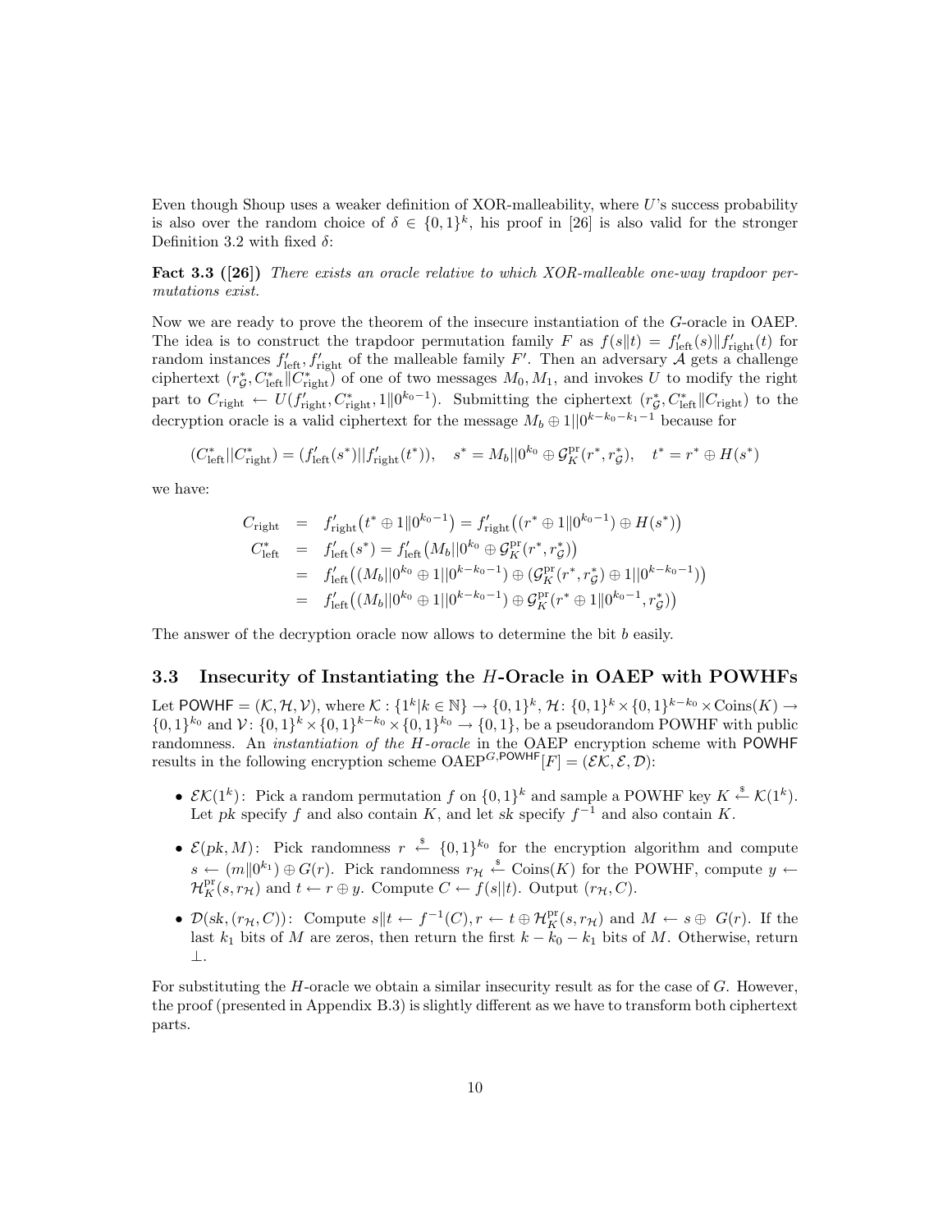Even though Shoup uses a weaker definition of XOR-malleability, where $U$'s success probability is also over the random choice of $\delta \in \{0,1\}^k$, his proof in [26] is also valid for the stronger Definition 3.2 with fixed $\delta$:

**Fact 3.3 ([26])** *There exists an oracle relative to which XOR-malleable one-way trapdoor permutations exist.*

Now we are ready to prove the theorem of the insecure instantiation of the $G$-oracle in OAEP. The idea is to construct the trapdoor permutation family $F$ as $f(s\|t) = f'_{\text{left}}(s)\|f'_{\text{right}}(t)$ for random instances $f'_{\text{left}}, f'_{\text{right}}$ of the malleable family $F'$. Then an adversary $\mathcal{A}$ gets a challenge ciphertext $(r^*_{\mathcal{G}}, C^*_{\text{left}}\|C^*_{\text{right}})$ of one of two messages $M_0, M_1$, and invokes $U$ to modify the right part to $C_{\text{right}} \leftarrow U(f'_{\text{right}}, C^*_{\text{right}}, 1\|0^{k_0-1})$. Submitting the ciphertext $(r^*_{\mathcal{G}}, C^*_{\text{left}}\|C_{\text{right}})$ to the decryption oracle is a valid ciphertext for the message $M_b \oplus 1\|0^{k-k_0-k_1-1}$ because for

$$(C^*_{\text{left}}||C^*_{\text{right}}) = (f'_{\text{left}}(s^*)||f'_{\text{right}}(t^*)), \quad s^* = M_b||0^{k_0} \oplus \mathcal{G}^{\text{pr}}_K(r^*, r^*_{\mathcal{G}}), \quad t^* = r^* \oplus H(s^*)$$

we have:

$$\begin{aligned}
C_{\text{right}} &= f'_{\text{right}}\big(t^* \oplus 1\|0^{k_0-1}\big) = f'_{\text{right}}\big((r^* \oplus 1\|0^{k_0-1}) \oplus H(s^*)\big) \\
C^*_{\text{left}} &= f'_{\text{left}}(s^*) = f'_{\text{left}}\big(M_b||0^{k_0} \oplus \mathcal{G}^{\text{pr}}_K(r^*, r^*_{\mathcal{G}})\big) \\
&= f'_{\text{left}}\big((M_b||0^{k_0} \oplus 1||0^{k-k_0-1}) \oplus (\mathcal{G}^{\text{pr}}_K(r^*, r^*_{\mathcal{G}}) \oplus 1||0^{k-k_0-1})\big) \\
&= f'_{\text{left}}\big((M_b||0^{k_0} \oplus 1||0^{k-k_0-1}) \oplus \mathcal{G}^{\text{pr}}_K(r^* \oplus 1\|0^{k_0-1}, r^*_{\mathcal{G}})\big)
\end{aligned}$$

The answer of the decryption oracle now allows to determine the bit $b$ easily.

### 3.3 Insecurity of Instantiating the $H$-Oracle in OAEP with POWHFs

Let $\mathsf{POWHF} = (\mathcal{K}, \mathcal{H}, \mathcal{V})$, where $\mathcal{K} : \{1^k | k \in \mathbb{N}\} \to \{0,1\}^k$, $\mathcal{H} \colon \{0,1\}^k \times \{0,1\}^{k-k_0} \times \text{Coins}(K) \to \{0,1\}^{k_0}$ and $\mathcal{V} \colon \{0,1\}^k \times \{0,1\}^{k-k_0} \times \{0,1\}^{k_0} \to \{0,1\}$, be a pseudorandom POWHF with public randomness. An *instantiation of the $H$-oracle* in the OAEP encryption scheme with $\mathsf{POWHF}$ results in the following encryption scheme $\text{OAEP}^{G,\mathsf{POWHF}}[F] = (\mathcal{EK}, \mathcal{E}, \mathcal{D})$:

- $\mathcal{EK}(1^k)$: Pick a random permutation $f$ on $\{0,1\}^k$ and sample a POWHF key $K \xleftarrow{\$} \mathcal{K}(1^k)$. Let $pk$ specify $f$ and also contain $K$, and let $sk$ specify $f^{-1}$ and also contain $K$.
- $\mathcal{E}(pk, M)$: Pick randomness $r \xleftarrow{\$} \{0,1\}^{k_0}$ for the encryption algorithm and compute $s \leftarrow (m\|0^{k_1}) \oplus G(r)$. Pick randomness $r_{\mathcal{H}} \xleftarrow{\$} \text{Coins}(K)$ for the POWHF, compute $y \leftarrow \mathcal{H}^{\text{pr}}_K(s, r_{\mathcal{H}})$ and $t \leftarrow r \oplus y$. Compute $C \leftarrow f(s||t)$. Output $(r_{\mathcal{H}}, C)$.
- $\mathcal{D}(sk, (r_{\mathcal{H}}, C))$: Compute $s\|t \leftarrow f^{-1}(C), r \leftarrow t \oplus \mathcal{H}^{\text{pr}}_K(s, r_{\mathcal{H}})$ and $M \leftarrow s \oplus G(r)$. If the last $k_1$ bits of $M$ are zeros, then return the first $k - k_0 - k_1$ bits of $M$. Otherwise, return $\perp$.

For substituting the $H$-oracle we obtain a similar insecurity result as for the case of $G$. However, the proof (presented in Appendix B.3) is slightly different as we have to transform both ciphertext parts.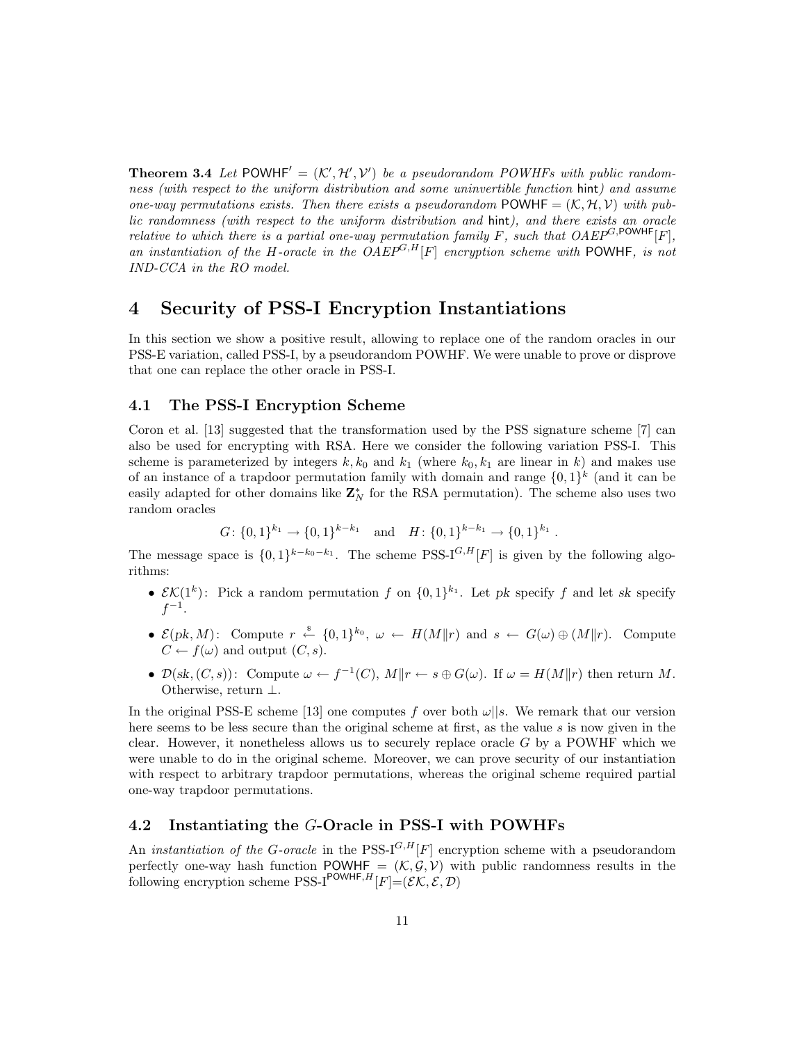**Theorem 3.4** *Let* $\mathsf{POWHF}' = (\mathcal{K}', \mathcal{H}', \mathcal{V}')$ *be a pseudorandom POWHFs with public randomness (with respect to the uniform distribution and some uninvertible function* $\mathsf{hint}$*) and assume one-way permutations exists. Then there exists a pseudorandom* $\mathsf{POWHF} = (\mathcal{K}, \mathcal{H}, \mathcal{V})$ *with public randomness (with respect to the uniform distribution and* $\mathsf{hint}$*), and there exists an oracle relative to which there is a partial one-way permutation family* $F$*, such that* $OAEP^{G,\mathsf{POWHF}}[F]$*, an instantiation of the* $H$*-oracle in the* $OAEP^{G,H}[F]$ *encryption scheme with* $\mathsf{POWHF}$*, is not IND-CCA in the RO model.*

# 4 Security of PSS-I Encryption Instantiations

In this section we show a positive result, allowing to replace one of the random oracles in our PSS-E variation, called PSS-I, by a pseudorandom POWHF. We were unable to prove or disprove that one can replace the other oracle in PSS-I.

## 4.1 The PSS-I Encryption Scheme

Coron et al. [13] suggested that the transformation used by the PSS signature scheme [7] can also be used for encrypting with RSA. Here we consider the following variation PSS-I. This scheme is parameterized by integers $k, k_0$ and $k_1$ (where $k_0, k_1$ are linear in $k$) and makes use of an instance of a trapdoor permutation family with domain and range $\{0,1\}^k$ (and it can be easily adapted for other domains like $\mathbf{Z}_N^*$ for the RSA permutation). The scheme also uses two random oracles

$$G\colon \{0,1\}^{k_1} \to \{0,1\}^{k-k_1} \quad \text{and} \quad H\colon \{0,1\}^{k-k_1} \to \{0,1\}^{k_1} .$$

The message space is $\{0,1\}^{k-k_0-k_1}$. The scheme PSS-I$^{G,H}[F]$ is given by the following algorithms:

- $\mathcal{EK}(1^k)$: Pick a random permutation $f$ on $\{0,1\}^{k_1}$. Let $pk$ specify $f$ and let $sk$ specify $f^{-1}$.
- $\mathcal{E}(pk, M)$: Compute $r \xleftarrow{\$} \{0,1\}^{k_0}$, $\omega \leftarrow H(M\|r)$ and $s \leftarrow G(\omega) \oplus (M\|r)$. Compute $C \leftarrow f(\omega)$ and output $(C, s)$.
- $\mathcal{D}(sk, (C, s))$: Compute $\omega \leftarrow f^{-1}(C)$, $M\|r \leftarrow s \oplus G(\omega)$. If $\omega = H(M\|r)$ then return $M$. Otherwise, return $\perp$.

In the original PSS-E scheme [13] one computes $f$ over both $\omega||s$. We remark that our version here seems to be less secure than the original scheme at first, as the value $s$ is now given in the clear. However, it nonetheless allows us to securely replace oracle $G$ by a POWHF which we were unable to do in the original scheme. Moreover, we can prove security of our instantiation with respect to arbitrary trapdoor permutations, whereas the original scheme required partial one-way trapdoor permutations.

## 4.2 Instantiating the $G$-Oracle in PSS-I with POWHFs

An *instantiation of the* $G$*-oracle* in the PSS-I$^{G,H}[F]$ encryption scheme with a pseudorandom perfectly one-way hash function $\mathsf{POWHF} = (\mathcal{K}, \mathcal{G}, \mathcal{V})$ with public randomness results in the following encryption scheme PSS-I$^{\mathsf{POWHF},H}[F]$=$(\mathcal{EK}, \mathcal{E}, \mathcal{D})$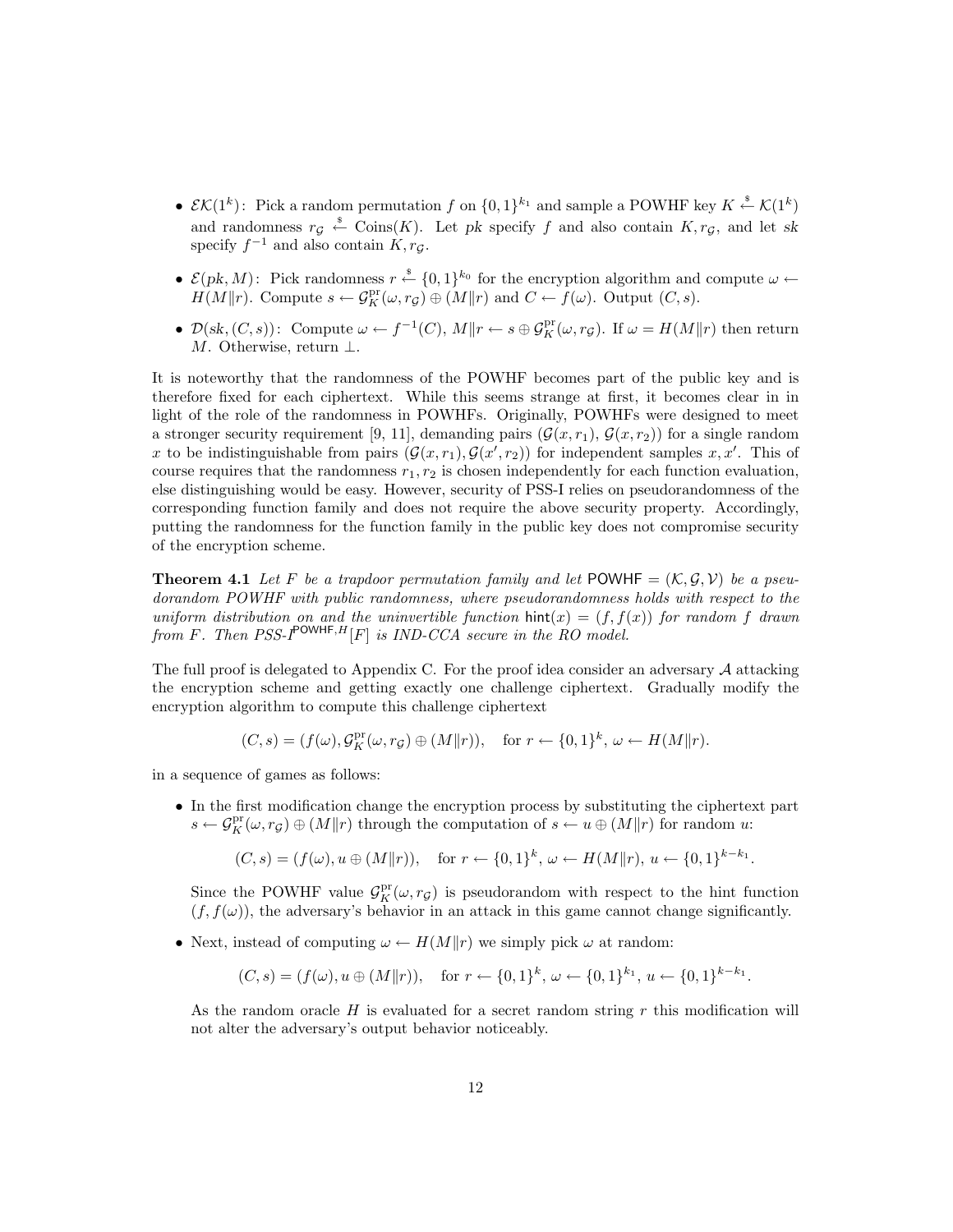- $\mathcal{EK}(1^k)$: Pick a random permutation $f$ on $\{0,1\}^{k_1}$ and sample a POWHF key $K \xleftarrow{\$} \mathcal{K}(1^k)$ and randomness $r_\mathcal{G} \xleftarrow{\$} \text{Coins}(K)$. Let $pk$ specify $f$ and also contain $K, r_\mathcal{G}$, and let $sk$ specify $f^{-1}$ and also contain $K, r_\mathcal{G}$.

- $\mathcal{E}(pk, M)$: Pick randomness $r \xleftarrow{\$} \{0,1\}^{k_0}$ for the encryption algorithm and compute $\omega \leftarrow H(M\|r)$. Compute $s \leftarrow \mathcal{G}_K^{\text{pr}}(\omega, r_\mathcal{G}) \oplus (M\|r)$ and $C \leftarrow f(\omega)$. Output $(C, s)$.

- $\mathcal{D}(sk, (C, s))$: Compute $\omega \leftarrow f^{-1}(C)$, $M\|r \leftarrow s \oplus \mathcal{G}_K^{\text{pr}}(\omega, r_\mathcal{G})$. If $\omega = H(M\|r)$ then return $M$. Otherwise, return $\perp$.

It is noteworthy that the randomness of the POWHF becomes part of the public key and is therefore fixed for each ciphertext. While this seems strange at first, it becomes clear in light of the role of the randomness in POWHFs. Originally, POWHFs were designed to meet a stronger security requirement [9, 11], demanding pairs $(\mathcal{G}(x, r_1), \mathcal{G}(x, r_2))$ for a single random $x$ to be indistinguishable from pairs $(\mathcal{G}(x, r_1), \mathcal{G}(x', r_2))$ for independent samples $x, x'$. This of course requires that the randomness $r_1, r_2$ is chosen independently for each function evaluation, else distinguishing would be easy. However, security of PSS-I relies on pseudorandomness of the corresponding function family and does not require the above security property. Accordingly, putting the randomness for the function family in the public key does not compromise security of the encryption scheme.

**Theorem 4.1** *Let $F$ be a trapdoor permutation family and let $\mathsf{POWHF} = (\mathcal{K}, \mathcal{G}, \mathcal{V})$ be a pseudorandom POWHF with public randomness, where pseudorandomness holds with respect to the uniform distribution on and the uninvertible function $\mathsf{hint}(x) = (f, f(x))$ for random $f$ drawn from $F$. Then PSS-$I^{\mathsf{POWHF},H}[F]$ is IND-CCA secure in the RO model.*

The full proof is delegated to Appendix C. For the proof idea consider an adversary $\mathcal{A}$ attacking the encryption scheme and getting exactly one challenge ciphertext. Gradually modify the encryption algorithm to compute this challenge ciphertext

$$(C, s) = (f(\omega), \mathcal{G}_K^{\text{pr}}(\omega, r_\mathcal{G}) \oplus (M\|r)), \quad \text{for } r \leftarrow \{0,1\}^k,\ \omega \leftarrow H(M\|r).$$

in a sequence of games as follows:

- In the first modification change the encryption process by substituting the ciphertext part $s \leftarrow \mathcal{G}_K^{\text{pr}}(\omega, r_\mathcal{G}) \oplus (M\|r)$ through the computation of $s \leftarrow u \oplus (M\|r)$ for random $u$:

$$(C, s) = (f(\omega), u \oplus (M\|r)), \quad \text{for } r \leftarrow \{0,1\}^k,\ \omega \leftarrow H(M\|r),\ u \leftarrow \{0,1\}^{k-k_1}.$$

  Since the POWHF value $\mathcal{G}_K^{\text{pr}}(\omega, r_\mathcal{G})$ is pseudorandom with respect to the hint function $(f, f(\omega))$, the adversary's behavior in an attack in this game cannot change significantly.

- Next, instead of computing $\omega \leftarrow H(M\|r)$ we simply pick $\omega$ at random:

$$(C, s) = (f(\omega), u \oplus (M\|r)), \quad \text{for } r \leftarrow \{0,1\}^k,\ \omega \leftarrow \{0,1\}^{k_1},\ u \leftarrow \{0,1\}^{k-k_1}.$$

  As the random oracle $H$ is evaluated for a secret random string $r$ this modification will not alter the adversary's output behavior noticeably.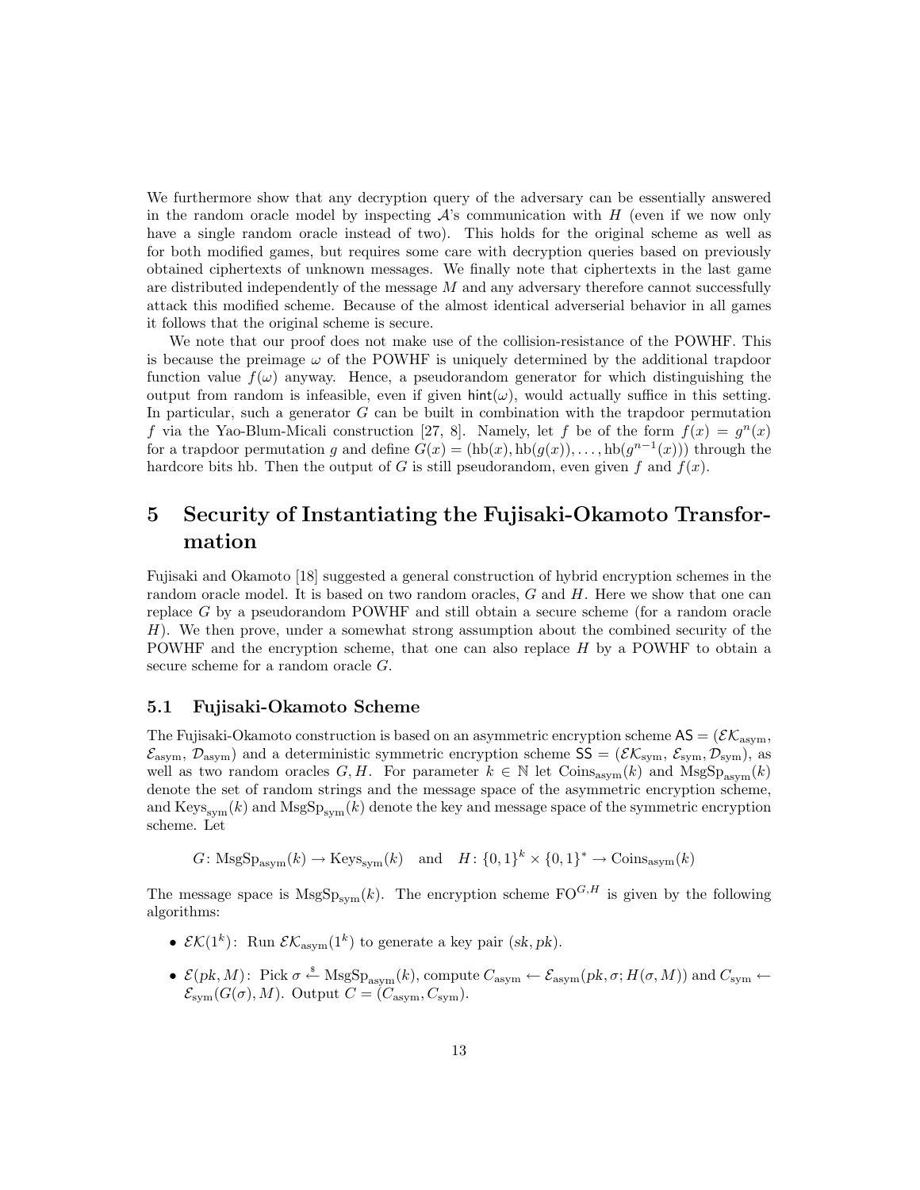We furthermore show that any decryption query of the adversary can be essentially answered in the random oracle model by inspecting $\mathcal{A}$'s communication with $H$ (even if we now only have a single random oracle instead of two). This holds for the original scheme as well as for both modified games, but requires some care with decryption queries based on previously obtained ciphertexts of unknown messages. We finally note that ciphertexts in the last game are distributed independently of the message $M$ and any adversary therefore cannot successfully attack this modified scheme. Because of the almost identical adverserial behavior in all games it follows that the original scheme is secure.

We note that our proof does not make use of the collision-resistance of the POWHF. This is because the preimage $\omega$ of the POWHF is uniquely determined by the additional trapdoor function value $f(\omega)$ anyway. Hence, a pseudorandom generator for which distinguishing the output from random is infeasible, even if given $\mathsf{hint}(\omega)$, would actually suffice in this setting. In particular, such a generator $G$ can be built in combination with the trapdoor permutation $f$ via the Yao-Blum-Micali construction [27, 8]. Namely, let $f$ be of the form $f(x) = g^n(x)$ for a trapdoor permutation $g$ and define $G(x) = (\mathrm{hb}(x), \mathrm{hb}(g(x)), \ldots, \mathrm{hb}(g^{n-1}(x)))$ through the hardcore bits hb. Then the output of $G$ is still pseudorandom, even given $f$ and $f(x)$.

# 5 Security of Instantiating the Fujisaki-Okamoto Transformation

Fujisaki and Okamoto [18] suggested a general construction of hybrid encryption schemes in the random oracle model. It is based on two random oracles, $G$ and $H$. Here we show that one can replace $G$ by a pseudorandom POWHF and still obtain a secure scheme (for a random oracle $H$). We then prove, under a somewhat strong assumption about the combined security of the POWHF and the encryption scheme, that one can also replace $H$ by a POWHF to obtain a secure scheme for a random oracle $G$.

## 5.1 Fujisaki-Okamoto Scheme

The Fujisaki-Okamoto construction is based on an asymmetric encryption scheme $\mathsf{AS} = (\mathcal{EK}_{\mathrm{asym}}, \mathcal{E}_{\mathrm{asym}}, \mathcal{D}_{\mathrm{asym}})$ and a deterministic symmetric encryption scheme $\mathsf{SS} = (\mathcal{EK}_{\mathrm{sym}}, \mathcal{E}_{\mathrm{sym}}, \mathcal{D}_{\mathrm{sym}})$, as well as two random oracles $G, H$. For parameter $k \in \mathbb{N}$ let $\mathrm{Coins}_{\mathrm{asym}}(k)$ and $\mathrm{MsgSp}_{\mathrm{asym}}(k)$ denote the set of random strings and the message space of the asymmetric encryption scheme, and $\mathrm{Keys}_{\mathrm{sym}}(k)$ and $\mathrm{MsgSp}_{\mathrm{sym}}(k)$ denote the key and message space of the symmetric encryption scheme. Let

$$G\colon \mathrm{MsgSp}_{\mathrm{asym}}(k) \to \mathrm{Keys}_{\mathrm{sym}}(k) \quad \text{and} \quad H\colon \{0,1\}^k \times \{0,1\}^* \to \mathrm{Coins}_{\mathrm{asym}}(k)$$

The message space is $\mathrm{MsgSp}_{\mathrm{sym}}(k)$. The encryption scheme $\mathrm{FO}^{G,H}$ is given by the following algorithms:

- $\mathcal{EK}(1^k)$: Run $\mathcal{EK}_{\mathrm{asym}}(1^k)$ to generate a key pair $(sk, pk)$.
- $\mathcal{E}(pk, M)$: Pick $\sigma \xleftarrow{\$} \mathrm{MsgSp}_{\mathrm{asym}}(k)$, compute $C_{\mathrm{asym}} \leftarrow \mathcal{E}_{\mathrm{asym}}(pk, \sigma; H(\sigma, M))$ and $C_{\mathrm{sym}} \leftarrow \mathcal{E}_{\mathrm{sym}}(G(\sigma), M)$. Output $C = (C_{\mathrm{asym}}, C_{\mathrm{sym}})$.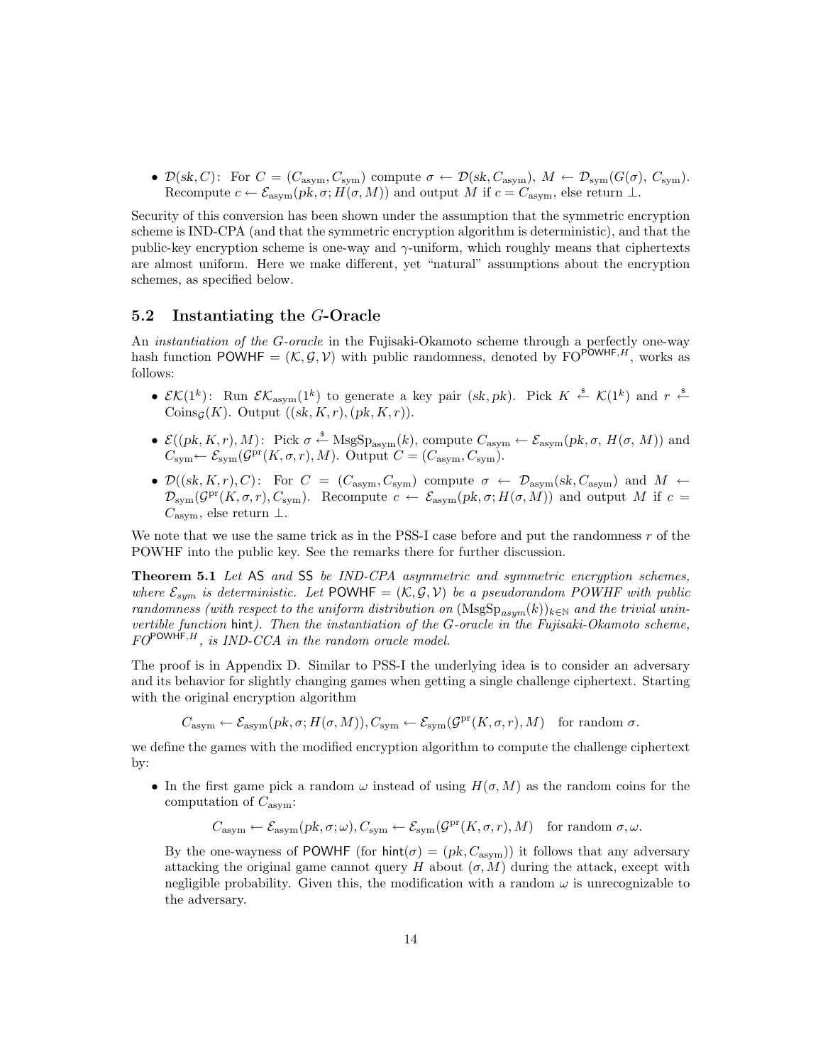- $\mathcal{D}(sk, C)$: For $C = (C_{\text{asym}}, C_{\text{sym}})$ compute $\sigma \leftarrow \mathcal{D}(sk, C_{\text{asym}})$, $M \leftarrow \mathcal{D}_{\text{sym}}(G(\sigma), C_{\text{sym}})$. Recompute $c \leftarrow \mathcal{E}_{\text{asym}}(pk, \sigma; H(\sigma, M))$ and output $M$ if $c = C_{\text{asym}}$, else return $\perp$.

Security of this conversion has been shown under the assumption that the symmetric encryption scheme is IND-CPA (and that the symmetric encryption algorithm is deterministic), and that the public-key encryption scheme is one-way and $\gamma$-uniform, which roughly means that ciphertexts are almost uniform. Here we make different, yet "natural" assumptions about the encryption schemes, as specified below.

## 5.2 Instantiating the $G$-Oracle

An *instantiation of the $G$-oracle* in the Fujisaki-Okamoto scheme through a perfectly one-way hash function $\mathsf{POWHF} = (\mathcal{K}, \mathcal{G}, \mathcal{V})$ with public randomness, denoted by $\text{FO}^{\mathsf{POWHF},H}$, works as follows:

- $\mathcal{EK}(1^k)$: Run $\mathcal{EK}_{\text{asym}}(1^k)$ to generate a key pair $(sk, pk)$. Pick $K \xleftarrow{\$} \mathcal{K}(1^k)$ and $r \xleftarrow{\$} \text{Coins}_{\mathcal{G}}(K)$. Output $((sk, K, r), (pk, K, r))$.
- $\mathcal{E}((pk, K, r), M)$: Pick $\sigma \xleftarrow{\$} \text{MsgSp}_{\text{asym}}(k)$, compute $C_{\text{asym}} \leftarrow \mathcal{E}_{\text{asym}}(pk, \sigma, H(\sigma, M))$ and $C_{\text{sym}} \leftarrow \mathcal{E}_{\text{sym}}(\mathcal{G}^{\text{pr}}(K, \sigma, r), M)$. Output $C = (C_{\text{asym}}, C_{\text{sym}})$.
- $\mathcal{D}((sk, K, r), C)$: For $C = (C_{\text{asym}}, C_{\text{sym}})$ compute $\sigma \leftarrow \mathcal{D}_{\text{asym}}(sk, C_{\text{asym}})$ and $M \leftarrow \mathcal{D}_{\text{sym}}(\mathcal{G}^{\text{pr}}(K, \sigma, r), C_{\text{sym}})$. Recompute $c \leftarrow \mathcal{E}_{\text{asym}}(pk, \sigma; H(\sigma, M))$ and output $M$ if $c = C_{\text{asym}}$, else return $\perp$.

We note that we use the same trick as in the PSS-I case before and put the randomness $r$ of the POWHF into the public key. See the remarks there for further discussion.

**Theorem 5.1** *Let $\mathsf{AS}$ and $\mathsf{SS}$ be IND-CPA asymmetric and symmetric encryption schemes, where $\mathcal{E}_{sym}$ is deterministic. Let $\mathsf{POWHF} = (\mathcal{K}, \mathcal{G}, \mathcal{V})$ be a pseudorandom POWHF with public randomness (with respect to the uniform distribution on $(\text{MsgSp}_{asym}(k))_{k \in \mathbb{N}}$ and the trivial uninvertible function $\mathsf{hint}$). Then the instantiation of the $G$-oracle in the Fujisaki-Okamoto scheme, $FO^{\mathsf{POWHF},H}$, is IND-CCA in the random oracle model.*

The proof is in Appendix D. Similar to PSS-I the underlying idea is to consider an adversary and its behavior for slightly changing games when getting a single challenge ciphertext. Starting with the original encryption algorithm

$$C_{\text{asym}} \leftarrow \mathcal{E}_{\text{asym}}(pk, \sigma; H(\sigma, M)), C_{\text{sym}} \leftarrow \mathcal{E}_{\text{sym}}(\mathcal{G}^{\text{pr}}(K, \sigma, r), M) \quad \text{for random } \sigma.$$

we define the games with the modified encryption algorithm to compute the challenge ciphertext by:

- In the first game pick a random $\omega$ instead of using $H(\sigma, M)$ as the random coins for the computation of $C_{\text{asym}}$:

  $$C_{\text{asym}} \leftarrow \mathcal{E}_{\text{asym}}(pk, \sigma; \omega), C_{\text{sym}} \leftarrow \mathcal{E}_{\text{sym}}(\mathcal{G}^{\text{pr}}(K, \sigma, r), M) \quad \text{for random } \sigma, \omega.$$

  By the one-wayness of $\mathsf{POWHF}$ (for $\mathsf{hint}(\sigma) = (pk, C_{\text{asym}})$) it follows that any adversary attacking the original game cannot query $H$ about $(\sigma, M)$ during the attack, except with negligible probability. Given this, the modification with a random $\omega$ is unrecognizable to the adversary.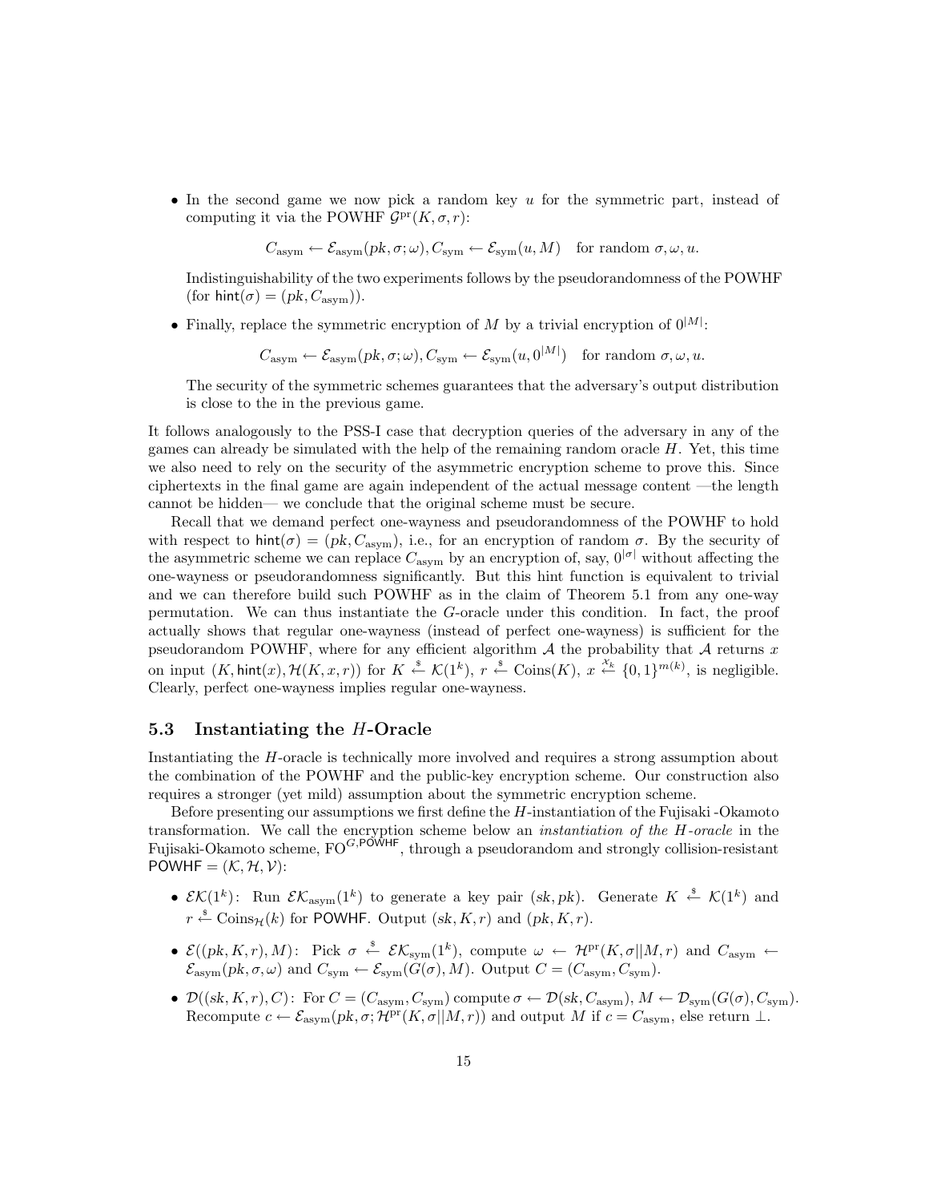- In the second game we now pick a random key $u$ for the symmetric part, instead of computing it via the POWHF $\mathcal{G}^{\mathrm{pr}}(K, \sigma, r)$:

$$C_{\mathrm{asym}} \leftarrow \mathcal{E}_{\mathrm{asym}}(pk, \sigma; \omega), C_{\mathrm{sym}} \leftarrow \mathcal{E}_{\mathrm{sym}}(u, M) \quad \text{for random } \sigma, \omega, u.$$

  Indistinguishability of the two experiments follows by the pseudorandomness of the POWHF (for $\mathsf{hint}(\sigma) = (pk, C_{\mathrm{asym}})$).

- Finally, replace the symmetric encryption of $M$ by a trivial encryption of $0^{|M|}$:

$$C_{\mathrm{asym}} \leftarrow \mathcal{E}_{\mathrm{asym}}(pk, \sigma; \omega), C_{\mathrm{sym}} \leftarrow \mathcal{E}_{\mathrm{sym}}(u, 0^{|M|}) \quad \text{for random } \sigma, \omega, u.$$

  The security of the symmetric schemes guarantees that the adversary's output distribution is close to the in the previous game.

It follows analogously to the PSS-I case that decryption queries of the adversary in any of the games can already be simulated with the help of the remaining random oracle $H$. Yet, this time we also need to rely on the security of the asymmetric encryption scheme to prove this. Since ciphertexts in the final game are again independent of the actual message content —the length cannot be hidden— we conclude that the original scheme must be secure.

Recall that we demand perfect one-wayness and pseudorandomness of the POWHF to hold with respect to $\mathsf{hint}(\sigma) = (pk, C_{\mathrm{asym}})$, i.e., for an encryption of random $\sigma$. By the security of the asymmetric scheme we can replace $C_{\mathrm{asym}}$ by an encryption of, say, $0^{|\sigma|}$ without affecting the one-wayness or pseudorandomness significantly. But this hint function is equivalent to trivial and we can therefore build such POWHF as in the claim of Theorem 5.1 from any one-way permutation. We can thus instantiate the $G$-oracle under this condition. In fact, the proof actually shows that regular one-wayness (instead of perfect one-wayness) is sufficient for the pseudorandom POWHF, where for any efficient algorithm $\mathcal{A}$ the probability that $\mathcal{A}$ returns $x$ on input $(K, \mathsf{hint}(x), \mathcal{H}(K, x, r))$ for $K \xleftarrow{\$} \mathcal{K}(1^k)$, $r \xleftarrow{\$} \mathrm{Coins}(K)$, $x \xleftarrow{\mathcal{X}_k} \{0,1\}^{m(k)}$, is negligible. Clearly, perfect one-wayness implies regular one-wayness.

### 5.3 Instantiating the $H$-Oracle

Instantiating the $H$-oracle is technically more involved and requires a strong assumption about the combination of the POWHF and the public-key encryption scheme. Our construction also requires a stronger (yet mild) assumption about the symmetric encryption scheme.

Before presenting our assumptions we first define the $H$-instantiation of the Fujisaki -Okamoto transformation. We call the encryption scheme below an *instantiation of the $H$-oracle* in the Fujisaki-Okamoto scheme, $\mathrm{FO}^{G,\mathsf{POWHF}}$, through a pseudorandom and strongly collision-resistant $\mathsf{POWHF} = (\mathcal{K}, \mathcal{H}, \mathcal{V})$:

- $\mathcal{EK}(1^k)$: Run $\mathcal{EK}_{\mathrm{asym}}(1^k)$ to generate a key pair $(sk, pk)$. Generate $K \xleftarrow{\$} \mathcal{K}(1^k)$ and $r \xleftarrow{\$} \mathrm{Coins}_{\mathcal{H}}(k)$ for $\mathsf{POWHF}$. Output $(sk, K, r)$ and $(pk, K, r)$.
- $\mathcal{E}((pk, K, r), M)$: Pick $\sigma \xleftarrow{\$} \mathcal{EK}_{\mathrm{sym}}(1^k)$, compute $\omega \leftarrow \mathcal{H}^{\mathrm{pr}}(K, \sigma||M, r)$ and $C_{\mathrm{asym}} \leftarrow \mathcal{E}_{\mathrm{asym}}(pk, \sigma, \omega)$ and $C_{\mathrm{sym}} \leftarrow \mathcal{E}_{\mathrm{sym}}(G(\sigma), M)$. Output $C = (C_{\mathrm{asym}}, C_{\mathrm{sym}})$.
- $\mathcal{D}((sk, K, r), C)$: For $C = (C_{\mathrm{asym}}, C_{\mathrm{sym}})$ compute $\sigma \leftarrow \mathcal{D}(sk, C_{\mathrm{asym}})$, $M \leftarrow \mathcal{D}_{\mathrm{sym}}(G(\sigma), C_{\mathrm{sym}})$. Recompute $c \leftarrow \mathcal{E}_{\mathrm{asym}}(pk, \sigma; \mathcal{H}^{\mathrm{pr}}(K, \sigma||M, r))$ and output $M$ if $c = C_{\mathrm{asym}}$, else return $\perp$.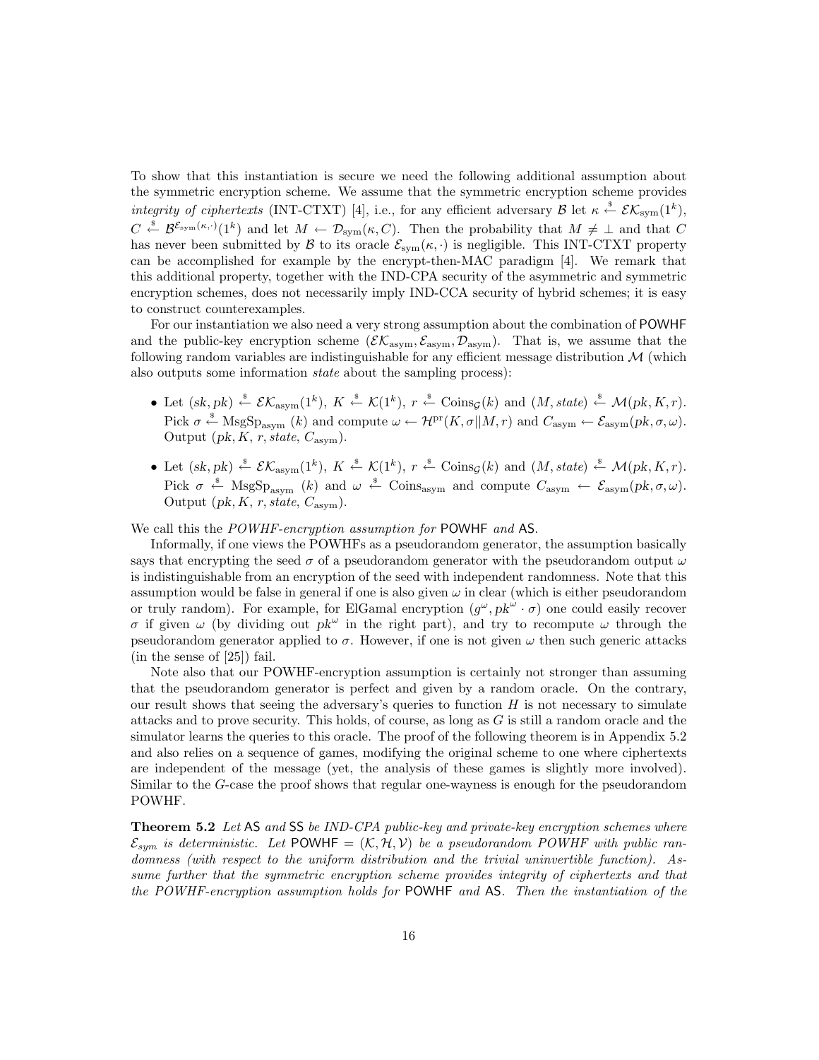To show that this instantiation is secure we need the following additional assumption about the symmetric encryption scheme. We assume that the symmetric encryption scheme provides *integrity of ciphertexts* (INT-CTXT) [4], i.e., for any efficient adversary $\mathcal{B}$ let $\kappa \xleftarrow{\$} \mathcal{EK}_{\text{sym}}(1^k)$, $C \xleftarrow{\$} \mathcal{B}^{\mathcal{E}_{\text{sym}}(\kappa,\cdot)}(1^k)$ and let $M \leftarrow \mathcal{D}_{\text{sym}}(\kappa, C)$. Then the probability that $M \neq \perp$ and that $C$ has never been submitted by $\mathcal{B}$ to its oracle $\mathcal{E}_{\text{sym}}(\kappa,\cdot)$ is negligible. This INT-CTXT property can be accomplished for example by the encrypt-then-MAC paradigm [4]. We remark that this additional property, together with the IND-CPA security of the asymmetric and symmetric encryption schemes, does not necessarily imply IND-CCA security of hybrid schemes; it is easy to construct counterexamples.

For our instantiation we also need a very strong assumption about the combination of POWHF and the public-key encryption scheme $(\mathcal{EK}_{\text{asym}}, \mathcal{E}_{\text{asym}}, \mathcal{D}_{\text{asym}})$. That is, we assume that the following random variables are indistinguishable for any efficient message distribution $\mathcal{M}$ (which also outputs some information *state* about the sampling process):

- Let $(sk, pk) \xleftarrow{\$} \mathcal{EK}_{\text{asym}}(1^k)$, $K \xleftarrow{\$} \mathcal{K}(1^k)$, $r \xleftarrow{\$} \text{Coins}_{\mathcal{G}}(k)$ and $(M, state) \xleftarrow{\$} \mathcal{M}(pk, K, r)$. Pick $\sigma \xleftarrow{\$} \text{MsgSp}_{\text{asym}}(k)$ and compute $\omega \leftarrow \mathcal{H}^{\text{pr}}(K, \sigma \| M, r)$ and $C_{\text{asym}} \leftarrow \mathcal{E}_{\text{asym}}(pk, \sigma, \omega)$. Output $(pk, K, r, state, C_{\text{asym}})$.
- Let $(sk, pk) \xleftarrow{\$} \mathcal{EK}_{\text{asym}}(1^k)$, $K \xleftarrow{\$} \mathcal{K}(1^k)$, $r \xleftarrow{\$} \text{Coins}_{\mathcal{G}}(k)$ and $(M, state) \xleftarrow{\$} \mathcal{M}(pk, K, r)$. Pick $\sigma \xleftarrow{\$} \text{MsgSp}_{\text{asym}}(k)$ and $\omega \xleftarrow{\$} \text{Coins}_{\text{asym}}$ and compute $C_{\text{asym}} \leftarrow \mathcal{E}_{\text{asym}}(pk, \sigma, \omega)$. Output $(pk, K, r, state, C_{\text{asym}})$.

We call this the *POWHF-encryption assumption for* POWHF *and* AS.

Informally, if one views the POWHFs as a pseudorandom generator, the assumption basically says that encrypting the seed $\sigma$ of a pseudorandom generator with the pseudorandom output $\omega$ is indistinguishable from an encryption of the seed with independent randomness. Note that this assumption would be false in general if one is also given $\omega$ in clear (which is either pseudorandom or truly random). For example, for ElGamal encryption $(g^{\omega}, pk^{\omega} \cdot \sigma)$ one could easily recover $\sigma$ if given $\omega$ (by dividing out $pk^{\omega}$ in the right part), and try to recompute $\omega$ through the pseudorandom generator applied to $\sigma$. However, if one is not given $\omega$ then such generic attacks (in the sense of [25]) fail.

Note also that our POWHF-encryption assumption is certainly not stronger than assuming that the pseudorandom generator is perfect and given by a random oracle. On the contrary, our result shows that seeing the adversary's queries to function $H$ is not necessary to simulate attacks and to prove security. This holds, of course, as long as $G$ is still a random oracle and the simulator learns the queries to this oracle. The proof of the following theorem is in Appendix 5.2 and also relies on a sequence of games, modifying the original scheme to one where ciphertexts are independent of the message (yet, the analysis of these games is slightly more involved). Similar to the $G$-case the proof shows that regular one-wayness is enough for the pseudorandom POWHF.

**Theorem 5.2** *Let* AS *and* SS *be IND-CPA public-key and private-key encryption schemes where* $\mathcal{E}_{sym}$ *is deterministic. Let* POWHF $= (\mathcal{K}, \mathcal{H}, \mathcal{V})$ *be a pseudorandom POWHF with public randomness (with respect to the uniform distribution and the trivial uninvertible function). Assume further that the symmetric encryption scheme provides integrity of ciphertexts and that the POWHF-encryption assumption holds for* POWHF *and* AS*. Then the instantiation of the*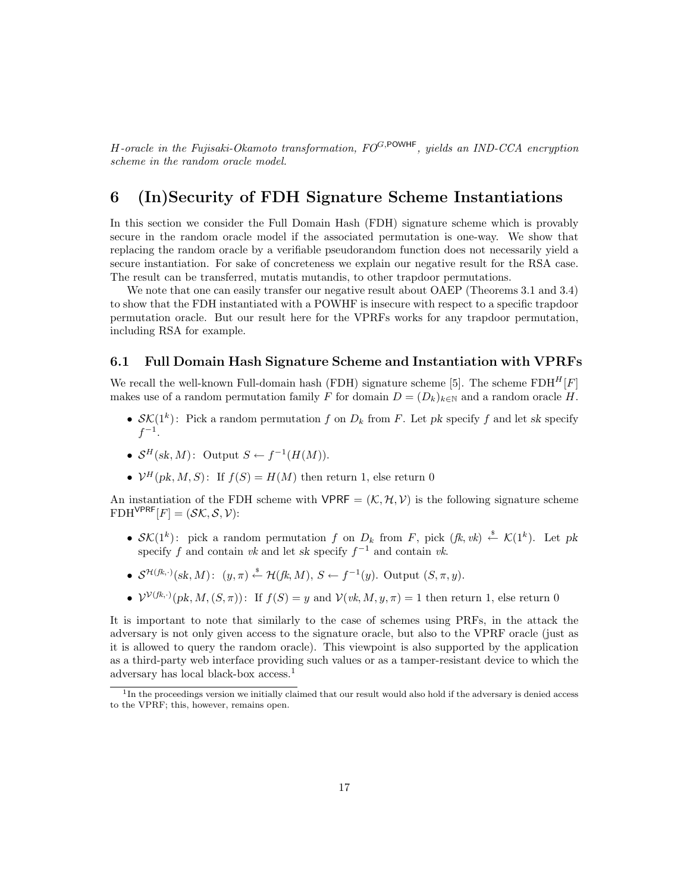*H-oracle in the Fujisaki-Okamoto transformation, $FO^{G,\mathsf{POWHF}}$, yields an IND-CCA encryption scheme in the random oracle model.*

# 6 (In)Security of FDH Signature Scheme Instantiations

In this section we consider the Full Domain Hash (FDH) signature scheme which is provably secure in the random oracle model if the associated permutation is one-way. We show that replacing the random oracle by a verifiable pseudorandom function does not necessarily yield a secure instantiation. For sake of concreteness we explain our negative result for the RSA case. The result can be transferred, mutatis mutandis, to other trapdoor permutations.

We note that one can easily transfer our negative result about OAEP (Theorems 3.1 and 3.4) to show that the FDH instantiated with a POWHF is insecure with respect to a specific trapdoor permutation oracle. But our result here for the VPRFs works for any trapdoor permutation, including RSA for example.

## 6.1 Full Domain Hash Signature Scheme and Instantiation with VPRFs

We recall the well-known Full-domain hash (FDH) signature scheme [5]. The scheme $\mathrm{FDH}^H[F]$ makes use of a random permutation family $F$ for domain $D = (D_k)_{k\in\mathbb{N}}$ and a random oracle $H$.

- $\mathcal{SK}(1^k)$: Pick a random permutation $f$ on $D_k$ from $F$. Let $pk$ specify $f$ and let $sk$ specify $f^{-1}$.
- $\mathcal{S}^H(sk, M)$: Output $S \leftarrow f^{-1}(H(M))$.
- $\mathcal{V}^H(pk, M, S)$: If $f(S) = H(M)$ then return 1, else return 0

An instantiation of the FDH scheme with $\mathsf{VPRF} = (\mathcal{K}, \mathcal{H}, \mathcal{V})$ is the following signature scheme $\mathrm{FDH}^{\mathsf{VPRF}}[F] = (\mathcal{SK}, \mathcal{S}, \mathcal{V})$:

- $\mathcal{SK}(1^k)$: pick a random permutation $f$ on $D_k$ from $F$, pick $(\mathit{fk}, \mathit{vk}) \xleftarrow{\$} \mathcal{K}(1^k)$. Let $pk$ specify $f$ and contain $\mathit{vk}$ and let $sk$ specify $f^{-1}$ and contain $\mathit{vk}$.
- $\mathcal{S}^{\mathcal{H}(\mathit{fk},\cdot)}(sk, M)$: $(y, \pi) \xleftarrow{\$} \mathcal{H}(\mathit{fk}, M)$, $S \leftarrow f^{-1}(y)$. Output $(S, \pi, y)$.
- $\mathcal{V}^{\mathcal{V}(\mathit{fk},\cdot)}(pk, M, (S, \pi))$: If $f(S) = y$ and $\mathcal{V}(\mathit{vk}, M, y, \pi) = 1$ then return 1, else return 0

It is important to note that similarly to the case of schemes using PRFs, in the attack the adversary is not only given access to the signature oracle, but also to the VPRF oracle (just as it is allowed to query the random oracle). This viewpoint is also supported by the application as a third-party web interface providing such values or as a tamper-resistant device to which the adversary has local black-box access.[1]

[1] In the proceedings version we initially claimed that our result would also hold if the adversary is denied access to the VPRF; this, however, remains open.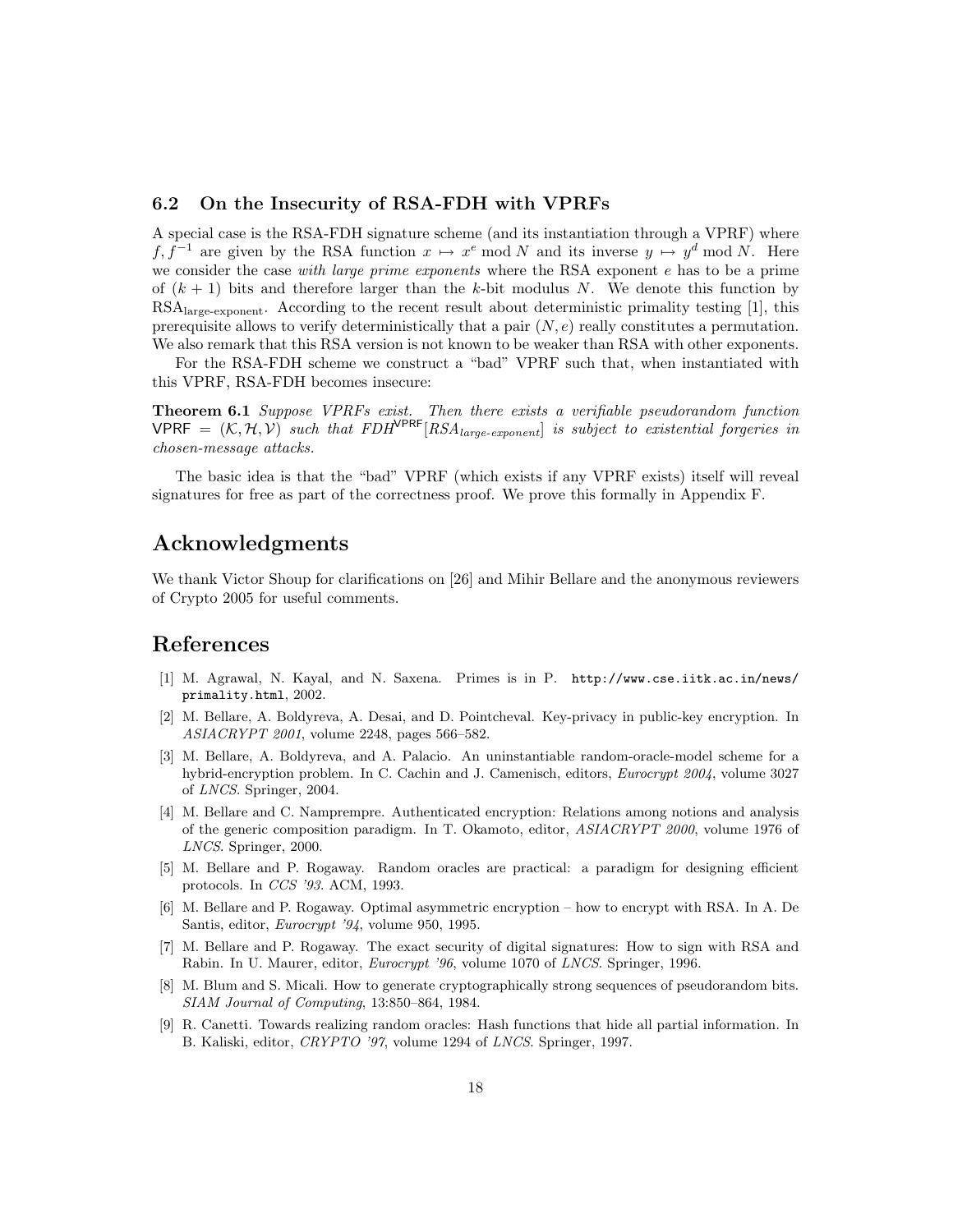### 6.2 On the Insecurity of RSA-FDH with VPRFs

A special case is the RSA-FDH signature scheme (and its instantiation through a VPRF) where $f, f^{-1}$ are given by the RSA function $x \mapsto x^e \bmod N$ and its inverse $y \mapsto y^d \bmod N$. Here we consider the case *with large prime exponents* where the RSA exponent $e$ has to be a prime of $(k+1)$ bits and therefore larger than the $k$-bit modulus $N$. We denote this function by $\text{RSA}_{\text{large-exponent}}$. According to the recent result about deterministic primality testing [1], this prerequisite allows to verify deterministically that a pair $(N, e)$ really constitutes a permutation. We also remark that this RSA version is not known to be weaker than RSA with other exponents.

For the RSA-FDH scheme we construct a "bad" VPRF such that, when instantiated with this VPRF, RSA-FDH becomes insecure:

**Theorem 6.1** *Suppose VPRFs exist. Then there exists a verifiable pseudorandom function* $\mathsf{VPRF} = (\mathcal{K}, \mathcal{H}, \mathcal{V})$ *such that* $FDH^{\mathsf{VPRF}}[RSA_{large\text{-}exponent}]$ *is subject to existential forgeries in chosen-message attacks.*

The basic idea is that the "bad" VPRF (which exists if any VPRF exists) itself will reveal signatures for free as part of the correctness proof. We prove this formally in Appendix F.

## Acknowledgments

We thank Victor Shoup for clarifications on [26] and Mihir Bellare and the anonymous reviewers of Crypto 2005 for useful comments.

## References

[1] M. Agrawal, N. Kayal, and N. Saxena. Primes is in P. `http://www.cse.iitk.ac.in/news/primality.html`, 2002.

[2] M. Bellare, A. Boldyreva, A. Desai, and D. Pointcheval. Key-privacy in public-key encryption. In *ASIACRYPT 2001*, volume 2248, pages 566–582.

[3] M. Bellare, A. Boldyreva, and A. Palacio. An uninstantiable random-oracle-model scheme for a hybrid-encryption problem. In C. Cachin and J. Camenisch, editors, *Eurocrypt 2004*, volume 3027 of *LNCS*. Springer, 2004.

[4] M. Bellare and C. Namprempre. Authenticated encryption: Relations among notions and analysis of the generic composition paradigm. In T. Okamoto, editor, *ASIACRYPT 2000*, volume 1976 of *LNCS*. Springer, 2000.

[5] M. Bellare and P. Rogaway. Random oracles are practical: a paradigm for designing efficient protocols. In *CCS '93*. ACM, 1993.

[6] M. Bellare and P. Rogaway. Optimal asymmetric encryption – how to encrypt with RSA. In A. De Santis, editor, *Eurocrypt '94*, volume 950, 1995.

[7] M. Bellare and P. Rogaway. The exact security of digital signatures: How to sign with RSA and Rabin. In U. Maurer, editor, *Eurocrypt '96*, volume 1070 of *LNCS*. Springer, 1996.

[8] M. Blum and S. Micali. How to generate cryptographically strong sequences of pseudorandom bits. *SIAM Journal of Computing*, 13:850–864, 1984.

[9] R. Canetti. Towards realizing random oracles: Hash functions that hide all partial information. In B. Kaliski, editor, *CRYPTO '97*, volume 1294 of *LNCS*. Springer, 1997.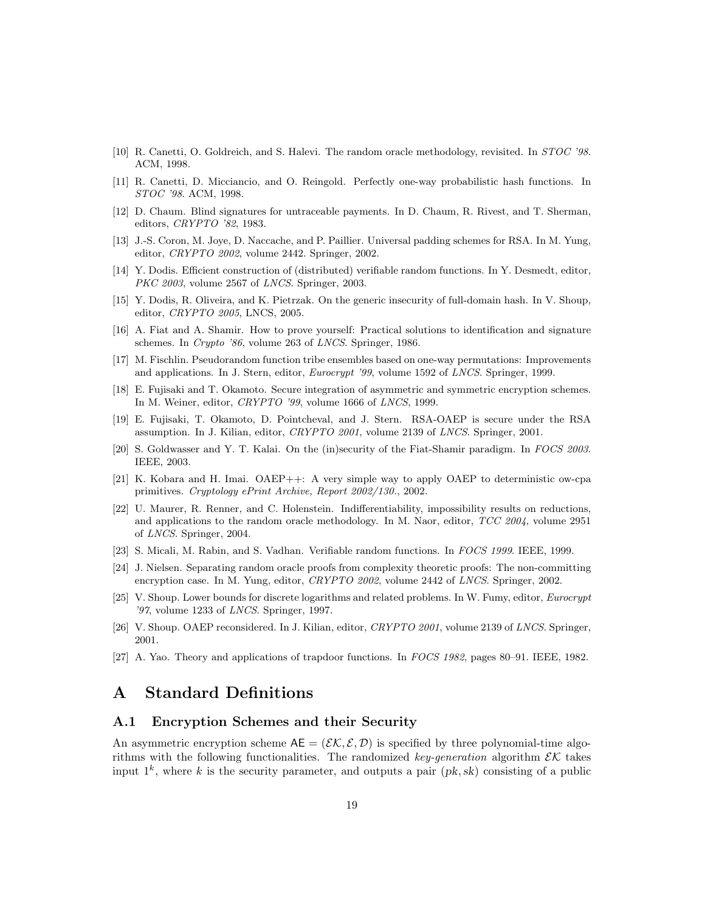[10] R. Canetti, O. Goldreich, and S. Halevi. The random oracle methodology, revisited. In *STOC '98*. ACM, 1998.

[11] R. Canetti, D. Micciancio, and O. Reingold. Perfectly one-way probabilistic hash functions. In *STOC '98*. ACM, 1998.

[12] D. Chaum. Blind signatures for untraceable payments. In D. Chaum, R. Rivest, and T. Sherman, editors, *CRYPTO '82*, 1983.

[13] J.-S. Coron, M. Joye, D. Naccache, and P. Paillier. Universal padding schemes for RSA. In M. Yung, editor, *CRYPTO 2002*, volume 2442. Springer, 2002.

[14] Y. Dodis. Efficient construction of (distributed) verifiable random functions. In Y. Desmedt, editor, *PKC 2003*, volume 2567 of *LNCS*. Springer, 2003.

[15] Y. Dodis, R. Oliveira, and K. Pietrzak. On the generic insecurity of full-domain hash. In V. Shoup, editor, *CRYPTO 2005*, LNCS, 2005.

[16] A. Fiat and A. Shamir. How to prove yourself: Practical solutions to identification and signature schemes. In *Crypto '86*, volume 263 of *LNCS*. Springer, 1986.

[17] M. Fischlin. Pseudorandom function tribe ensembles based on one-way permutations: Improvements and applications. In J. Stern, editor, *Eurocrypt '99*, volume 1592 of *LNCS*. Springer, 1999.

[18] E. Fujisaki and T. Okamoto. Secure integration of asymmetric and symmetric encryption schemes. In M. Weiner, editor, *CRYPTO '99*, volume 1666 of *LNCS*, 1999.

[19] E. Fujisaki, T. Okamoto, D. Pointcheval, and J. Stern. RSA-OAEP is secure under the RSA assumption. In J. Kilian, editor, *CRYPTO 2001*, volume 2139 of *LNCS*. Springer, 2001.

[20] S. Goldwasser and Y. T. Kalai. On the (in)security of the Fiat-Shamir paradigm. In *FOCS 2003*. IEEE, 2003.

[21] K. Kobara and H. Imai. OAEP++: A very simple way to apply OAEP to deterministic ow-cpa primitives. *Cryptology ePrint Archive, Report 2002/130.*, 2002.

[22] U. Maurer, R. Renner, and C. Holenstein. Indifferentiability, impossibility results on reductions, and applications to the random oracle methodology. In M. Naor, editor, *TCC 2004*, volume 2951 of *LNCS*. Springer, 2004.

[23] S. Micali, M. Rabin, and S. Vadhan. Verifiable random functions. In *FOCS 1999*. IEEE, 1999.

[24] J. Nielsen. Separating random oracle proofs from complexity theoretic proofs: The non-committing encryption case. In M. Yung, editor, *CRYPTO 2002*, volume 2442 of *LNCS*. Springer, 2002.

[25] V. Shoup. Lower bounds for discrete logarithms and related problems. In W. Fumy, editor, *Eurocrypt '97*, volume 1233 of *LNCS*. Springer, 1997.

[26] V. Shoup. OAEP reconsidered. In J. Kilian, editor, *CRYPTO 2001*, volume 2139 of *LNCS*. Springer, 2001.

[27] A. Yao. Theory and applications of trapdoor functions. In *FOCS 1982*, pages 80–91. IEEE, 1982.

# A Standard Definitions

## A.1 Encryption Schemes and their Security

An asymmetric encryption scheme $\mathsf{AE} = (\mathcal{EK}, \mathcal{E}, \mathcal{D})$ is specified by three polynomial-time algorithms with the following functionalities. The randomized *key-generation* algorithm $\mathcal{EK}$ takes input $1^k$, where $k$ is the security parameter, and outputs a pair $(pk, sk)$ consisting of a public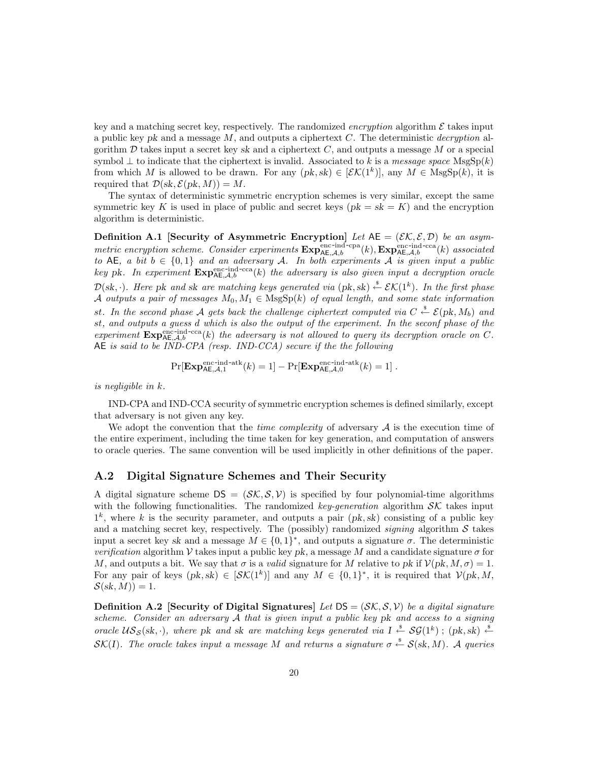key and a matching secret key, respectively. The randomized *encryption* algorithm $\mathcal{E}$ takes input a public key $pk$ and a message $M$, and outputs a ciphertext $C$. The deterministic *decryption* algorithm $\mathcal{D}$ takes input a secret key $sk$ and a ciphertext $C$, and outputs a message $M$ or a special symbol $\perp$ to indicate that the ciphertext is invalid. Associated to $k$ is a *message space* $\text{MsgSp}(k)$ from which $M$ is allowed to be drawn. For any $(pk, sk) \in [\mathcal{EK}(1^k)]$, any $M \in \text{MsgSp}(k)$, it is required that $\mathcal{D}(sk, \mathcal{E}(pk, M)) = M$.

The syntax of deterministic symmetric encryption schemes is very similar, except the same symmetric key $K$ is used in place of public and secret keys ($pk = sk = K$) and the encryption algorithm is deterministic.

**Definition A.1 [Security of Asymmetric Encryption]** *Let $\mathsf{AE} = (\mathcal{EK}, \mathcal{E}, \mathcal{D})$ be an asymmetric encryption scheme. Consider experiments $\mathbf{Exp}^{\text{enc-ind-cpa}}_{\mathsf{AE},\mathcal{A},b}(k), \mathbf{Exp}^{\text{enc-ind-cca}}_{\mathsf{AE},\mathcal{A},b}(k)$ associated to $\mathsf{AE}$, a bit $b \in \{0,1\}$ and an adversary $\mathcal{A}$. In both experiments $\mathcal{A}$ is given input a public key $pk$. In experiment $\mathbf{Exp}^{\text{enc-ind-cca}}_{\mathsf{AE},\mathcal{A},b}(k)$ the adversary is also given input a decryption oracle $\mathcal{D}(sk, \cdot)$. Here $pk$ and $sk$ are matching keys generated via $(pk, sk) \xleftarrow{\$} \mathcal{EK}(1^k)$. In the first phase $\mathcal{A}$ outputs a pair of messages $M_0, M_1 \in \text{MsgSp}(k)$ of equal length, and some state information $st$. In the second phase $\mathcal{A}$ gets back the challenge ciphertext computed via $C \xleftarrow{\$} \mathcal{E}(pk, M_b)$ and $st$, and outputs a guess $d$ which is also the output of the experiment. In the seconf phase of the experiment $\mathbf{Exp}^{\text{enc-ind-cca}}_{\mathsf{AE},\mathcal{A},b}(k)$ the adversary is not allowed to query its decryption oracle on $C$. $\mathsf{AE}$ is said to be IND-CPA (resp. IND-CCA) secure if the the following*

$$\Pr[\mathbf{Exp}^{\text{enc-ind-atk}}_{\mathsf{AE},\mathcal{A},1}(k) = 1] - \Pr[\mathbf{Exp}^{\text{enc-ind-atk}}_{\mathsf{AE},\mathcal{A},0}(k) = 1] \;.$$

*is negligible in $k$.*

IND-CPA and IND-CCA security of symmetric encryption schemes is defined similarly, except that adversary is not given any key.

We adopt the convention that the *time complexity* of adversary $\mathcal{A}$ is the execution time of the entire experiment, including the time taken for key generation, and computation of answers to oracle queries. The same convention will be used implicitly in other definitions of the paper.

## A.2 Digital Signature Schemes and Their Security

A digital signature scheme $\mathsf{DS} = (\mathcal{SK}, \mathcal{S}, \mathcal{V})$ is specified by four polynomial-time algorithms with the following functionalities. The randomized *key-generation* algorithm $\mathcal{SK}$ takes input $1^k$, where $k$ is the security parameter, and outputs a pair $(pk, sk)$ consisting of a public key and a matching secret key, respectively. The (possibly) randomized *signing* algorithm $\mathcal{S}$ takes input a secret key $sk$ and a message $M \in \{0,1\}^*$, and outputs a signature $\sigma$. The deterministic *verification* algorithm $\mathcal{V}$ takes input a public key $pk$, a message $M$ and a candidate signature $\sigma$ for $M$, and outputs a bit. We say that $\sigma$ is a *valid* signature for $M$ relative to $pk$ if $\mathcal{V}(pk, M, \sigma) = 1$. For any pair of keys $(pk, sk) \in [\mathcal{SK}(1^k)]$ and any $M \in \{0,1\}^*$, it is required that $\mathcal{V}(pk, M, \mathcal{S}(sk, M)) = 1$.

**Definition A.2 [Security of Digital Signatures]** *Let $\mathsf{DS} = (\mathcal{SK}, \mathcal{S}, \mathcal{V})$ be a digital signature scheme. Consider an adversary $\mathcal{A}$ that is given input a public key $pk$ and access to a signing oracle $\mathcal{US}_{\mathcal{S}}(sk, \cdot)$, where $pk$ and $sk$ are matching keys generated via $I \xleftarrow{\$} \mathcal{SG}(1^k)$ ; $(pk, sk) \xleftarrow{\$} \mathcal{SK}(I)$. The oracle takes input a message $M$ and returns a signature $\sigma \xleftarrow{\$} \mathcal{S}(sk, M)$. $\mathcal{A}$ queries*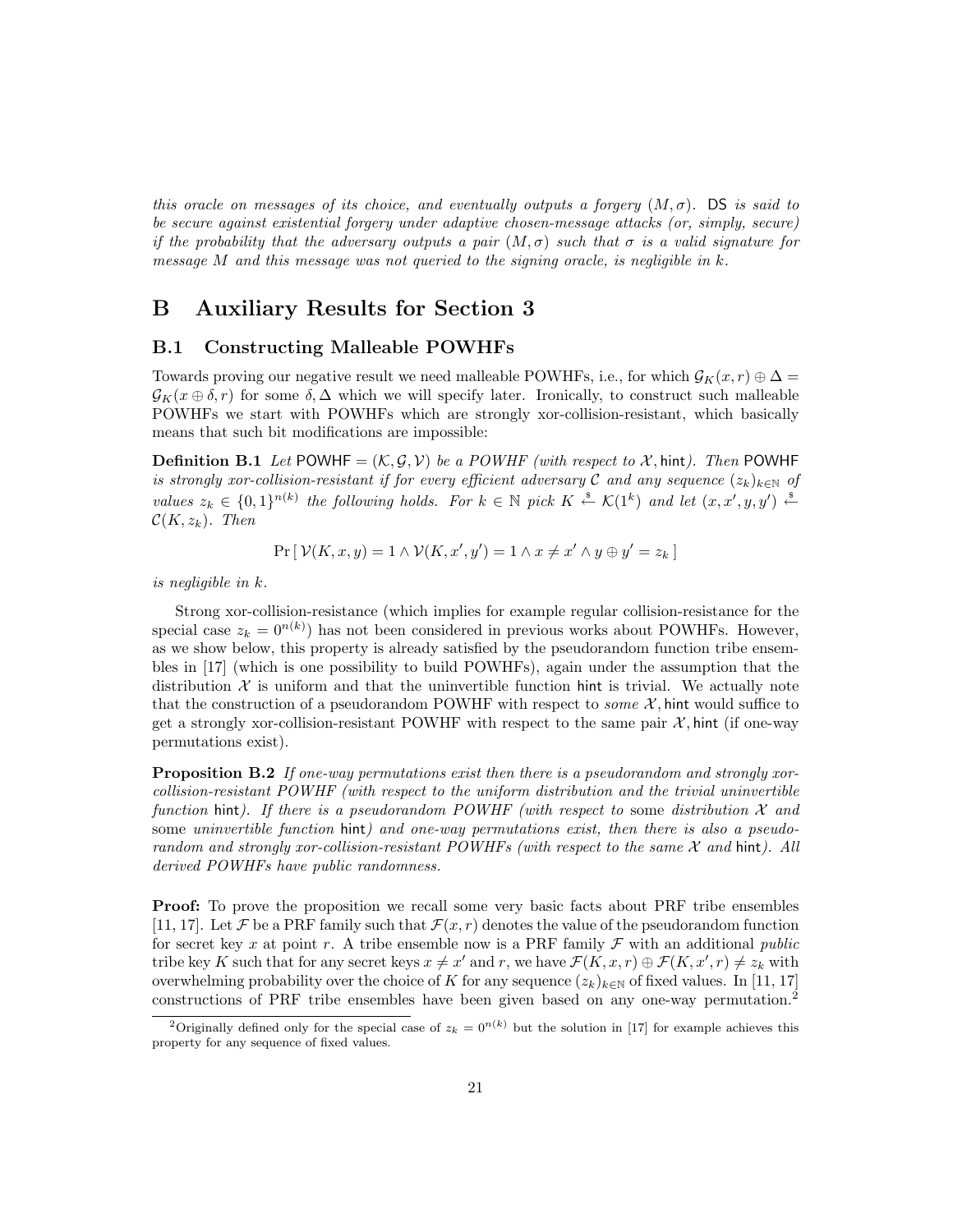*this oracle on messages of its choice, and eventually outputs a forgery $(M, \sigma)$.* DS *is said to be secure against existential forgery under adaptive chosen-message attacks (or, simply, secure) if the probability that the adversary outputs a pair $(M, \sigma)$ such that $\sigma$ is a valid signature for message $M$ and this message was not queried to the signing oracle, is negligible in $k$.*

# B Auxiliary Results for Section 3

## B.1 Constructing Malleable POWHFs

Towards proving our negative result we need malleable POWHFs, i.e., for which $\mathcal{G}_K(x, r) \oplus \Delta = \mathcal{G}_K(x \oplus \delta, r)$ for some $\delta, \Delta$ which we will specify later. Ironically, to construct such malleable POWHFs we start with POWHFs which are strongly xor-collision-resistant, which basically means that such bit modifications are impossible:

**Definition B.1** *Let $\mathsf{POWHF} = (\mathcal{K}, \mathcal{G}, \mathcal{V})$ be a POWHF (with respect to $\mathcal{X}$, $\mathsf{hint}$). Then* POWHF *is strongly xor-collision-resistant if for every efficient adversary $\mathcal{C}$ and any sequence $(z_k)_{k \in \mathbb{N}}$ of values $z_k \in \{0,1\}^{n(k)}$ the following holds. For $k \in \mathbb{N}$ pick $K \xleftarrow{\$} \mathcal{K}(1^k)$ and let $(x, x', y, y') \xleftarrow{\$} \mathcal{C}(K, z_k)$. Then*

$$\Pr\left[\, \mathcal{V}(K, x, y) = 1 \wedge \mathcal{V}(K, x', y') = 1 \wedge x \neq x' \wedge y \oplus y' = z_k \,\right]$$

*is negligible in $k$.*

Strong xor-collision-resistance (which implies for example regular collision-resistance for the special case $z_k = 0^{n(k)}$) has not been considered in previous works about POWHFs. However, as we show below, this property is already satisfied by the pseudorandom function tribe ensembles in [17] (which is one possibility to build POWHFs), again under the assumption that the distribution $\mathcal{X}$ is uniform and that the uninvertible function hint is trivial. We actually note that the construction of a pseudorandom POWHF with respect to *some* $\mathcal{X}$, hint would suffice to get a strongly xor-collision-resistant POWHF with respect to the same pair $\mathcal{X}$, hint (if one-way permutations exist).

**Proposition B.2** *If one-way permutations exist then there is a pseudorandom and strongly xor-collision-resistant POWHF (with respect to the uniform distribution and the trivial uninvertible function* hint*). If there is a pseudorandom POWHF (with respect to* some *distribution $\mathcal{X}$ and* some *uninvertible function* hint*) and one-way permutations exist, then there is also a pseudorandom and strongly xor-collision-resistant POWHFs (with respect to the same $\mathcal{X}$ and* hint*). All derived POWHFs have public randomness.*

**Proof:** To prove the proposition we recall some very basic facts about PRF tribe ensembles [11, 17]. Let $\mathcal{F}$ be a PRF family such that $\mathcal{F}(x, r)$ denotes the value of the pseudorandom function for secret key $x$ at point $r$. A tribe ensemble now is a PRF family $\mathcal{F}$ with an additional *public* tribe key $K$ such that for any secret keys $x \neq x'$ and $r$, we have $\mathcal{F}(K, x, r) \oplus \mathcal{F}(K, x', r) \neq z_k$ with overwhelming probability over the choice of $K$ for any sequence $(z_k)_{k \in \mathbb{N}}$ of fixed values. In [11, 17] constructions of PRF tribe ensembles have been given based on any one-way permutation.[2]

[2] Originally defined only for the special case of $z_k = 0^{n(k)}$ but the solution in [17] for example achieves this property for any sequence of fixed values.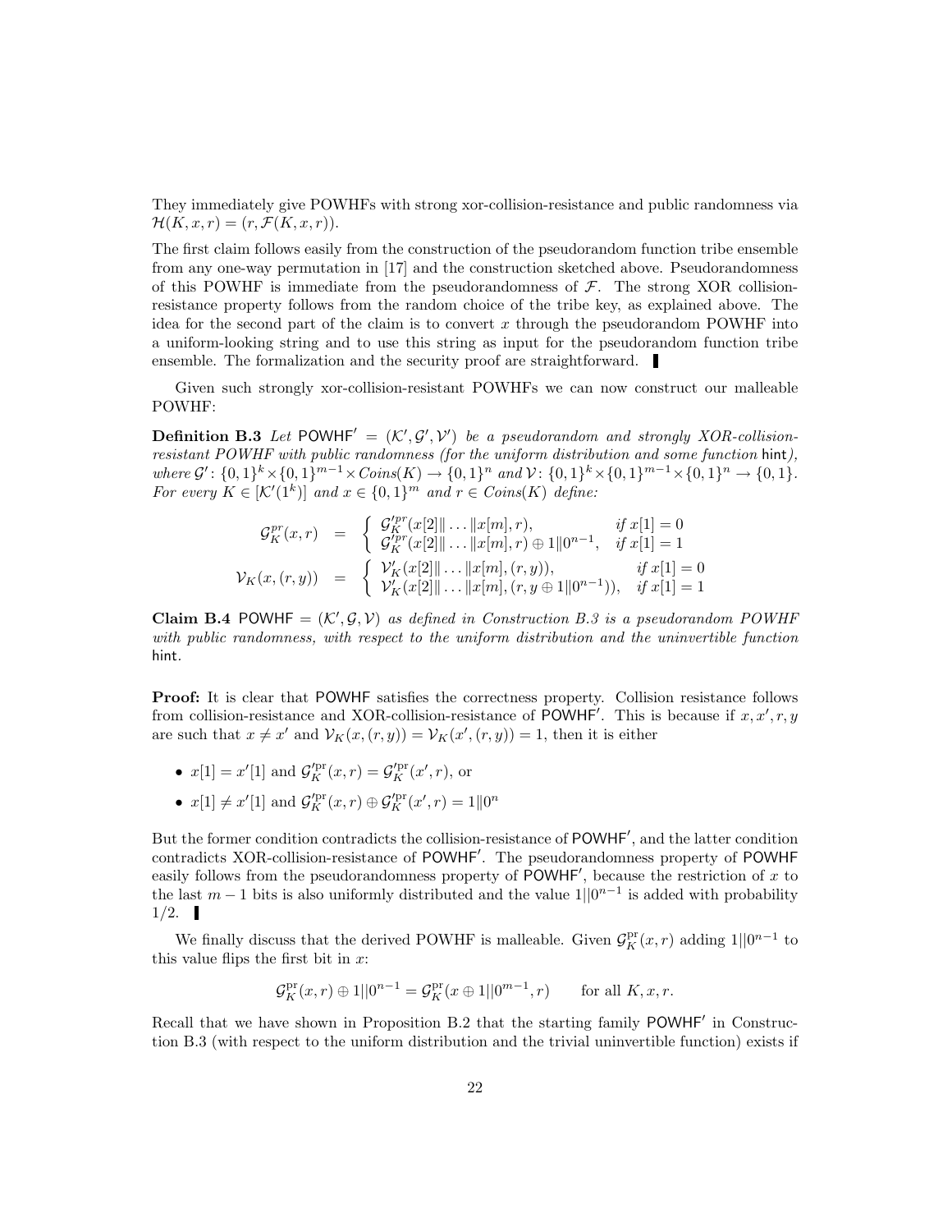They immediately give POWHFs with strong xor-collision-resistance and public randomness via $\mathcal{H}(K, x, r) = (r, \mathcal{F}(K, x, r))$.

The first claim follows easily from the construction of the pseudorandom function tribe ensemble from any one-way permutation in [17] and the construction sketched above. Pseudorandomness of this POWHF is immediate from the pseudorandomness of $\mathcal{F}$. The strong XOR collision-resistance property follows from the random choice of the tribe key, as explained above. The idea for the second part of the claim is to convert $x$ through the pseudorandom POWHF into a uniform-looking string and to use this string as input for the pseudorandom function tribe ensemble. The formalization and the security proof are straightforward. ▮

Given such strongly xor-collision-resistant POWHFs we can now construct our malleable POWHF:

**Definition B.3** *Let* $\mathsf{POWHF}' = (\mathcal{K}', \mathcal{G}', \mathcal{V}')$ *be a pseudorandom and strongly XOR-collision-resistant POWHF with public randomness (for the uniform distribution and some function* $\mathsf{hint}$*), where* $\mathcal{G}' \colon \{0,1\}^k \times \{0,1\}^{m-1} \times Coins(K) \to \{0,1\}^n$ *and* $\mathcal{V} \colon \{0,1\}^k \times \{0,1\}^{m-1} \times \{0,1\}^n \to \{0,1\}$*. For every* $K \in [\mathcal{K}'(1^k)]$ *and* $x \in \{0,1\}^m$ *and* $r \in Coins(K)$ *define:*

$$
\begin{aligned}
\mathcal{G}^{pr}_K(x, r) &= \begin{cases} \mathcal{G}'^{pr}_K(x[2]\| \ldots \|x[m], r), & \text{if } x[1] = 0 \\ \mathcal{G}'^{pr}_K(x[2]\| \ldots \|x[m], r) \oplus 1\|0^{n-1}, & \text{if } x[1] = 1 \end{cases} \\
\mathcal{V}_K(x, (r, y)) &= \begin{cases} \mathcal{V}'_K(x[2]\| \ldots \|x[m], (r, y)), & \text{if } x[1] = 0 \\ \mathcal{V}'_K(x[2]\| \ldots \|x[m], (r, y \oplus 1\|0^{n-1})), & \text{if } x[1] = 1 \end{cases}
\end{aligned}
$$

**Claim B.4** $\mathsf{POWHF} = (\mathcal{K}', \mathcal{G}, \mathcal{V})$ *as defined in Construction B.3 is a pseudorandom POWHF with public randomness, with respect to the uniform distribution and the uninvertible function* $\mathsf{hint}$*.*

**Proof:** It is clear that $\mathsf{POWHF}$ satisfies the correctness property. Collision resistance follows from collision-resistance and XOR-collision-resistance of $\mathsf{POWHF}'$. This is because if $x, x', r, y$ are such that $x \neq x'$ and $\mathcal{V}_K(x, (r, y)) = \mathcal{V}_K(x', (r, y)) = 1$, then it is either

- $x[1] = x'[1]$ and $\mathcal{G}'^{\rm pr}_K(x, r) = \mathcal{G}'^{\rm pr}_K(x', r)$, or
- $x[1] \neq x'[1]$ and $\mathcal{G}'^{\rm pr}_K(x, r) \oplus \mathcal{G}'^{\rm pr}_K(x', r) = 1\|0^n$

But the former condition contradicts the collision-resistance of $\mathsf{POWHF}'$, and the latter condition contradicts XOR-collision-resistance of $\mathsf{POWHF}'$. The pseudorandomness property of $\mathsf{POWHF}$ easily follows from the pseudorandomness property of $\mathsf{POWHF}'$, because the restriction of $x$ to the last $m-1$ bits is also uniformly distributed and the value $1||0^{n-1}$ is added with probability $1/2$. ▮

We finally discuss that the derived POWHF is malleable. Given $\mathcal{G}^{\rm pr}_K(x, r)$ adding $1||0^{n-1}$ to this value flips the first bit in $x$:

$$
\mathcal{G}^{\rm pr}_K(x, r) \oplus 1||0^{n-1} = \mathcal{G}^{\rm pr}_K(x \oplus 1||0^{m-1}, r) \qquad \text{for all } K, x, r.
$$

Recall that we have shown in Proposition B.2 that the starting family $\mathsf{POWHF}'$ in Construction B.3 (with respect to the uniform distribution and the trivial uninvertible function) exists if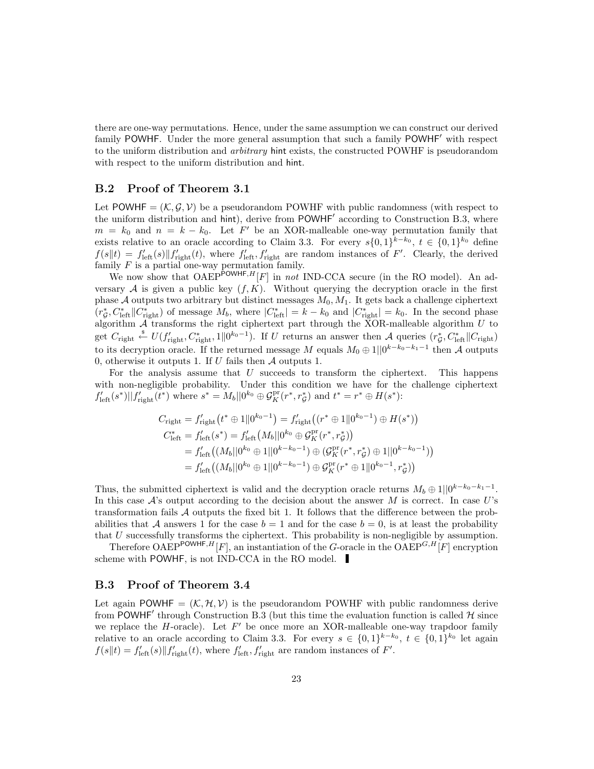there are one-way permutations. Hence, under the same assumption we can construct our derived family $\mathsf{POWHF}$. Under the more general assumption that such a family $\mathsf{POWHF}'$ with respect to the uniform distribution and *arbitrary* $\mathsf{hint}$ exists, the constructed POWHF is pseudorandom with respect to the uniform distribution and $\mathsf{hint}$.

## B.2 Proof of Theorem 3.1

Let $\mathsf{POWHF} = (\mathcal{K}, \mathcal{G}, \mathcal{V})$ be a pseudorandom POWHF with public randomness (with respect to the uniform distribution and $\mathsf{hint}$), derive from $\mathsf{POWHF}'$ according to Construction B.3, where $m = k_0$ and $n = k - k_0$. Let $F'$ be an XOR-malleable one-way permutation family that exists relative to an oracle according to Claim 3.3. For every $s\{0,1\}^{k-k_0}$, $t \in \{0,1\}^{k_0}$ define $f(s\|t) = f'_{\mathrm{left}}(s)\|f'_{\mathrm{right}}(t)$, where $f'_{\mathrm{left}}, f'_{\mathrm{right}}$ are random instances of $F'$. Clearly, the derived family $F$ is a partial one-way permutation family.

We now show that $\mathrm{OAEP}^{\mathsf{POWHF},H}[F]$ in *not* IND-CCA secure (in the RO model). An adversary $\mathcal{A}$ is given a public key $(f, K)$. Without querying the decryption oracle in the first phase $\mathcal{A}$ outputs two arbitrary but distinct messages $M_0, M_1$. It gets back a challenge ciphertext $(r^*_{\mathcal{G}}, C^*_{\mathrm{left}}\|C^*_{\mathrm{right}})$ of message $M_b$, where $|C^*_{\mathrm{left}}| = k - k_0$ and $|C^*_{\mathrm{right}}| = k_0$. In the second phase algorithm $\mathcal{A}$ transforms the right ciphertext part through the XOR-malleable algorithm $U$ to get $C_{\mathrm{right}} \xleftarrow{\$} U(f'_{\mathrm{right}}, C^*_{\mathrm{right}}, 1\|0^{k_0-1})$. If $U$ returns an answer then $\mathcal{A}$ queries $(r^*_{\mathcal{G}}, C^*_{\mathrm{left}}\|C_{\mathrm{right}})$ to its decryption oracle. If the returned message $M$ equals $M_0 \oplus 1||0^{k-k_0-k_1-1}$ then $\mathcal{A}$ outputs 0, otherwise it outputs 1. If $U$ fails then $\mathcal{A}$ outputs 1.

For the analysis assume that $U$ succeeds to transform the ciphertext. This happens with non-negligible probability. Under this condition we have for the challenge ciphertext $f'_{\mathrm{left}}(s^*)||f'_{\mathrm{right}}(t^*)$ where $s^* = M_b||0^{k_0} \oplus \mathcal{G}^{\mathrm{pr}}_K(r^*, r^*_{\mathcal{G}})$ and $t^* = r^* \oplus H(s^*)$:

$$
\begin{aligned}
C_{\mathrm{right}} &= f'_{\mathrm{right}}\big(t^* \oplus 1\|0^{k_0-1}\big) = f'_{\mathrm{right}}\big((r^* \oplus 1\|0^{k_0-1}) \oplus H(s^*)\big) \\
C^*_{\mathrm{left}} &= f'_{\mathrm{left}}(s^*) = f'_{\mathrm{left}}\big(M_b||0^{k_0} \oplus \mathcal{G}^{\mathrm{pr}}_K(r^*, r^*_{\mathcal{G}})\big) \\
&= f'_{\mathrm{left}}\big((M_b||0^{k_0} \oplus 1||0^{k-k_0-1}) \oplus (\mathcal{G}^{\mathrm{pr}}_K(r^*, r^*_{\mathcal{G}}) \oplus 1||0^{k-k_0-1})\big) \\
&= f'_{\mathrm{left}}\big((M_b||0^{k_0} \oplus 1||0^{k-k_0-1}) \oplus \mathcal{G}^{\mathrm{pr}}_K(r^* \oplus 1\|0^{k_0-1}, r^*_{\mathcal{G}})\big)
\end{aligned}
$$

Thus, the submitted ciphertext is valid and the decryption oracle returns $M_b \oplus 1||0^{k-k_0-k_1-1}$. In this case $\mathcal{A}$'s output according to the decision about the answer $M$ is correct. In case $U$'s transformation fails $\mathcal{A}$ outputs the fixed bit 1. It follows that the difference between the probabilities that $\mathcal{A}$ answers 1 for the case $b = 1$ and for the case $b = 0$, is at least the probability that $U$ successfully transforms the ciphertext. This probability is non-negligible by assumption.

Therefore $\mathrm{OAEP}^{\mathsf{POWHF},H}[F]$, an instantiation of the $G$-oracle in the $\mathrm{OAEP}^{G,H}[F]$ encryption scheme with $\mathsf{POWHF}$, is not IND-CCA in the RO model. ∎

## B.3 Proof of Theorem 3.4

Let again $\mathsf{POWHF} = (\mathcal{K}, \mathcal{H}, \mathcal{V})$ is the pseudorandom POWHF with public randomness derive from $\mathsf{POWHF}'$ through Construction B.3 (but this time the evaluation function is called $\mathcal{H}$ since we replace the $H$-oracle). Let $F'$ be once more an XOR-malleable one-way trapdoor family relative to an oracle according to Claim 3.3. For every $s \in \{0,1\}^{k-k_0}$, $t \in \{0,1\}^{k_0}$ let again $f(s\|t) = f'_{\mathrm{left}}(s)\|f'_{\mathrm{right}}(t)$, where $f'_{\mathrm{left}}, f'_{\mathrm{right}}$ are random instances of $F'$.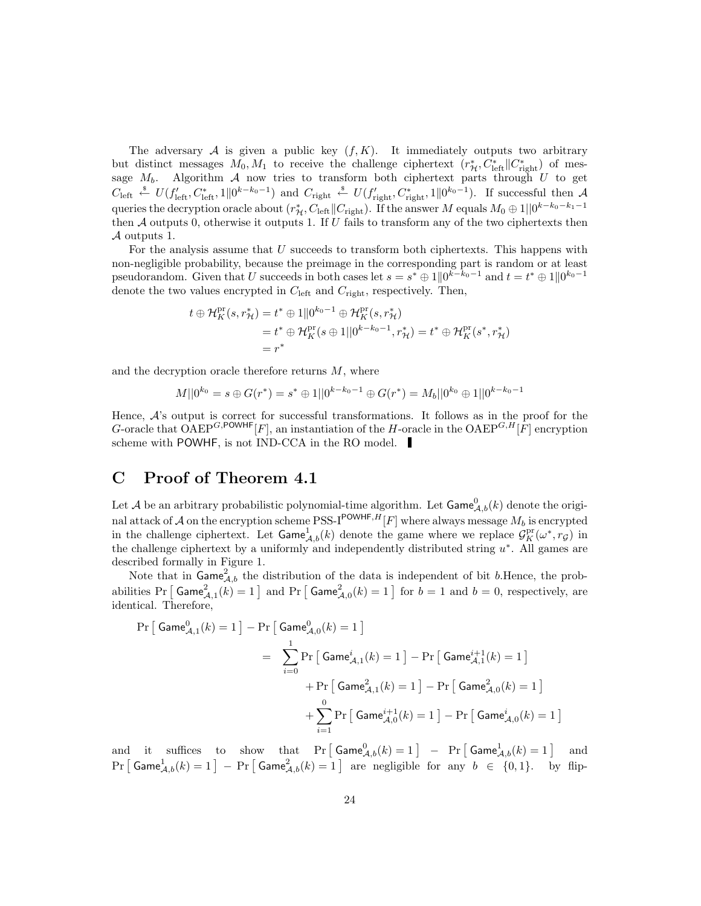The adversary $\mathcal{A}$ is given a public key $(f, K)$. It immediately outputs two arbitrary but distinct messages $M_0, M_1$ to receive the challenge ciphertext $(r^*_{\mathcal{H}}, C^*_{\text{left}} \| C^*_{\text{right}})$ of message $M_b$. Algorithm $\mathcal{A}$ now tries to transform both ciphertext parts through $U$ to get $C_{\text{left}} \xleftarrow{\$} U(f'_{\text{left}}, C^*_{\text{left}}, 1\|0^{k-k_0-1})$ and $C_{\text{right}} \xleftarrow{\$} U(f'_{\text{right}}, C^*_{\text{right}}, 1\|0^{k_0-1})$. If successful then $\mathcal{A}$ queries the decryption oracle about $(r^*_{\mathcal{H}}, C_{\text{left}} \| C_{\text{right}})$. If the answer $M$ equals $M_0 \oplus 1||0^{k-k_0-k_1-1}$ then $\mathcal{A}$ outputs 0, otherwise it outputs 1. If $U$ fails to transform any of the two ciphertexts then $\mathcal{A}$ outputs 1.

For the analysis assume that $U$ succeeds to transform both ciphertexts. This happens with non-negligible probability, because the preimage in the corresponding part is random or at least pseudorandom. Given that $U$ succeeds in both cases let $s = s^* \oplus 1\|0^{k-k_0-1}$ and $t = t^* \oplus 1\|0^{k_0-1}$ denote the two values encrypted in $C_{\text{left}}$ and $C_{\text{right}}$, respectively. Then,

$$
\begin{aligned}
t \oplus \mathcal{H}^{\text{pr}}_K(s, r^*_{\mathcal{H}}) &= t^* \oplus 1\|0^{k_0-1} \oplus \mathcal{H}^{\text{pr}}_K(s, r^*_{\mathcal{H}}) \\
&= t^* \oplus \mathcal{H}^{\text{pr}}_K(s \oplus 1||0^{k-k_0-1}, r^*_{\mathcal{H}}) = t^* \oplus \mathcal{H}^{\text{pr}}_K(s^*, r^*_{\mathcal{H}}) \\
&= r^*
\end{aligned}
$$

and the decryption oracle therefore returns $M$, where

$$
M||0^{k_0} = s \oplus G(r^*) = s^* \oplus 1||0^{k-k_0-1} \oplus G(r^*) = M_b||0^{k_0} \oplus 1||0^{k-k_0-1}
$$

Hence, $\mathcal{A}$'s output is correct for successful transformations. It follows as in the proof for the $G$-oracle that $\text{OAEP}^{G,\mathsf{POWHF}}[F]$, an instantiation of the $H$-oracle in the $\text{OAEP}^{G,H}[F]$ encryption scheme with $\mathsf{POWHF}$, is not IND-CCA in the RO model. ▌

# C Proof of Theorem 4.1

Let $\mathcal{A}$ be an arbitrary probabilistic polynomial-time algorithm. Let $\mathsf{Game}^0_{\mathcal{A},b}(k)$ denote the original attack of $\mathcal{A}$ on the encryption scheme $\text{PSS-I}^{\mathsf{POWHF},H}[F]$ where always message $M_b$ is encrypted in the challenge ciphertext. Let $\mathsf{Game}^1_{\mathcal{A},b}(k)$ denote the game where we replace $\mathcal{G}^{\text{pr}}_K(\omega^*, r_{\mathcal{G}})$ in the challenge ciphertext by a uniformly and independently distributed string $u^*$. All games are described formally in Figure 1.

Note that in $\mathsf{Game}^2_{\mathcal{A},b}$ the distribution of the data is independent of bit $b$.Hence, the probabilities $\Pr\left[\, \mathsf{Game}^2_{\mathcal{A},1}(k) = 1 \,\right]$ and $\Pr\left[\, \mathsf{Game}^2_{\mathcal{A},0}(k) = 1 \,\right]$ for $b = 1$ and $b = 0$, respectively, are identical. Therefore,

$$
\begin{aligned}
\Pr\left[\, \mathsf{Game}^0_{\mathcal{A},1}(k) = 1 \,\right] &- \Pr\left[\, \mathsf{Game}^0_{\mathcal{A},0}(k) = 1 \,\right] \\
&= \sum_{i=0}^{1} \Pr\left[\, \mathsf{Game}^i_{\mathcal{A},1}(k) = 1 \,\right] - \Pr\left[\, \mathsf{Game}^{i+1}_{\mathcal{A},1}(k) = 1 \,\right] \\
&\quad + \Pr\left[\, \mathsf{Game}^2_{\mathcal{A},1}(k) = 1 \,\right] - \Pr\left[\, \mathsf{Game}^2_{\mathcal{A},0}(k) = 1 \,\right] \\
&\quad + \sum_{i=1}^{0} \Pr\left[\, \mathsf{Game}^{i+1}_{\mathcal{A},0}(k) = 1 \,\right] - \Pr\left[\, \mathsf{Game}^i_{\mathcal{A},0}(k) = 1 \,\right]
\end{aligned}
$$

and it suffices to show that $\Pr\left[\, \mathsf{Game}^0_{\mathcal{A},b}(k) = 1 \,\right] - \Pr\left[\, \mathsf{Game}^1_{\mathcal{A},b}(k) = 1 \,\right]$ and $\Pr\left[\, \mathsf{Game}^1_{\mathcal{A},b}(k) = 1 \,\right] - \Pr\left[\, \mathsf{Game}^2_{\mathcal{A},b}(k) = 1 \,\right]$ are negligible for any $b \in \{0,1\}$. by flip-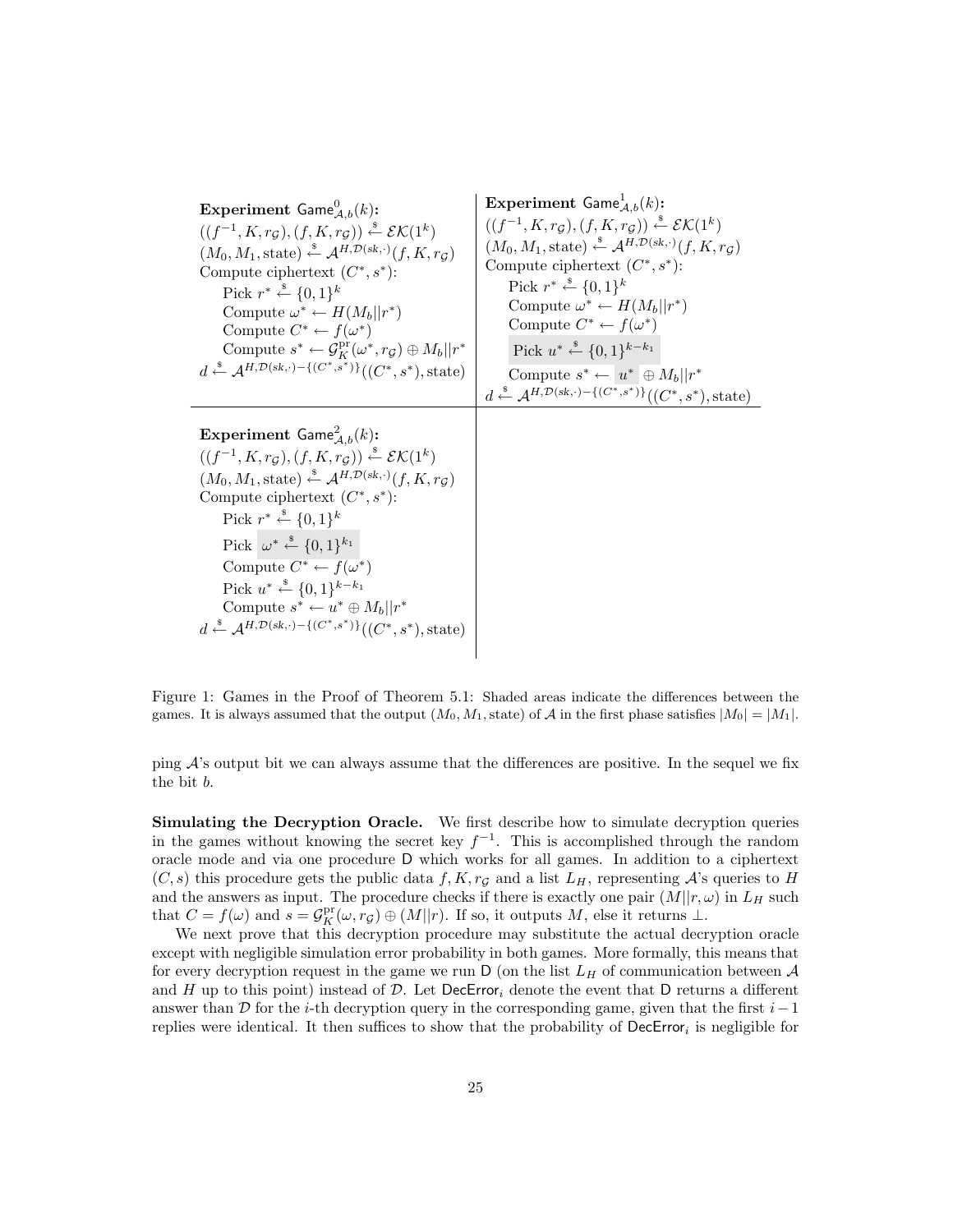**Experiment** $\mathsf{Game}^0_{\mathcal{A},b}(k)$**:**
$((f^{-1}, K, r_{\mathcal{G}}), (f, K, r_{\mathcal{G}})) \stackrel{\$}{\leftarrow} \mathcal{EK}(1^k)$
$(M_0, M_1, \text{state}) \stackrel{\$}{\leftarrow} \mathcal{A}^{H,\mathcal{D}(sk,\cdot)}(f, K, r_{\mathcal{G}})$
Compute ciphertext $(C^*, s^*)$:
  Pick $r^* \stackrel{\$}{\leftarrow} \{0,1\}^k$
  Compute $\omega^* \leftarrow H(M_b||r^*)$
  Compute $C^* \leftarrow f(\omega^*)$
  Compute $s^* \leftarrow \mathcal{G}^{\text{pr}}_K(\omega^*, r_{\mathcal{G}}) \oplus M_b||r^*$
$d \stackrel{\$}{\leftarrow} \mathcal{A}^{H,\mathcal{D}(sk,\cdot)-\{(C^*,s^*)\}}((C^*, s^*), \text{state})$

**Experiment** $\mathsf{Game}^1_{\mathcal{A},b}(k)$**:**
$((f^{-1}, K, r_{\mathcal{G}}), (f, K, r_{\mathcal{G}})) \stackrel{\$}{\leftarrow} \mathcal{EK}(1^k)$
$(M_0, M_1, \text{state}) \stackrel{\$}{\leftarrow} \mathcal{A}^{H,\mathcal{D}(sk,\cdot)}(f, K, r_{\mathcal{G}})$
Compute ciphertext $(C^*, s^*)$:
  Pick $r^* \stackrel{\$}{\leftarrow} \{0,1\}^k$
  Compute $\omega^* \leftarrow H(M_b||r^*)$
  Compute $C^* \leftarrow f(\omega^*)$
  Pick $u^* \stackrel{\$}{\leftarrow} \{0,1\}^{k-k_1}$
  Compute $s^* \leftarrow u^* \oplus M_b||r^*$
$d \stackrel{\$}{\leftarrow} \mathcal{A}^{H,\mathcal{D}(sk,\cdot)-\{(C^*,s^*)\}}((C^*, s^*), \text{state})$

**Experiment** $\mathsf{Game}^2_{\mathcal{A},b}(k)$**:**
$((f^{-1}, K, r_{\mathcal{G}}), (f, K, r_{\mathcal{G}})) \stackrel{\$}{\leftarrow} \mathcal{EK}(1^k)$
$(M_0, M_1, \text{state}) \stackrel{\$}{\leftarrow} \mathcal{A}^{H,\mathcal{D}(sk,\cdot)}(f, K, r_{\mathcal{G}})$
Compute ciphertext $(C^*, s^*)$:
  Pick $r^* \stackrel{\$}{\leftarrow} \{0,1\}^k$
  Pick $\omega^* \stackrel{\$}{\leftarrow} \{0,1\}^{k_1}$
  Compute $C^* \leftarrow f(\omega^*)$
  Pick $u^* \stackrel{\$}{\leftarrow} \{0,1\}^{k-k_1}$
  Compute $s^* \leftarrow u^* \oplus M_b||r^*$
$d \stackrel{\$}{\leftarrow} \mathcal{A}^{H,\mathcal{D}(sk,\cdot)-\{(C^*,s^*)\}}((C^*, s^*), \text{state})$

Figure 1: Games in the Proof of Theorem 5.1: Shaded areas indicate the differences between the games. It is always assumed that the output $(M_0, M_1, \text{state})$ of $\mathcal{A}$ in the first phase satisfies $|M_0| = |M_1|$.

ping $\mathcal{A}$'s output bit we can always assume that the differences are positive. In the sequel we fix the bit $b$.

**Simulating the Decryption Oracle.** We first describe how to simulate decryption queries in the games without knowing the secret key $f^{-1}$. This is accomplished through the random oracle mode and via one procedure $\mathsf{D}$ which works for all games. In addition to a ciphertext $(C, s)$ this procedure gets the public data $f, K, r_{\mathcal{G}}$ and a list $L_H$, representing $\mathcal{A}$'s queries to $H$ and the answers as input. The procedure checks if there is exactly one pair $(M||r, \omega)$ in $L_H$ such that $C = f(\omega)$ and $s = \mathcal{G}^{\text{pr}}_K(\omega, r_{\mathcal{G}}) \oplus (M||r)$. If so, it outputs $M$, else it returns $\perp$.

We next prove that this decryption procedure may substitute the actual decryption oracle except with negligible simulation error probability in both games. More formally, this means that for every decryption request in the game we run $\mathsf{D}$ (on the list $L_H$ of communication between $\mathcal{A}$ and $H$ up to this point) instead of $\mathcal{D}$. Let $\mathsf{DecError}_i$ denote the event that $\mathsf{D}$ returns a different answer than $\mathcal{D}$ for the $i$-th decryption query in the corresponding game, given that the first $i-1$ replies were identical. It then suffices to show that the probability of $\mathsf{DecError}_i$ is negligible for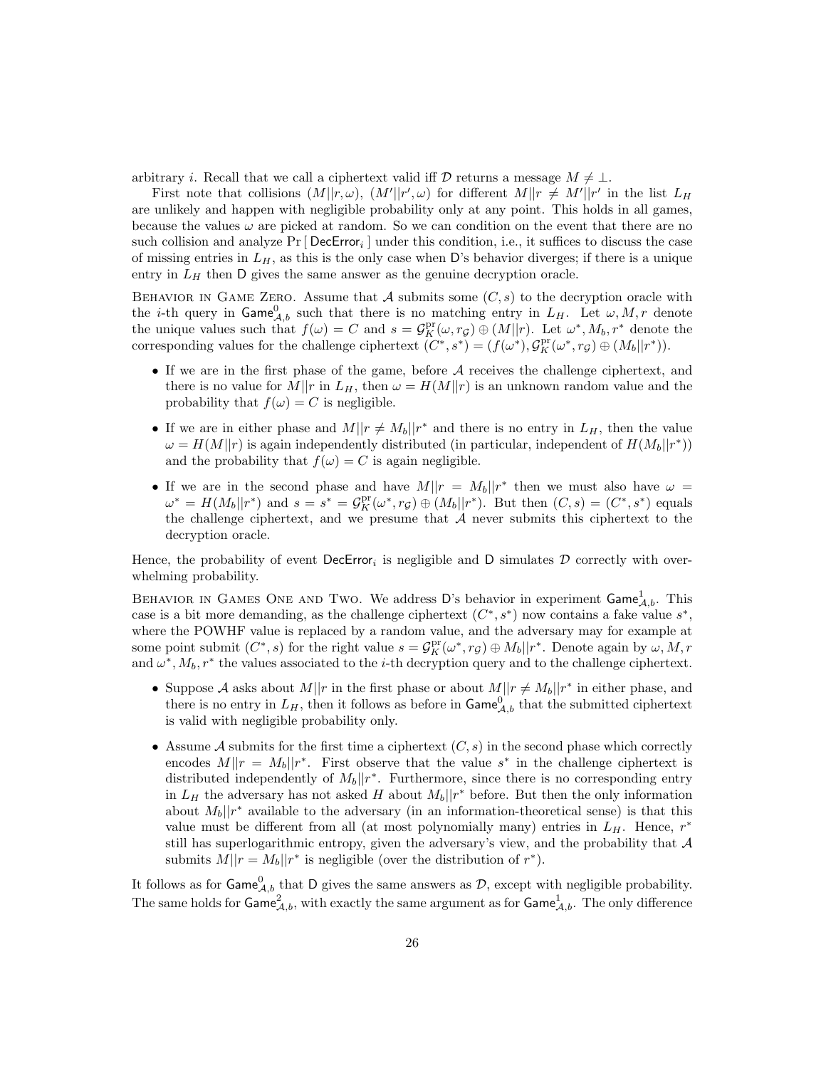arbitrary $i$. Recall that we call a ciphertext valid iff $\mathcal{D}$ returns a message $M \neq \perp$.

First note that collisions $(M||r, \omega)$, $(M'||r', \omega)$ for different $M||r \neq M'||r'$ in the list $L_H$ are unlikely and happen with negligible probability only at any point. This holds in all games, because the values $\omega$ are picked at random. So we can condition on the event that there are no such collision and analyze $\Pr[\,\mathsf{DecError}_i\,]$ under this condition, i.e., it suffices to discuss the case of missing entries in $L_H$, as this is the only case when $\mathsf{D}$'s behavior diverges; if there is a unique entry in $L_H$ then $\mathsf{D}$ gives the same answer as the genuine decryption oracle.

Behavior in Game Zero. Assume that $\mathcal{A}$ submits some $(C, s)$ to the decryption oracle with the $i$-th query in $\mathsf{Game}^0_{\mathcal{A},b}$ such that there is no matching entry in $L_H$. Let $\omega, M, r$ denote the unique values such that $f(\omega) = C$ and $s = \mathcal{G}^{\mathrm{pr}}_K(\omega, r_{\mathcal{G}}) \oplus (M||r)$. Let $\omega^*, M_b, r^*$ denote the corresponding values for the challenge ciphertext $(C^*, s^*) = (f(\omega^*), \mathcal{G}^{\mathrm{pr}}_K(\omega^*, r_{\mathcal{G}}) \oplus (M_b||r^*))$.

- If we are in the first phase of the game, before $\mathcal{A}$ receives the challenge ciphertext, and there is no value for $M||r$ in $L_H$, then $\omega = H(M||r)$ is an unknown random value and the probability that $f(\omega) = C$ is negligible.
- If we are in either phase and $M||r \neq M_b||r^*$ and there is no entry in $L_H$, then the value $\omega = H(M||r)$ is again independently distributed (in particular, independent of $H(M_b||r^*)$) and the probability that $f(\omega) = C$ is again negligible.
- If we are in the second phase and have $M||r = M_b||r^*$ then we must also have $\omega = \omega^* = H(M_b||r^*)$ and $s = s^* = \mathcal{G}^{\mathrm{pr}}_K(\omega^*, r_{\mathcal{G}}) \oplus (M_b||r^*)$. But then $(C, s) = (C^*, s^*)$ equals the challenge ciphertext, and we presume that $\mathcal{A}$ never submits this ciphertext to the decryption oracle.

Hence, the probability of event $\mathsf{DecError}_i$ is negligible and $\mathsf{D}$ simulates $\mathcal{D}$ correctly with overwhelming probability.

Behavior in Games One and Two. We address $\mathsf{D}$'s behavior in experiment $\mathsf{Game}^1_{\mathcal{A},b}$. This case is a bit more demanding, as the challenge ciphertext $(C^*, s^*)$ now contains a fake value $s^*$, where the POWHF value is replaced by a random value, and the adversary may for example at some point submit $(C^*, s)$ for the right value $s = \mathcal{G}^{\mathrm{pr}}_K(\omega^*, r_{\mathcal{G}}) \oplus M_b||r^*$. Denote again by $\omega, M, r$ and $\omega^*, M_b, r^*$ the values associated to the $i$-th decryption query and to the challenge ciphertext.

- Suppose $\mathcal{A}$ asks about $M||r$ in the first phase or about $M||r \neq M_b||r^*$ in either phase, and there is no entry in $L_H$, then it follows as before in $\mathsf{Game}^0_{\mathcal{A},b}$ that the submitted ciphertext is valid with negligible probability only.
- Assume $\mathcal{A}$ submits for the first time a ciphertext $(C, s)$ in the second phase which correctly encodes $M||r = M_b||r^*$. First observe that the value $s^*$ in the challenge ciphertext is distributed independently of $M_b||r^*$. Furthermore, since there is no corresponding entry in $L_H$ the adversary has not asked $H$ about $M_b||r^*$ before. But then the only information about $M_b||r^*$ available to the adversary (in an information-theoretical sense) is that this value must be different from all (at most polynomially many) entries in $L_H$. Hence, $r^*$ still has superlogarithmic entropy, given the adversary's view, and the probability that $\mathcal{A}$ submits $M||r = M_b||r^*$ is negligible (over the distribution of $r^*$).

It follows as for $\mathsf{Game}^0_{\mathcal{A},b}$ that $\mathsf{D}$ gives the same answers as $\mathcal{D}$, except with negligible probability. The same holds for $\mathsf{Game}^2_{\mathcal{A},b}$, with exactly the same argument as for $\mathsf{Game}^1_{\mathcal{A},b}$. The only difference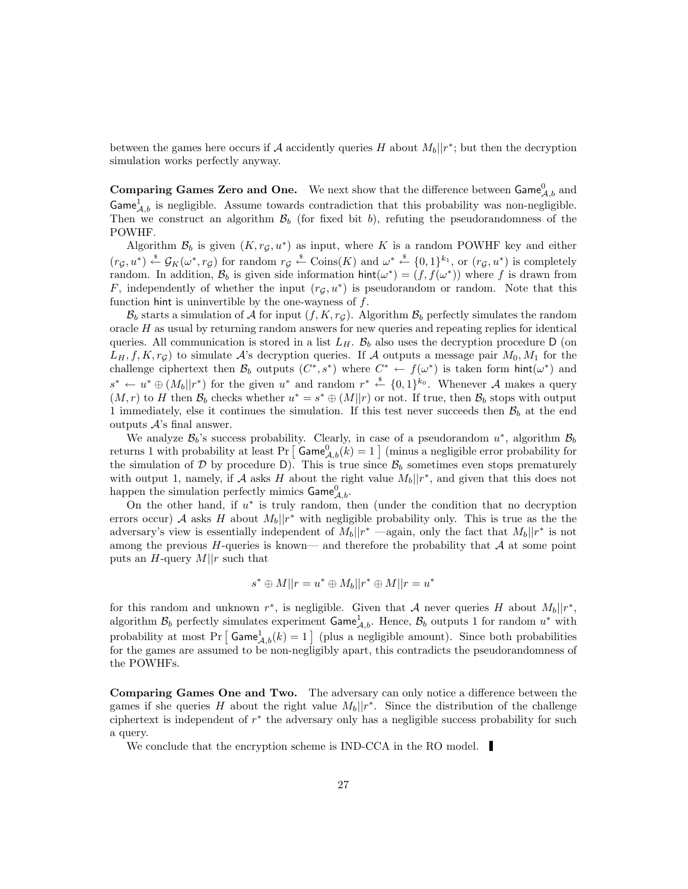between the games here occurs if $\mathcal{A}$ accidently queries $H$ about $M_b||r^*$; but then the decryption simulation works perfectly anyway.

**Comparing Games Zero and One.** We next show that the difference between $\mathsf{Game}^0_{\mathcal{A},b}$ and $\mathsf{Game}^1_{\mathcal{A},b}$ is negligible. Assume towards contradiction that this probability was non-negligible. Then we construct an algorithm $\mathcal{B}_b$ (for fixed bit $b$), refuting the pseudorandomness of the POWHF.

Algorithm $\mathcal{B}_b$ is given $(K, r_{\mathcal{G}}, u^*)$ as input, where $K$ is a random POWHF key and either $(r_{\mathcal{G}}, u^*) \xleftarrow{\$} \mathcal{G}_K(\omega^*, r_{\mathcal{G}})$ for random $r_{\mathcal{G}} \xleftarrow{\$} \text{Coins}(K)$ and $\omega^* \xleftarrow{\$} \{0,1\}^{k_1}$, or $(r_{\mathcal{G}}, u^*)$ is completely random. In addition, $\mathcal{B}_b$ is given side information $\mathsf{hint}(\omega^*) = (f, f(\omega^*))$ where $f$ is drawn from $F$, independently of whether the input $(r_{\mathcal{G}}, u^*)$ is pseudorandom or random. Note that this function $\mathsf{hint}$ is uninvertible by the one-wayness of $f$.

$\mathcal{B}_b$ starts a simulation of $\mathcal{A}$ for input $(f, K, r_{\mathcal{G}})$. Algorithm $\mathcal{B}_b$ perfectly simulates the random oracle $H$ as usual by returning random answers for new queries and repeating replies for identical queries. All communication is stored in a list $L_H$. $\mathcal{B}_b$ also uses the decryption procedure $\mathsf{D}$ (on $L_H, f, K, r_{\mathcal{G}}$) to simulate $\mathcal{A}$'s decryption queries. If $\mathcal{A}$ outputs a message pair $M_0, M_1$ for the challenge ciphertext then $\mathcal{B}_b$ outputs $(C^*, s^*)$ where $C^* \leftarrow f(\omega^*)$ is taken form $\mathsf{hint}(\omega^*)$ and $s^* \leftarrow u^* \oplus (M_b||r^*)$ for the given $u^*$ and random $r^* \xleftarrow{\$} \{0,1\}^{k_0}$. Whenever $\mathcal{A}$ makes a query $(M, r)$ to $H$ then $\mathcal{B}_b$ checks whether $u^* = s^* \oplus (M||r)$ or not. If true, then $\mathcal{B}_b$ stops with output 1 immediately, else it continues the simulation. If this test never succeeds then $\mathcal{B}_b$ at the end outputs $\mathcal{A}$'s final answer.

We analyze $\mathcal{B}_b$'s success probability. Clearly, in case of a pseudorandom $u^*$, algorithm $\mathcal{B}_b$ returns 1 with probability at least $\Pr\left[\,\mathsf{Game}^0_{\mathcal{A},b}(k) = 1\,\right]$ (minus a negligible error probability for the simulation of $\mathcal{D}$ by procedure $\mathsf{D}$). This is true since $\mathcal{B}_b$ sometimes even stops prematurely with output 1, namely, if $\mathcal{A}$ asks $H$ about the right value $M_b||r^*$, and given that this does not happen the simulation perfectly mimics $\mathsf{Game}^0_{\mathcal{A},b}$.

On the other hand, if $u^*$ is truly random, then (under the condition that no decryption errors occur) $\mathcal{A}$ asks $H$ about $M_b||r^*$ with negligible probability only. This is true as the the adversary's view is essentially independent of $M_b||r^*$ —again, only the fact that $M_b||r^*$ is not among the previous $H$-queries is known— and therefore the probability that $\mathcal{A}$ at some point puts an $H$-query $M||r$ such that

$$s^* \oplus M||r = u^* \oplus M_b||r^* \oplus M||r = u^*$$

for this random and unknown $r^*$, is negligible. Given that $\mathcal{A}$ never queries $H$ about $M_b||r^*$, algorithm $\mathcal{B}_b$ perfectly simulates experiment $\mathsf{Game}^1_{\mathcal{A},b}$. Hence, $\mathcal{B}_b$ outputs 1 for random $u^*$ with probability at most $\Pr\left[\,\mathsf{Game}^1_{\mathcal{A},b}(k) = 1\,\right]$ (plus a negligible amount). Since both probabilities for the games are assumed to be non-negligibly apart, this contradicts the pseudorandomness of the POWHFs.

**Comparing Games One and Two.** The adversary can only notice a difference between the games if she queries $H$ about the right value $M_b||r^*$. Since the distribution of the challenge ciphertext is independent of $r^*$ the adversary only has a negligible success probability for such a query.

We conclude that the encryption scheme is IND-CCA in the RO model. ∎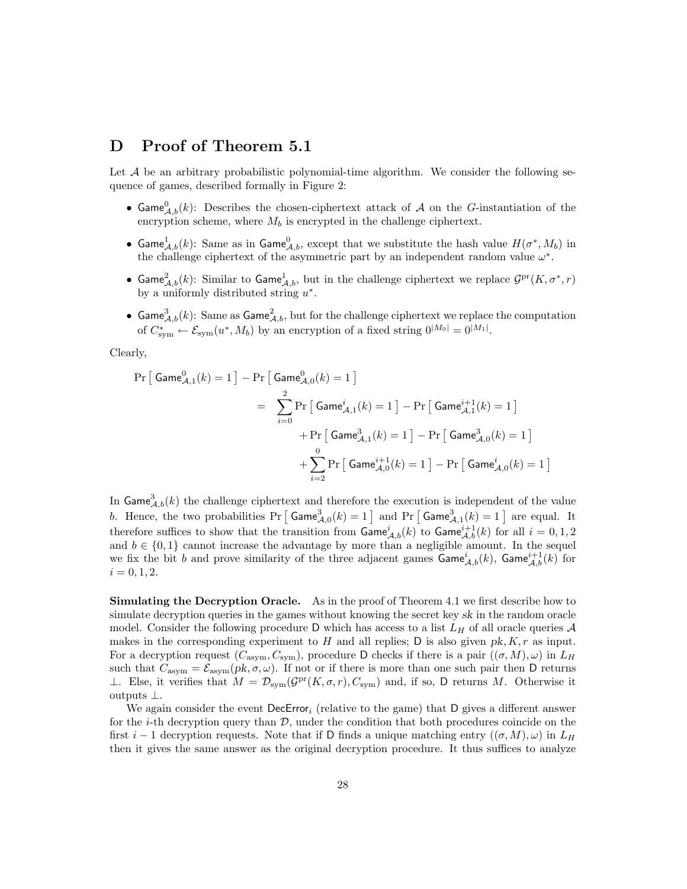# D Proof of Theorem 5.1

Let $\mathcal{A}$ be an arbitrary probabilistic polynomial-time algorithm. We consider the following sequence of games, described formally in Figure 2:

- $\mathsf{Game}^0_{\mathcal{A},b}(k)$: Describes the chosen-ciphertext attack of $\mathcal{A}$ on the $G$-instantiation of the encryption scheme, where $M_b$ is encrypted in the challenge ciphertext.
- $\mathsf{Game}^1_{\mathcal{A},b}(k)$: Same as in $\mathsf{Game}^0_{\mathcal{A},b}$, except that we substitute the hash value $H(\sigma^*, M_b)$ in the challenge ciphertext of the asymmetric part by an independent random value $\omega^*$.
- $\mathsf{Game}^2_{\mathcal{A},b}(k)$: Similar to $\mathsf{Game}^1_{\mathcal{A},b}$, but in the challenge ciphertext we replace $\mathcal{G}^{\mathrm{pr}}(K, \sigma^*, r)$ by a uniformly distributed string $u^*$.
- $\mathsf{Game}^3_{\mathcal{A},b}(k)$: Same as $\mathsf{Game}^2_{\mathcal{A},b}$, but for the challenge ciphertext we replace the computation of $C^*_{\mathrm{sym}} \leftarrow \mathcal{E}_{\mathrm{sym}}(u^*, M_b)$ by an encryption of a fixed string $0^{|M_0|} = 0^{|M_1|}$.

Clearly,

$$
\begin{aligned}
\Pr\left[\, \mathsf{Game}^0_{\mathcal{A},1}(k) = 1 \,\right] - \Pr\left[\, \mathsf{Game}^0_{\mathcal{A},0}(k) = 1 \,\right] \\
= \sum_{i=0}^{2} \Pr\left[\, \mathsf{Game}^i_{\mathcal{A},1}(k) = 1 \,\right] - \Pr\left[\, \mathsf{Game}^{i+1}_{\mathcal{A},1}(k) = 1 \,\right] \\
+ \Pr\left[\, \mathsf{Game}^3_{\mathcal{A},1}(k) = 1 \,\right] - \Pr\left[\, \mathsf{Game}^3_{\mathcal{A},0}(k) = 1 \,\right] \\
+ \sum_{i=2}^{0} \Pr\left[\, \mathsf{Game}^{i+1}_{\mathcal{A},0}(k) = 1 \,\right] - \Pr\left[\, \mathsf{Game}^i_{\mathcal{A},0}(k) = 1 \,\right]
\end{aligned}
$$

In $\mathsf{Game}^3_{\mathcal{A},b}(k)$ the challenge ciphertext and therefore the execution is independent of the value $b$. Hence, the two probabilities $\Pr\left[\, \mathsf{Game}^3_{\mathcal{A},0}(k) = 1 \,\right]$ and $\Pr\left[\, \mathsf{Game}^3_{\mathcal{A},1}(k) = 1 \,\right]$ are equal. It therefore suffices to show that the transition from $\mathsf{Game}^i_{\mathcal{A},b}(k)$ to $\mathsf{Game}^{i+1}_{\mathcal{A},b}(k)$ for all $i = 0, 1, 2$ and $b \in \{0, 1\}$ cannot increase the advantage by more than a negligible amount. In the sequel we fix the bit $b$ and prove similarity of the three adjacent games $\mathsf{Game}^i_{\mathcal{A},b}(k)$, $\mathsf{Game}^{i+1}_{\mathcal{A},b}(k)$ for $i = 0, 1, 2$.

**Simulating the Decryption Oracle.** As in the proof of Theorem 4.1 we first describe how to simulate decryption queries in the games without knowing the secret key $sk$ in the random oracle model. Consider the following procedure $\mathsf{D}$ which has access to a list $L_H$ of all oracle queries $\mathcal{A}$ makes in the corresponding experiment to $H$ and all replies; $\mathsf{D}$ is also given $pk, K, r$ as input. For a decryption request $(C_{\mathrm{asym}}, C_{\mathrm{sym}})$, procedure $\mathsf{D}$ checks if there is a pair $((\sigma, M), \omega)$ in $L_H$ such that $C_{\mathrm{asym}} = \mathcal{E}_{\mathrm{asym}}(pk, \sigma, \omega)$. If not or if there is more than one such pair then $\mathsf{D}$ returns $\perp$. Else, it verifies that $M = \mathcal{D}_{\mathrm{sym}}(\mathcal{G}^{\mathrm{pr}}(K, \sigma, r), C_{\mathrm{sym}})$ and, if so, $\mathsf{D}$ returns $M$. Otherwise it outputs $\perp$.

We again consider the event $\mathsf{DecError}_i$ (relative to the game) that $\mathsf{D}$ gives a different answer for the $i$-th decryption query than $\mathcal{D}$, under the condition that both procedures coincide on the first $i-1$ decryption requests. Note that if $\mathsf{D}$ finds a unique matching entry $((\sigma, M), \omega)$ in $L_H$ then it gives the same answer as the original decryption procedure. It thus suffices to analyze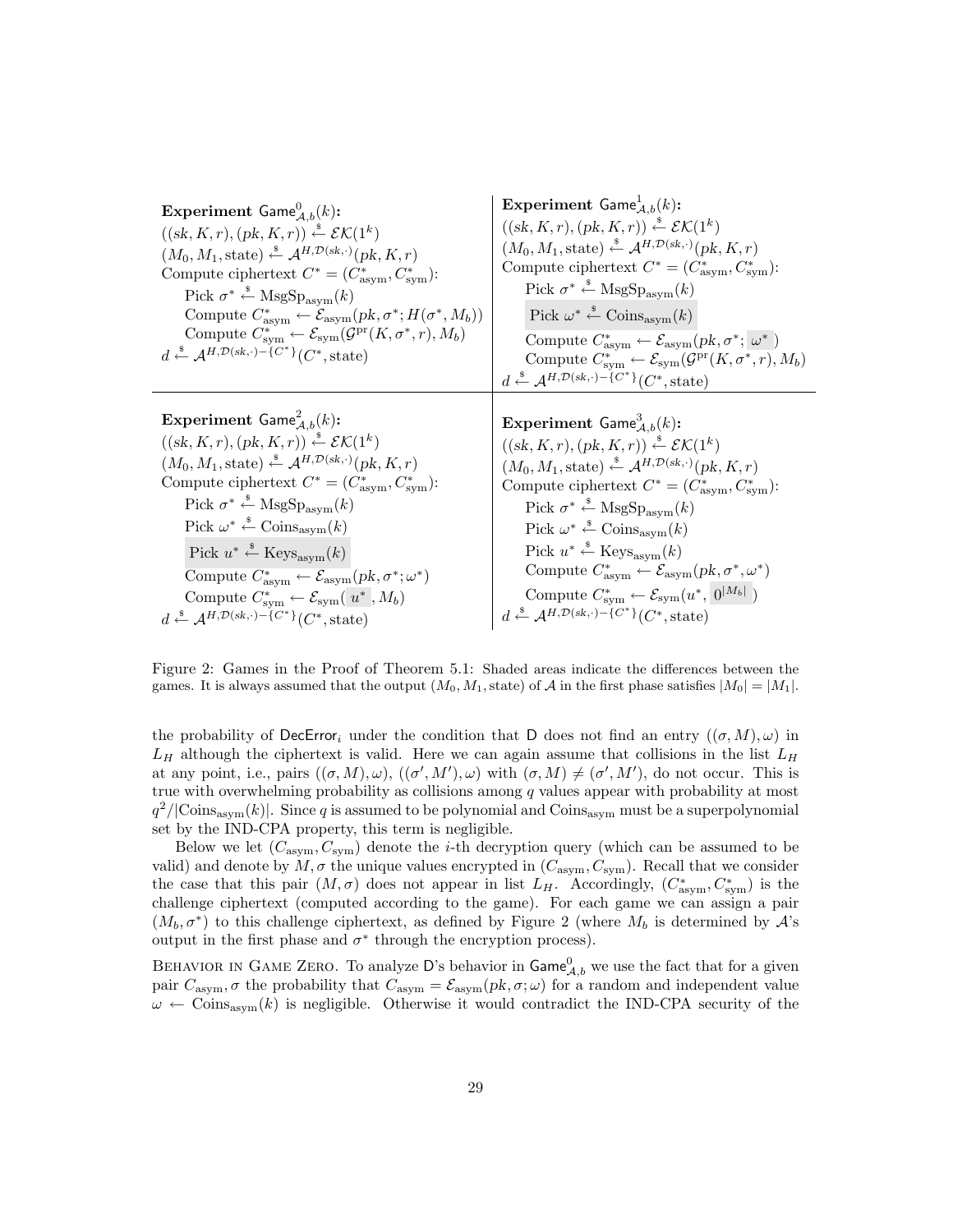**Experiment** $\mathsf{Game}^0_{\mathcal{A},b}(k)$**:**
$((sk, K, r), (pk, K, r)) \xleftarrow{\$} \mathcal{EK}(1^k)$
$(M_0, M_1, \text{state}) \xleftarrow{\$} \mathcal{A}^{H,\mathcal{D}(sk,\cdot)}(pk, K, r)$
Compute ciphertext $C^* = (C^*_{\text{asym}}, C^*_{\text{sym}})$:
  Pick $\sigma^* \xleftarrow{\$} \text{MsgSp}_{\text{asym}}(k)$
  Compute $C^*_{\text{asym}} \leftarrow \mathcal{E}_{\text{asym}}(pk, \sigma^*; H(\sigma^*, M_b))$
  Compute $C^*_{\text{sym}} \leftarrow \mathcal{E}_{\text{sym}}(\mathcal{G}^{\text{pr}}(K, \sigma^*, r), M_b)$
$d \xleftarrow{\$} \mathcal{A}^{H,\mathcal{D}(sk,\cdot)-\{C^*\}}(C^*, \text{state})$

**Experiment** $\mathsf{Game}^1_{\mathcal{A},b}(k)$**:**
$((sk, K, r), (pk, K, r)) \xleftarrow{\$} \mathcal{EK}(1^k)$
$(M_0, M_1, \text{state}) \xleftarrow{\$} \mathcal{A}^{H,\mathcal{D}(sk,\cdot)}(pk, K, r)$
Compute ciphertext $C^* = (C^*_{\text{asym}}, C^*_{\text{sym}})$:
  Pick $\sigma^* \xleftarrow{\$} \text{MsgSp}_{\text{asym}}(k)$
  Pick $\omega^* \xleftarrow{\$} \text{Coins}_{\text{asym}}(k)$
  Compute $C^*_{\text{asym}} \leftarrow \mathcal{E}_{\text{asym}}(pk, \sigma^*; \omega^*)$
  Compute $C^*_{\text{sym}} \leftarrow \mathcal{E}_{\text{sym}}(\mathcal{G}^{\text{pr}}(K, \sigma^*, r), M_b)$
$d \xleftarrow{\$} \mathcal{A}^{H,\mathcal{D}(sk,\cdot)-\{C^*\}}(C^*, \text{state})$

**Experiment** $\mathsf{Game}^2_{\mathcal{A},b}(k)$**:**
$((sk, K, r), (pk, K, r)) \xleftarrow{\$} \mathcal{EK}(1^k)$
$(M_0, M_1, \text{state}) \xleftarrow{\$} \mathcal{A}^{H,\mathcal{D}(sk,\cdot)}(pk, K, r)$
Compute ciphertext $C^* = (C^*_{\text{asym}}, C^*_{\text{sym}})$:
  Pick $\sigma^* \xleftarrow{\$} \text{MsgSp}_{\text{asym}}(k)$
  Pick $\omega^* \xleftarrow{\$} \text{Coins}_{\text{asym}}(k)$
  Pick $u^* \xleftarrow{\$} \text{Keys}_{\text{asym}}(k)$
  Compute $C^*_{\text{asym}} \leftarrow \mathcal{E}_{\text{asym}}(pk, \sigma^*; \omega^*)$
  Compute $C^*_{\text{sym}} \leftarrow \mathcal{E}_{\text{sym}}(u^*, M_b)$
$d \xleftarrow{\$} \mathcal{A}^{H,\mathcal{D}(sk,\cdot)-\{C^*\}}(C^*, \text{state})$

**Experiment** $\mathsf{Game}^3_{\mathcal{A},b}(k)$**:**
$((sk, K, r), (pk, K, r)) \xleftarrow{\$} \mathcal{EK}(1^k)$
$(M_0, M_1, \text{state}) \xleftarrow{\$} \mathcal{A}^{H,\mathcal{D}(sk,\cdot)}(pk, K, r)$
Compute ciphertext $C^* = (C^*_{\text{asym}}, C^*_{\text{sym}})$:
  Pick $\sigma^* \xleftarrow{\$} \text{MsgSp}_{\text{asym}}(k)$
  Pick $\omega^* \xleftarrow{\$} \text{Coins}_{\text{asym}}(k)$
  Pick $u^* \xleftarrow{\$} \text{Keys}_{\text{asym}}(k)$
  Compute $C^*_{\text{asym}} \leftarrow \mathcal{E}_{\text{asym}}(pk, \sigma^*, \omega^*)$
  Compute $C^*_{\text{sym}} \leftarrow \mathcal{E}_{\text{sym}}(u^*, 0^{|M_b|})$
$d \xleftarrow{\$} \mathcal{A}^{H,\mathcal{D}(sk,\cdot)-\{C^*\}}(C^*, \text{state})$

Figure 2: Games in the Proof of Theorem 5.1: Shaded areas indicate the differences between the games. It is always assumed that the output $(M_0, M_1, \text{state})$ of $\mathcal{A}$ in the first phase satisfies $|M_0| = |M_1|$.

the probability of $\mathsf{DecError}_i$ under the condition that $\mathsf{D}$ does not find an entry $((\sigma, M), \omega)$ in $L_H$ although the ciphertext is valid. Here we can again assume that collisions in the list $L_H$ at any point, i.e., pairs $((\sigma, M), \omega)$, $((\sigma', M'), \omega)$ with $(\sigma, M) \neq (\sigma', M')$, do not occur. This is true with overwhelming probability as collisions among $q$ values appear with probability at most $q^2/|\text{Coins}_{\text{asym}}(k)|$. Since $q$ is assumed to be polynomial and $\text{Coins}_{\text{asym}}$ must be a superpolynomial set by the IND-CPA property, this term is negligible.

Below we let $(C_{\text{asym}}, C_{\text{sym}})$ denote the $i$-th decryption query (which can be assumed to be valid) and denote by $M, \sigma$ the unique values encrypted in $(C_{\text{asym}}, C_{\text{sym}})$. Recall that we consider the case that this pair $(M, \sigma)$ does not appear in list $L_H$. Accordingly, $(C^*_{\text{asym}}, C^*_{\text{sym}})$ is the challenge ciphertext (computed according to the game). For each game we can assign a pair $(M_b, \sigma^*)$ to this challenge ciphertext, as defined by Figure 2 (where $M_b$ is determined by $\mathcal{A}$'s output in the first phase and $\sigma^*$ through the encryption process).

Behavior in Game Zero. To analyze $\mathsf{D}$'s behavior in $\mathsf{Game}^0_{\mathcal{A},b}$ we use the fact that for a given pair $C_{\text{asym}}, \sigma$ the probability that $C_{\text{asym}} = \mathcal{E}_{\text{asym}}(pk, \sigma; \omega)$ for a random and independent value $\omega \leftarrow \text{Coins}_{\text{asym}}(k)$ is negligible. Otherwise it would contradict the IND-CPA security of the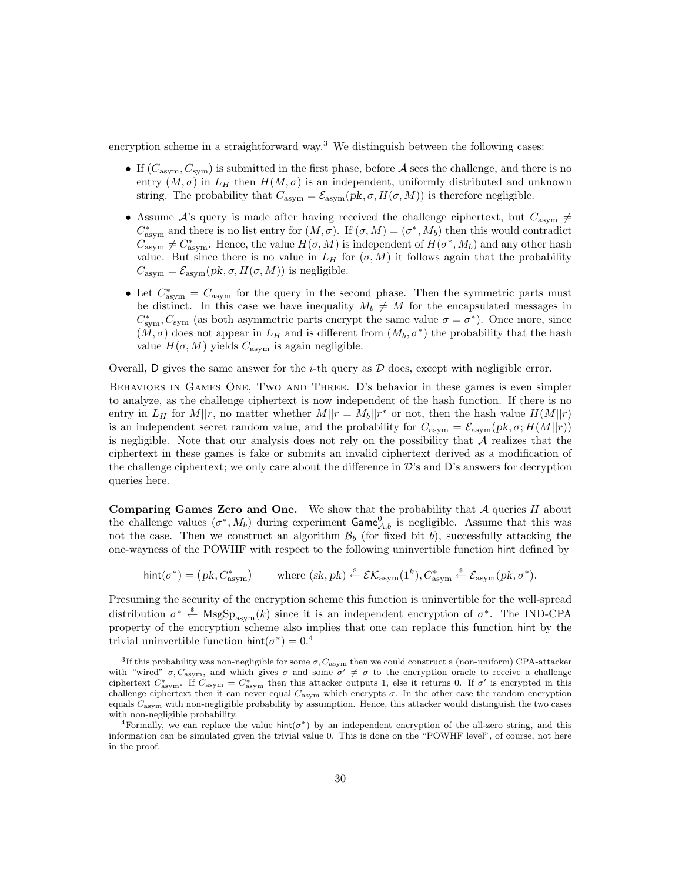encryption scheme in a straightforward way.[3] We distinguish between the following cases:

- If $(C_{\text{asym}}, C_{\text{sym}})$ is submitted in the first phase, before $\mathcal{A}$ sees the challenge, and there is no entry $(M, \sigma)$ in $L_H$ then $H(M, \sigma)$ is an independent, uniformly distributed and unknown string. The probability that $C_{\text{asym}} = \mathcal{E}_{\text{asym}}(pk, \sigma, H(\sigma, M))$ is therefore negligible.
- Assume $\mathcal{A}$'s query is made after having received the challenge ciphertext, but $C_{\text{asym}} \neq C^*_{\text{asym}}$ and there is no list entry for $(M, \sigma)$. If $(\sigma, M) = (\sigma^*, M_b)$ then this would contradict $C_{\text{asym}} \neq C^*_{\text{asym}}$. Hence, the value $H(\sigma, M)$ is independent of $H(\sigma^*, M_b)$ and any other hash value. But since there is no value in $L_H$ for $(\sigma, M)$ it follows again that the probability $C_{\text{asym}} = \mathcal{E}_{\text{asym}}(pk, \sigma, H(\sigma, M))$ is negligible.
- Let $C^*_{\text{asym}} = C_{\text{asym}}$ for the query in the second phase. Then the symmetric parts must be distinct. In this case we have inequality $M_b \neq M$ for the encapsulated messages in $C^*_{\text{sym}}, C_{\text{sym}}$ (as both asymmetric parts encrypt the same value $\sigma = \sigma^*$). Once more, since $(M, \sigma)$ does not appear in $L_H$ and is different from $(M_b, \sigma^*)$ the probability that the hash value $H(\sigma, M)$ yields $C_{\text{asym}}$ is again negligible.

Overall, $\mathsf{D}$ gives the same answer for the $i$-th query as $\mathcal{D}$ does, except with negligible error.

Behaviors in Games One, Two and Three. $\mathsf{D}$'s behavior in these games is even simpler to analyze, as the challenge ciphertext is now independent of the hash function. If there is no entry in $L_H$ for $M||r$, no matter whether $M||r = M_b||r^*$ or not, then the hash value $H(M||r)$ is an independent secret random value, and the probability for $C_{\text{asym}} = \mathcal{E}_{\text{asym}}(pk, \sigma; H(M||r))$ is negligible. Note that our analysis does not rely on the possibility that $\mathcal{A}$ realizes that the ciphertext in these games is fake or submits an invalid ciphertext derived as a modification of the challenge ciphertext; we only care about the difference in $\mathcal{D}$'s and $\mathsf{D}$'s answers for decryption queries here.

**Comparing Games Zero and One.** We show that the probability that $\mathcal{A}$ queries $H$ about the challenge values $(\sigma^*, M_b)$ during experiment $\mathsf{Game}^0_{\mathcal{A},b}$ is negligible. Assume that this was not the case. Then we construct an algorithm $\mathcal{B}_b$ (for fixed bit $b$), successfully attacking the one-wayness of the POWHF with respect to the following uninvertible function $\mathsf{hint}$ defined by

$$\mathsf{hint}(\sigma^*) = \left(pk, C^*_{\text{asym}}\right) \qquad \text{where } (sk, pk) \xleftarrow{\$} \mathcal{EK}_{\text{asym}}(1^k), C^*_{\text{asym}} \xleftarrow{\$} \mathcal{E}_{\text{asym}}(pk, \sigma^*).$$

Presuming the security of the encryption scheme this function is uninvertible for the well-spread distribution $\sigma^* \xleftarrow{\$} \text{MsgSp}_{\text{asym}}(k)$ since it is an independent encryption of $\sigma^*$. The IND-CPA property of the encryption scheme also implies that one can replace this function $\mathsf{hint}$ by the trivial uninvertible function $\mathsf{hint}(\sigma^*) = 0$.[4]

[3] If this probability was non-negligible for some $\sigma, C_{\text{asym}}$ then we could construct a (non-uniform) CPA-attacker with "wired" $\sigma, C_{\text{asym}}$, and which gives $\sigma$ and some $\sigma' \neq \sigma$ to the encryption oracle to receive a challenge ciphertext $C^*_{\text{asym}}$. If $C_{\text{asym}} = C^*_{\text{asym}}$ then this attacker outputs 1, else it returns 0. If $\sigma'$ is encrypted in this challenge ciphertext then it can never equal $C_{\text{asym}}$ which encrypts $\sigma$. In the other case the random encryption equals $C_{\text{asym}}$ with non-negligible probability by assumption. Hence, this attacker would distinguish the two cases with non-negligible probability.

[4] Formally, we can replace the value $\mathsf{hint}(\sigma^*)$ by an independent encryption of the all-zero string, and this information can be simulated given the trivial value 0. This is done on the "POWHF level", of course, not here in the proof.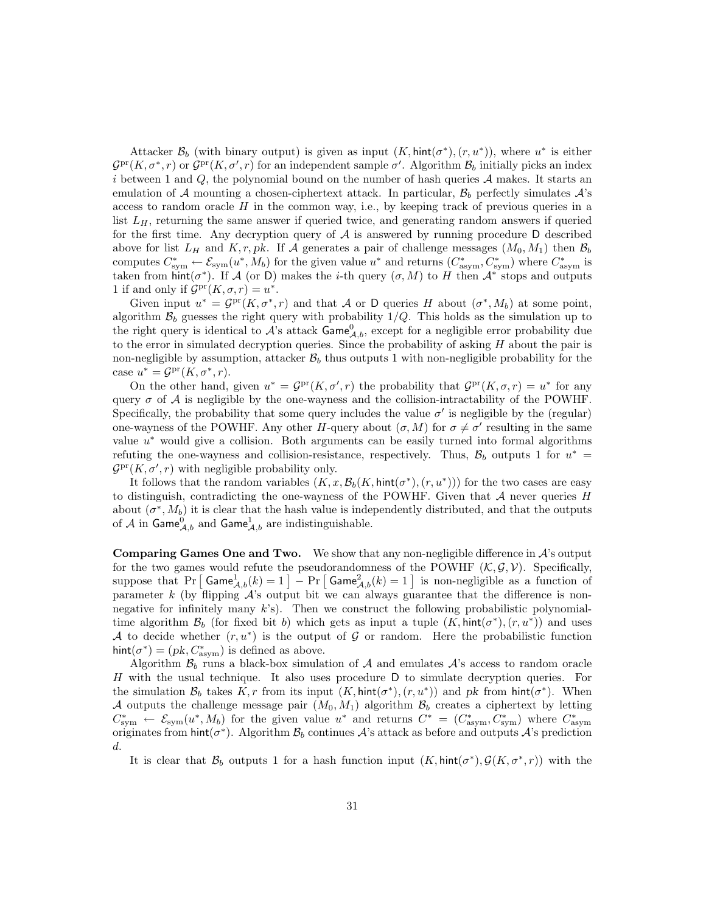Attacker $\mathcal{B}_b$ (with binary output) is given as input $(K, \mathsf{hint}(\sigma^*), (r, u^*))$, where $u^*$ is either $\mathcal{G}^{\mathrm{pr}}(K, \sigma^*, r)$ or $\mathcal{G}^{\mathrm{pr}}(K, \sigma', r)$ for an independent sample $\sigma'$. Algorithm $\mathcal{B}_b$ initially picks an index $i$ between 1 and $Q$, the polynomial bound on the number of hash queries $\mathcal{A}$ makes. It starts an emulation of $\mathcal{A}$ mounting a chosen-ciphertext attack. In particular, $\mathcal{B}_b$ perfectly simulates $\mathcal{A}$'s access to random oracle $H$ in the common way, i.e., by keeping track of previous queries in a list $L_H$, returning the same answer if queried twice, and generating random answers if queried for the first time. Any decryption query of $\mathcal{A}$ is answered by running procedure $\mathsf{D}$ described above for list $L_H$ and $K, r, pk$. If $\mathcal{A}$ generates a pair of challenge messages $(M_0, M_1)$ then $\mathcal{B}_b$ computes $C^*_{\mathrm{sym}} \leftarrow \mathcal{E}_{\mathrm{sym}}(u^*, M_b)$ for the given value $u^*$ and returns $(C^*_{\mathrm{asym}}, C^*_{\mathrm{sym}})$ where $C^*_{\mathrm{asym}}$ is taken from $\mathsf{hint}(\sigma^*)$. If $\mathcal{A}$ (or $\mathsf{D}$) makes the $i$-th query $(\sigma, M)$ to $H$ then $\mathcal{A}^*$ stops and outputs 1 if and only if $\mathcal{G}^{\mathrm{pr}}(K, \sigma, r) = u^*$.

Given input $u^* = \mathcal{G}^{\mathrm{pr}}(K, \sigma^*, r)$ and that $\mathcal{A}$ or $\mathsf{D}$ queries $H$ about $(\sigma^*, M_b)$ at some point, algorithm $\mathcal{B}_b$ guesses the right query with probability $1/Q$. This holds as the simulation up to the right query is identical to $\mathcal{A}$'s attack $\mathsf{Game}^0_{\mathcal{A},b}$, except for a negligible error probability due to the error in simulated decryption queries. Since the probability of asking $H$ about the pair is non-negligible by assumption, attacker $\mathcal{B}_b$ thus outputs 1 with non-negligible probability for the case $u^* = \mathcal{G}^{\mathrm{pr}}(K, \sigma^*, r)$.

On the other hand, given $u^* = \mathcal{G}^{\mathrm{pr}}(K, \sigma', r)$ the probability that $\mathcal{G}^{\mathrm{pr}}(K, \sigma, r) = u^*$ for any query $\sigma$ of $\mathcal{A}$ is negligible by the one-wayness and the collision-intractability of the POWHF. Specifically, the probability that some query includes the value $\sigma'$ is negligible by the (regular) one-wayness of the POWHF. Any other $H$-query about $(\sigma, M)$ for $\sigma \neq \sigma'$ resulting in the same value $u^*$ would give a collision. Both arguments can be easily turned into formal algorithms refuting the one-wayness and collision-resistance, respectively. Thus, $\mathcal{B}_b$ outputs 1 for $u^* = \mathcal{G}^{\mathrm{pr}}(K, \sigma', r)$ with negligible probability only.

It follows that the random variables $(K, x, \mathcal{B}_b(K, \mathsf{hint}(\sigma^*), (r, u^*)))$ for the two cases are easy to distinguish, contradicting the one-wayness of the POWHF. Given that $\mathcal{A}$ never queries $H$ about $(\sigma^*, M_b)$ it is clear that the hash value is independently distributed, and that the outputs of $\mathcal{A}$ in $\mathsf{Game}^0_{\mathcal{A},b}$ and $\mathsf{Game}^1_{\mathcal{A},b}$ are indistinguishable.

**Comparing Games One and Two.** We show that any non-negligible difference in $\mathcal{A}$'s output for the two games would refute the pseudorandomness of the POWHF $(\mathcal{K}, \mathcal{G}, \mathcal{V})$. Specifically, suppose that $\Pr\left[\,\mathsf{Game}^1_{\mathcal{A},b}(k) = 1\,\right] - \Pr\left[\,\mathsf{Game}^2_{\mathcal{A},b}(k) = 1\,\right]$ is non-negligible as a function of parameter $k$ (by flipping $\mathcal{A}$'s output bit we can always guarantee that the difference is non-negative for infinitely many $k$'s). Then we construct the following probabilistic polynomial-time algorithm $\mathcal{B}_b$ (for fixed bit $b$) which gets as input a tuple $(K, \mathsf{hint}(\sigma^*), (r, u^*))$ and uses $\mathcal{A}$ to decide whether $(r, u^*)$ is the output of $\mathcal{G}$ or random. Here the probabilistic function $\mathsf{hint}(\sigma^*) = (pk, C^*_{\mathrm{asym}})$ is defined as above.

Algorithm $\mathcal{B}_b$ runs a black-box simulation of $\mathcal{A}$ and emulates $\mathcal{A}$'s access to random oracle $H$ with the usual technique. It also uses procedure $\mathsf{D}$ to simulate decryption queries. For the simulation $\mathcal{B}_b$ takes $K, r$ from its input $(K, \mathsf{hint}(\sigma^*), (r, u^*))$ and $pk$ from $\mathsf{hint}(\sigma^*)$. When $\mathcal{A}$ outputs the challenge message pair $(M_0, M_1)$ algorithm $\mathcal{B}_b$ creates a ciphertext by letting $C^*_{\mathrm{sym}} \leftarrow \mathcal{E}_{\mathrm{sym}}(u^*, M_b)$ for the given value $u^*$ and returns $C^* = (C^*_{\mathrm{asym}}, C^*_{\mathrm{sym}})$ where $C^*_{\mathrm{asym}}$ originates from $\mathsf{hint}(\sigma^*)$. Algorithm $\mathcal{B}_b$ continues $\mathcal{A}$'s attack as before and outputs $\mathcal{A}$'s prediction $d$.

It is clear that $\mathcal{B}_b$ outputs 1 for a hash function input $(K, \mathsf{hint}(\sigma^*), \mathcal{G}(K, \sigma^*, r))$ with the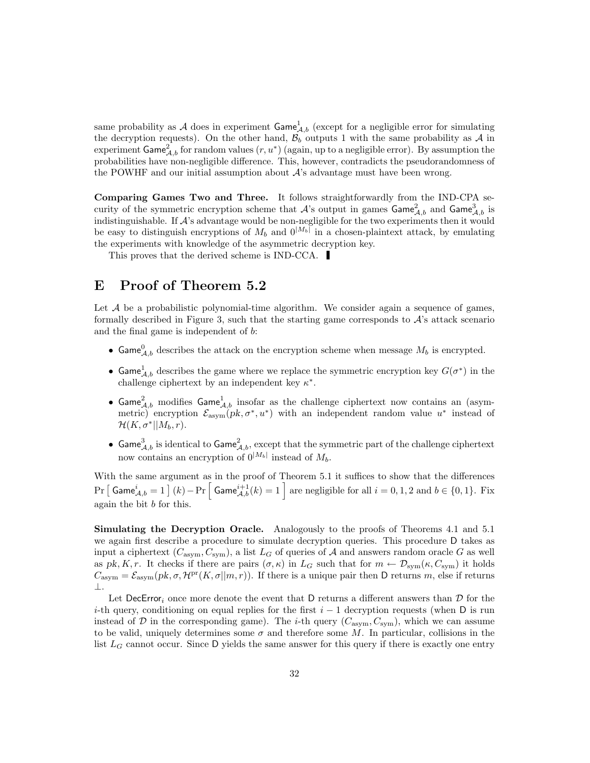same probability as $\mathcal{A}$ does in experiment $\mathsf{Game}^1_{\mathcal{A},b}$ (except for a negligible error for simulating the decryption requests). On the other hand, $\mathcal{B}_b$ outputs 1 with the same probability as $\mathcal{A}$ in experiment $\mathsf{Game}^2_{\mathcal{A},b}$ for random values $(r, u^*)$ (again, up to a negligible error). By assumption the probabilities have non-negligible difference. This, however, contradicts the pseudorandomness of the POWHF and our initial assumption about $\mathcal{A}$'s advantage must have been wrong.

**Comparing Games Two and Three.** It follows straightforwardly from the IND-CPA security of the symmetric encryption scheme that $\mathcal{A}$'s output in games $\mathsf{Game}^2_{\mathcal{A},b}$ and $\mathsf{Game}^3_{\mathcal{A},b}$ is indistinguishable. If $\mathcal{A}$'s advantage would be non-negligible for the two experiments then it would be easy to distinguish encryptions of $M_b$ and $0^{|M_b|}$ in a chosen-plaintext attack, by emulating the experiments with knowledge of the asymmetric decryption key.

This proves that the derived scheme is IND-CCA. ∎

# E Proof of Theorem 5.2

Let $\mathcal{A}$ be a probabilistic polynomial-time algorithm. We consider again a sequence of games, formally described in Figure 3, such that the starting game corresponds to $\mathcal{A}$'s attack scenario and the final game is independent of $b$:

- $\mathsf{Game}^0_{\mathcal{A},b}$ describes the attack on the encryption scheme when message $M_b$ is encrypted.
- $\mathsf{Game}^1_{\mathcal{A},b}$ describes the game where we replace the symmetric encryption key $G(\sigma^*)$ in the challenge ciphertext by an independent key $\kappa^*$.
- $\mathsf{Game}^2_{\mathcal{A},b}$ modifies $\mathsf{Game}^1_{\mathcal{A},b}$ insofar as the challenge ciphertext now contains an (asymmetric) encryption $\mathcal{E}_{\text{asym}}(pk, \sigma^*, u^*)$ with an independent random value $u^*$ instead of $\mathcal{H}(K, \sigma^*||M_b, r)$.
- $\mathsf{Game}^3_{\mathcal{A},b}$ is identical to $\mathsf{Game}^2_{\mathcal{A},b}$, except that the symmetric part of the challenge ciphertext now contains an encryption of $0^{|M_b|}$ instead of $M_b$.

With the same argument as in the proof of Theorem 5.1 it suffices to show that the differences $\Pr\left[\, \mathsf{Game}^i_{\mathcal{A},b} = 1 \,\right](k) - \Pr\left[\, \mathsf{Game}^{i+1}_{\mathcal{A},b}(k) = 1 \,\right]$ are negligible for all $i = 0, 1, 2$ and $b \in \{0, 1\}$. Fix again the bit $b$ for this.

**Simulating the Decryption Oracle.** Analogously to the proofs of Theorems 4.1 and 5.1 we again first describe a procedure to simulate decryption queries. This procedure $\mathsf{D}$ takes as input a ciphertext $(C_{\text{asym}}, C_{\text{sym}})$, a list $L_G$ of queries of $\mathcal{A}$ and answers random oracle $G$ as well as $pk, K, r$. It checks if there are pairs $(\sigma, \kappa)$ in $L_G$ such that for $m \leftarrow \mathcal{D}_{\text{sym}}(\kappa, C_{\text{sym}})$ it holds $C_{\text{asym}} = \mathcal{E}_{\text{asym}}(pk, \sigma, \mathcal{H}^{\text{pr}}(K, \sigma||m, r))$. If there is a unique pair then $\mathsf{D}$ returns $m$, else if returns $\perp$.

Let $\mathsf{DecError}_i$ once more denote the event that $\mathsf{D}$ returns a different answers than $\mathcal{D}$ for the $i$-th query, conditioning on equal replies for the first $i-1$ decryption requests (when $\mathsf{D}$ is run instead of $\mathcal{D}$ in the corresponding game). The $i$-th query $(C_{\text{asym}}, C_{\text{sym}})$, which we can assume to be valid, uniquely determines some $\sigma$ and therefore some $M$. In particular, collisions in the list $L_G$ cannot occur. Since $\mathsf{D}$ yields the same answer for this query if there is exactly one entry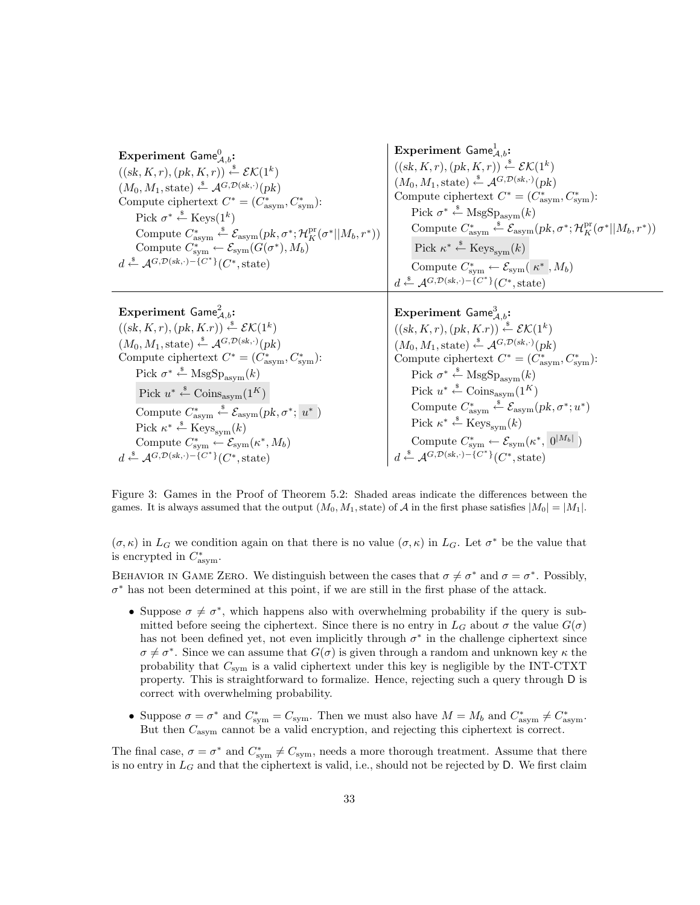**Experiment** $\mathsf{Game}^0_{\mathcal{A},b}$**:**
$((sk, K, r), (pk, K, r)) \xleftarrow{\$} \mathcal{EK}(1^k)$
$(M_0, M_1, \text{state}) \xleftarrow{\$} \mathcal{A}^{G,\mathcal{D}(sk,\cdot)}(pk)$
Compute ciphertext $C^* = (C^*_{\text{asym}}, C^*_{\text{sym}})$:
  Pick $\sigma^* \xleftarrow{\$} \text{Keys}(1^k)$
  Compute $C^*_{\text{asym}} \xleftarrow{\$} \mathcal{E}_{\text{asym}}(pk, \sigma^*; \mathcal{H}^{\text{pr}}_K(\sigma^* || M_b, r^*))$
  Compute $C^*_{\text{sym}} \leftarrow \mathcal{E}_{\text{sym}}(G(\sigma^*), M_b)$
$d \xleftarrow{\$} \mathcal{A}^{G,\mathcal{D}(sk,\cdot)-\{C^*\}}(C^*, \text{state})$

**Experiment** $\mathsf{Game}^1_{\mathcal{A},b}$**:**
$((sk, K, r), (pk, K, r)) \xleftarrow{\$} \mathcal{EK}(1^k)$
$(M_0, M_1, \text{state}) \xleftarrow{\$} \mathcal{A}^{G,\mathcal{D}(sk,\cdot)}(pk)$
Compute ciphertext $C^* = (C^*_{\text{asym}}, C^*_{\text{sym}})$:
  Pick $\sigma^* \xleftarrow{\$} \text{MsgSp}_{\text{asym}}(k)$
  Compute $C^*_{\text{asym}} \xleftarrow{\$} \mathcal{E}_{\text{asym}}(pk, \sigma^*; \mathcal{H}^{\text{pr}}_K(\sigma^* || M_b, r^*))$
  Pick $\kappa^* \xleftarrow{\$} \text{Keys}_{\text{sym}}(k)$
  Compute $C^*_{\text{sym}} \leftarrow \mathcal{E}_{\text{sym}}(\kappa^*, M_b)$
$d \xleftarrow{\$} \mathcal{A}^{G,\mathcal{D}(sk,\cdot)-\{C^*\}}(C^*, \text{state})$

**Experiment** $\mathsf{Game}^2_{\mathcal{A},b}$**:**
$((sk, K, r), (pk, K.r)) \xleftarrow{\$} \mathcal{EK}(1^k)$
$(M_0, M_1, \text{state}) \xleftarrow{\$} \mathcal{A}^{G,\mathcal{D}(sk,\cdot)}(pk)$
Compute ciphertext $C^* = (C^*_{\text{asym}}, C^*_{\text{sym}})$:
  Pick $\sigma^* \xleftarrow{\$} \text{MsgSp}_{\text{asym}}(k)$
  Pick $u^* \xleftarrow{\$} \text{Coins}_{\text{asym}}(1^K)$
  Compute $C^*_{\text{asym}} \xleftarrow{\$} \mathcal{E}_{\text{asym}}(pk, \sigma^*; u^*)$
  Pick $\kappa^* \xleftarrow{\$} \text{Keys}_{\text{sym}}(k)$
  Compute $C^*_{\text{sym}} \leftarrow \mathcal{E}_{\text{sym}}(\kappa^*, M_b)$
$d \xleftarrow{\$} \mathcal{A}^{G,\mathcal{D}(sk,\cdot)-\{C^*\}}(C^*, \text{state})$

**Experiment** $\mathsf{Game}^3_{\mathcal{A},b}$**:**
$((sk, K, r), (pk, K.r)) \xleftarrow{\$} \mathcal{EK}(1^k)$
$(M_0, M_1, \text{state}) \xleftarrow{\$} \mathcal{A}^{G,\mathcal{D}(sk,\cdot)}(pk)$
Compute ciphertext $C^* = (C^*_{\text{asym}}, C^*_{\text{sym}})$:
  Pick $\sigma^* \xleftarrow{\$} \text{MsgSp}_{\text{asym}}(k)$
  Pick $u^* \xleftarrow{\$} \text{Coins}_{\text{asym}}(1^K)$
  Compute $C^*_{\text{asym}} \xleftarrow{\$} \mathcal{E}_{\text{asym}}(pk, \sigma^*; u^*)$
  Pick $\kappa^* \xleftarrow{\$} \text{Keys}_{\text{sym}}(k)$
  Compute $C^*_{\text{sym}} \leftarrow \mathcal{E}_{\text{sym}}(\kappa^*, 0^{|M_b|})$
$d \xleftarrow{\$} \mathcal{A}^{G,\mathcal{D}(sk,\cdot)-\{C^*\}}(C^*, \text{state})$

Figure 3: Games in the Proof of Theorem 5.2: Shaded areas indicate the differences between the games. It is always assumed that the output $(M_0, M_1, \text{state})$ of $\mathcal{A}$ in the first phase satisfies $|M_0| = |M_1|$.

$(\sigma, \kappa)$ in $L_G$ we condition again on that there is no value $(\sigma, \kappa)$ in $L_G$. Let $\sigma^*$ be the value that is encrypted in $C^*_{\text{asym}}$.

BEHAVIOR IN GAME ZERO. We distinguish between the cases that $\sigma \neq \sigma^*$ and $\sigma = \sigma^*$. Possibly, $\sigma^*$ has not been determined at this point, if we are still in the first phase of the attack.

- Suppose $\sigma \neq \sigma^*$, which happens also with overwhelming probability if the query is submitted before seeing the ciphertext. Since there is no entry in $L_G$ about $\sigma$ the value $G(\sigma)$ has not been defined yet, not even implicitly through $\sigma^*$ in the challenge ciphertext since $\sigma \neq \sigma^*$. Since we can assume that $G(\sigma)$ is given through a random and unknown key $\kappa$ the probability that $C_{\text{sym}}$ is a valid ciphertext under this key is negligible by the INT-CTXT property. This is straightforward to formalize. Hence, rejecting such a query through $\mathsf{D}$ is correct with overwhelming probability.
- Suppose $\sigma = \sigma^*$ and $C^*_{\text{sym}} = C_{\text{sym}}$. Then we must also have $M = M_b$ and $C^*_{\text{asym}} \neq C^*_{\text{asym}}$. But then $C_{\text{asym}}$ cannot be a valid encryption, and rejecting this ciphertext is correct.

The final case, $\sigma = \sigma^*$ and $C^*_{\text{sym}} \neq C_{\text{sym}}$, needs a more thorough treatment. Assume that there is no entry in $L_G$ and that the ciphertext is valid, i.e., should not be rejected by $\mathsf{D}$. We first claim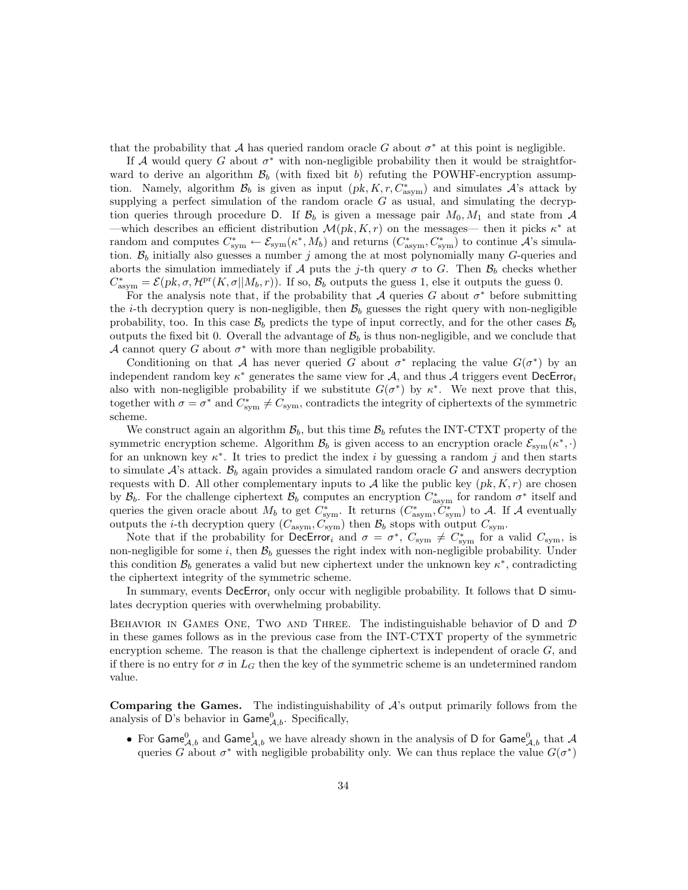that the probability that $\mathcal{A}$ has queried random oracle $G$ about $\sigma^*$ at this point is negligible.

If $\mathcal{A}$ would query $G$ about $\sigma^*$ with non-negligible probability then it would be straightforward to derive an algorithm $\mathcal{B}_b$ (with fixed bit $b$) refuting the POWHF-encryption assumption. Namely, algorithm $\mathcal{B}_b$ is given as input $(pk, K, r, C^*_{\text{asym}})$ and simulates $\mathcal{A}$'s attack by supplying a perfect simulation of the random oracle $G$ as usual, and simulating the decryption queries through procedure $\mathsf{D}$. If $\mathcal{B}_b$ is given a message pair $M_0, M_1$ and state from $\mathcal{A}$ —which describes an efficient distribution $\mathcal{M}(pk, K, r)$ on the messages— then it picks $\kappa^*$ at random and computes $C^*_{\text{sym}} \leftarrow \mathcal{E}_{\text{sym}}(\kappa^*, M_b)$ and returns $(C^*_{\text{asym}}, C^*_{\text{sym}})$ to continue $\mathcal{A}$'s simulation. $\mathcal{B}_b$ initially also guesses a number $j$ among the at most polynomially many $G$-queries and aborts the simulation immediately if $\mathcal{A}$ puts the $j$-th query $\sigma$ to $G$. Then $\mathcal{B}_b$ checks whether $C^*_{\text{asym}} = \mathcal{E}(pk, \sigma, \mathcal{H}^{\text{pr}}(K, \sigma || M_b, r))$. If so, $\mathcal{B}_b$ outputs the guess 1, else it outputs the guess 0.

For the analysis note that, if the probability that $\mathcal{A}$ queries $G$ about $\sigma^*$ before submitting the $i$-th decryption query is non-negligible, then $\mathcal{B}_b$ guesses the right query with non-negligible probability, too. In this case $\mathcal{B}_b$ predicts the type of input correctly, and for the other cases $\mathcal{B}_b$ outputs the fixed bit 0. Overall the advantage of $\mathcal{B}_b$ is thus non-negligible, and we conclude that $\mathcal{A}$ cannot query $G$ about $\sigma^*$ with more than negligible probability.

Conditioning on that $\mathcal{A}$ has never queried $G$ about $\sigma^*$ replacing the value $G(\sigma^*)$ by an independent random key $\kappa^*$ generates the same view for $\mathcal{A}$, and thus $\mathcal{A}$ triggers event $\mathsf{DecError}_i$ also with non-negligible probability if we substitute $G(\sigma^*)$ by $\kappa^*$. We next prove that this, together with $\sigma = \sigma^*$ and $C^*_{\text{sym}} \neq C_{\text{sym}}$, contradicts the integrity of ciphertexts of the symmetric scheme.

We construct again an algorithm $\mathcal{B}_b$, but this time $\mathcal{B}_b$ refutes the INT-CTXT property of the symmetric encryption scheme. Algorithm $\mathcal{B}_b$ is given access to an encryption oracle $\mathcal{E}_{\text{sym}}(\kappa^*, \cdot)$ for an unknown key $\kappa^*$. It tries to predict the index $i$ by guessing a random $j$ and then starts to simulate $\mathcal{A}$'s attack. $\mathcal{B}_b$ again provides a simulated random oracle $G$ and answers decryption requests with $\mathsf{D}$. All other complementary inputs to $\mathcal{A}$ like the public key $(pk, K, r)$ are chosen by $\mathcal{B}_b$. For the challenge ciphertext $\mathcal{B}_b$ computes an encryption $C^*_{\text{asym}}$ for random $\sigma^*$ itself and queries the given oracle about $M_b$ to get $C^*_{\text{sym}}$. It returns $(C^*_{\text{asym}}, C^*_{\text{sym}})$ to $\mathcal{A}$. If $\mathcal{A}$ eventually outputs the $i$-th decryption query $(C_{\text{asym}}, C_{\text{sym}})$ then $\mathcal{B}_b$ stops with output $C_{\text{sym}}$.

Note that if the probability for $\mathsf{DecError}_i$ and $\sigma = \sigma^*$, $C_{\text{sym}} \neq C^*_{\text{sym}}$ for a valid $C_{\text{sym}}$, is non-negligible for some $i$, then $\mathcal{B}_b$ guesses the right index with non-negligible probability. Under this condition $\mathcal{B}_b$ generates a valid but new ciphertext under the unknown key $\kappa^*$, contradicting the ciphertext integrity of the symmetric scheme.

In summary, events $\mathsf{DecError}_i$ only occur with negligible probability. It follows that $\mathsf{D}$ simulates decryption queries with overwhelming probability.

Behavior in Games One, Two and Three. The indistinguishable behavior of $\mathsf{D}$ and $\mathcal{D}$ in these games follows as in the previous case from the INT-CTXT property of the symmetric encryption scheme. The reason is that the challenge ciphertext is independent of oracle $G$, and if there is no entry for $\sigma$ in $L_G$ then the key of the symmetric scheme is an undetermined random value.

**Comparing the Games.** The indistinguishability of $\mathcal{A}$'s output primarily follows from the analysis of $\mathsf{D}$'s behavior in $\mathsf{Game}^0_{\mathcal{A},b}$. Specifically,

- For $\mathsf{Game}^0_{\mathcal{A},b}$ and $\mathsf{Game}^1_{\mathcal{A},b}$ we have already shown in the analysis of $\mathsf{D}$ for $\mathsf{Game}^0_{\mathcal{A},b}$ that $\mathcal{A}$ queries $G$ about $\sigma^*$ with negligible probability only. We can thus replace the value $G(\sigma^*)$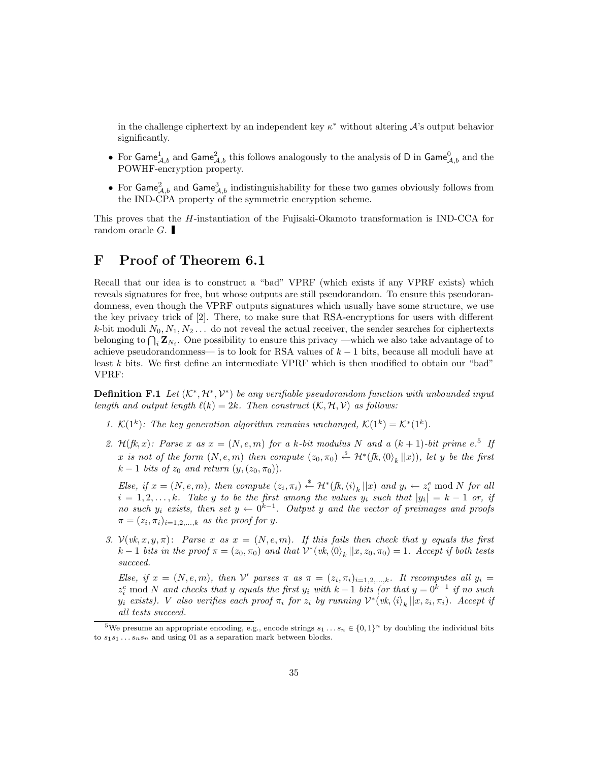in the challenge ciphertext by an independent key $\kappa^*$ without altering $\mathcal{A}$'s output behavior significantly.

- For $\mathsf{Game}^1_{\mathcal{A},b}$ and $\mathsf{Game}^2_{\mathcal{A},b}$ this follows analogously to the analysis of $\mathsf{D}$ in $\mathsf{Game}^0_{\mathcal{A},b}$ and the POWHF-encryption property.
- For $\mathsf{Game}^2_{\mathcal{A},b}$ and $\mathsf{Game}^3_{\mathcal{A},b}$ indistinguishability for these two games obviously follows from the IND-CPA property of the symmetric encryption scheme.

This proves that the $H$-instantiation of the Fujisaki-Okamoto transformation is IND-CCA for random oracle $G$. ▮

# F Proof of Theorem 6.1

Recall that our idea is to construct a "bad" VPRF (which exists if any VPRF exists) which reveals signatures for free, but whose outputs are still pseudorandom. To ensure this pseudorandomness, even though the VPRF outputs signatures which usually have some structure, we use the key privacy trick of [2]. There, to make sure that RSA-encryptions for users with different $k$-bit moduli $N_0, N_1, N_2 \dots$ do not reveal the actual receiver, the sender searches for ciphertexts belonging to $\bigcap_i \mathbf{Z}_{N_i}$. One possibility to ensure this privacy —which we also take advantage of to achieve pseudorandomness— is to look for RSA values of $k-1$ bits, because all moduli have at least $k$ bits. We first define an intermediate VPRF which is then modified to obtain our "bad" VPRF:

**Definition F.1** *Let $(\mathcal{K}^*, \mathcal{H}^*, \mathcal{V}^*)$ be any verifiable pseudorandom function with unbounded input length and output length $\ell(k) = 2k$. Then construct $(\mathcal{K}, \mathcal{H}, \mathcal{V})$ as follows:*

1. *$\mathcal{K}(1^k)$: The key generation algorithm remains unchanged, $\mathcal{K}(1^k) = \mathcal{K}^*(1^k)$.*
2. *$\mathcal{H}(fk, x)$: Parse $x$ as $x = (N, e, m)$ for a $k$-bit modulus $N$ and a $(k+1)$-bit prime $e$.[5] If $x$ is not of the form $(N, e, m)$ then compute $(z_0, \pi_0) \stackrel{\$}{\leftarrow} \mathcal{H}^*(fk, \langle 0 \rangle_k \, || x))$, let $y$ be the first $k-1$ bits of $z_0$ and return $(y, (z_0, \pi_0))$.*

   *Else, if $x = (N, e, m)$, then compute $(z_i, \pi_i) \stackrel{\$}{\leftarrow} \mathcal{H}^*(fk, \langle i \rangle_k \, || x)$ and $y_i \leftarrow z_i^e \bmod N$ for all $i = 1, 2, \dots, k$. Take $y$ to be the first among the values $y_i$ such that $|y_i| = k-1$ or, if no such $y_i$ exists, then set $y \leftarrow 0^{k-1}$. Output $y$ and the vector of preimages and proofs $\pi = (z_i, \pi_i)_{i=1,2,\dots,k}$ as the proof for $y$.*
3. *$\mathcal{V}(vk, x, y, \pi)$: Parse $x$ as $x = (N, e, m)$. If this fails then check that $y$ equals the first $k-1$ bits in the proof $\pi = (z_0, \pi_0)$ and that $\mathcal{V}^*(vk, \langle 0 \rangle_k \, || x, z_0, \pi_0) = 1$. Accept if both tests succeed.*

   *Else, if $x = (N, e, m)$, then $\mathcal{V}'$ parses $\pi$ as $\pi = (z_i, \pi_i)_{i=1,2,\dots,k}$. It recomputes all $y_i = z_i^e \bmod N$ and checks that $y$ equals the first $y_i$ with $k-1$ bits (or that $y = 0^{k-1}$ if no such $y_i$ exists). $V$ also verifies each proof $\pi_i$ for $z_i$ by running $\mathcal{V}^*(vk, \langle i \rangle_k \, || x, z_i, \pi_i)$. Accept if all tests succeed.*

[5] We presume an appropriate encoding, e.g., encode strings $s_1 \dots s_n \in \{0,1\}^n$ by doubling the individual bits to $s_1 s_1 \dots s_n s_n$ and using 01 as a separation mark between blocks.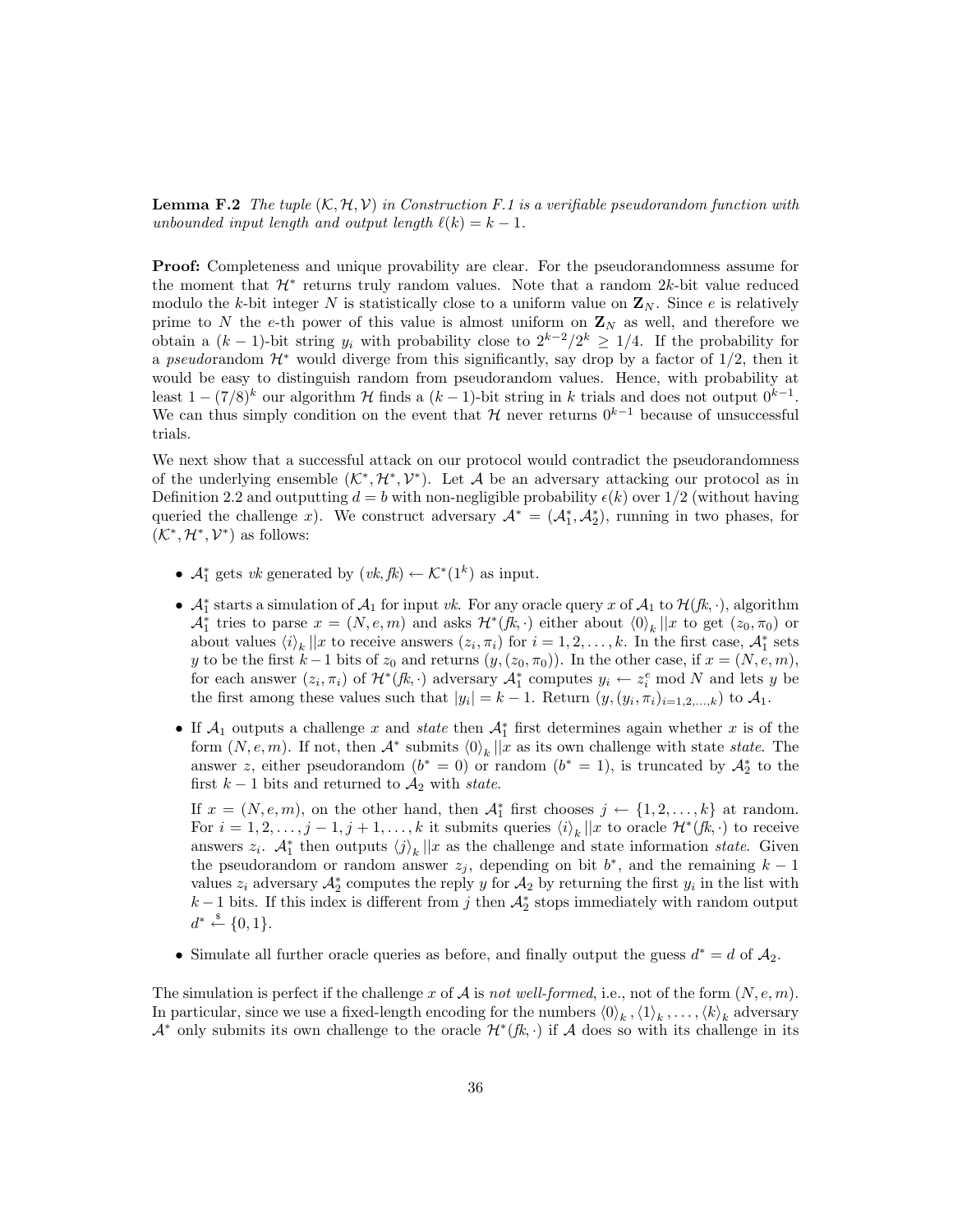**Lemma F.2** *The tuple $(\mathcal{K}, \mathcal{H}, \mathcal{V})$ in Construction F.1 is a verifiable pseudorandom function with unbounded input length and output length $\ell(k) = k - 1$.*

**Proof:** Completeness and unique provability are clear. For the pseudorandomness assume for the moment that $\mathcal{H}^*$ returns truly random values. Note that a random $2k$-bit value reduced modulo the $k$-bit integer $N$ is statistically close to a uniform value on $\mathbf{Z}_N$. Since $e$ is relatively prime to $N$ the $e$-th power of this value is almost uniform on $\mathbf{Z}_N$ as well, and therefore we obtain a $(k-1)$-bit string $y_i$ with probability close to $2^{k-2}/2^k \geq 1/4$. If the probability for a *pseudo*random $\mathcal{H}^*$ would diverge from this significantly, say drop by a factor of $1/2$, then it would be easy to distinguish random from pseudorandom values. Hence, with probability at least $1 - (7/8)^k$ our algorithm $\mathcal{H}$ finds a $(k-1)$-bit string in $k$ trials and does not output $0^{k-1}$. We can thus simply condition on the event that $\mathcal{H}$ never returns $0^{k-1}$ because of unsuccessful trials.

We next show that a successful attack on our protocol would contradict the pseudorandomness of the underlying ensemble $(\mathcal{K}^*, \mathcal{H}^*, \mathcal{V}^*)$. Let $\mathcal{A}$ be an adversary attacking our protocol as in Definition 2.2 and outputting $d = b$ with non-negligible probability $\epsilon(k)$ over $1/2$ (without having queried the challenge $x$). We construct adversary $\mathcal{A}^* = (\mathcal{A}_1^*, \mathcal{A}_2^*)$, running in two phases, for $(\mathcal{K}^*, \mathcal{H}^*, \mathcal{V}^*)$ as follows:

- $\mathcal{A}_1^*$ gets $vk$ generated by $(vk, fk) \leftarrow \mathcal{K}^*(1^k)$ as input.
- $\mathcal{A}_1^*$ starts a simulation of $\mathcal{A}_1$ for input $vk$. For any oracle query $x$ of $\mathcal{A}_1$ to $\mathcal{H}(fk, \cdot)$, algorithm $\mathcal{A}_1^*$ tries to parse $x = (N, e, m)$ and asks $\mathcal{H}^*(fk, \cdot)$ either about $\langle 0 \rangle_k \| x$ to get $(z_0, \pi_0)$ or about values $\langle i \rangle_k \| x$ to receive answers $(z_i, \pi_i)$ for $i = 1, 2, \ldots, k$. In the first case, $\mathcal{A}_1^*$ sets $y$ to be the first $k-1$ bits of $z_0$ and returns $(y, (z_0, \pi_0))$. In the other case, if $x = (N, e, m)$, for each answer $(z_i, \pi_i)$ of $\mathcal{H}^*(fk, \cdot)$ adversary $\mathcal{A}_1^*$ computes $y_i \leftarrow z_i^e \bmod N$ and lets $y$ be the first among these values such that $|y_i| = k - 1$. Return $(y, (y_i, \pi_i)_{i=1,2,\ldots,k})$ to $\mathcal{A}_1$.
- If $\mathcal{A}_1$ outputs a challenge $x$ and *state* then $\mathcal{A}_1^*$ first determines again whether $x$ is of the form $(N, e, m)$. If not, then $\mathcal{A}^*$ submits $\langle 0 \rangle_k \| x$ as its own challenge with state *state*. The answer $z$, either pseudorandom ($b^* = 0$) or random ($b^* = 1$), is truncated by $\mathcal{A}_2^*$ to the first $k-1$ bits and returned to $\mathcal{A}_2$ with *state*.

  If $x = (N, e, m)$, on the other hand, then $\mathcal{A}_1^*$ first chooses $j \leftarrow \{1, 2, \ldots, k\}$ at random. For $i = 1, 2, \ldots, j-1, j+1, \ldots, k$ it submits queries $\langle i \rangle_k \| x$ to oracle $\mathcal{H}^*(fk, \cdot)$ to receive answers $z_i$. $\mathcal{A}_1^*$ then outputs $\langle j \rangle_k \| x$ as the challenge and state information *state*. Given the pseudorandom or random answer $z_j$, depending on bit $b^*$, and the remaining $k-1$ values $z_i$ adversary $\mathcal{A}_2^*$ computes the reply $y$ for $\mathcal{A}_2$ by returning the first $y_i$ in the list with $k-1$ bits. If this index is different from $j$ then $\mathcal{A}_2^*$ stops immediately with random output $d^* \xleftarrow{\$} \{0, 1\}$.
- Simulate all further oracle queries as before, and finally output the guess $d^* = d$ of $\mathcal{A}_2$.

The simulation is perfect if the challenge $x$ of $\mathcal{A}$ is *not well-formed*, i.e., not of the form $(N, e, m)$. In particular, since we use a fixed-length encoding for the numbers $\langle 0 \rangle_k, \langle 1 \rangle_k, \ldots, \langle k \rangle_k$ adversary $\mathcal{A}^*$ only submits its own challenge to the oracle $\mathcal{H}^*(fk, \cdot)$ if $\mathcal{A}$ does so with its challenge in its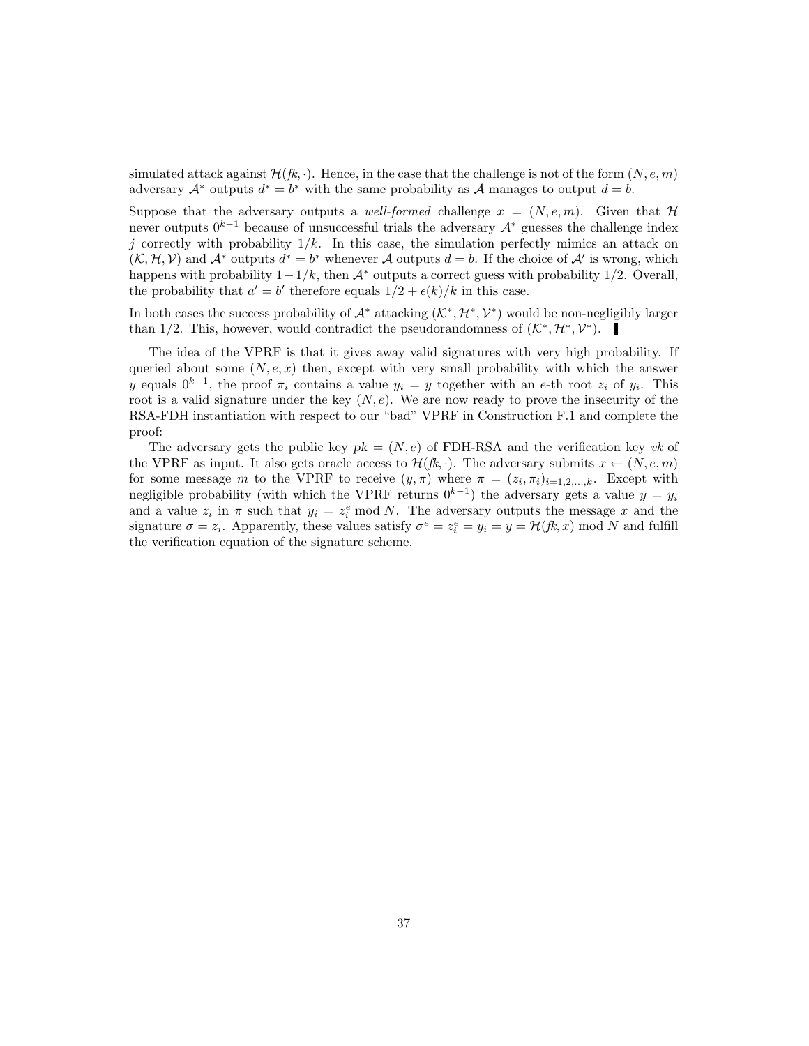simulated attack against $\mathcal{H}(fk, \cdot)$. Hence, in the case that the challenge is not of the form $(N, e, m)$ adversary $\mathcal{A}^*$ outputs $d^* = b^*$ with the same probability as $\mathcal{A}$ manages to output $d = b$.

Suppose that the adversary outputs a *well-formed* challenge $x = (N, e, m)$. Given that $\mathcal{H}$ never outputs $0^{k-1}$ because of unsuccessful trials the adversary $\mathcal{A}^*$ guesses the challenge index $j$ correctly with probability $1/k$. In this case, the simulation perfectly mimics an attack on $(\mathcal{K}, \mathcal{H}, \mathcal{V})$ and $\mathcal{A}^*$ outputs $d^* = b^*$ whenever $\mathcal{A}$ outputs $d = b$. If the choice of $\mathcal{A}'$ is wrong, which happens with probability $1 - 1/k$, then $\mathcal{A}^*$ outputs a correct guess with probability $1/2$. Overall, the probability that $a' = b'$ therefore equals $1/2 + \epsilon(k)/k$ in this case.

In both cases the success probability of $\mathcal{A}^*$ attacking $(\mathcal{K}^*, \mathcal{H}^*, \mathcal{V}^*)$ would be non-negligibly larger than $1/2$. This, however, would contradict the pseudorandomness of $(\mathcal{K}^*, \mathcal{H}^*, \mathcal{V}^*)$. ∎

The idea of the VPRF is that it gives away valid signatures with very high probability. If queried about some $(N, e, x)$ then, except with very small probability with which the answer $y$ equals $0^{k-1}$, the proof $\pi_i$ contains a value $y_i = y$ together with an $e$-th root $z_i$ of $y_i$. This root is a valid signature under the key $(N, e)$. We are now ready to prove the insecurity of the RSA-FDH instantiation with respect to our "bad" VPRF in Construction F.1 and complete the proof:

The adversary gets the public key $pk = (N, e)$ of FDH-RSA and the verification key $vk$ of the VPRF as input. It also gets oracle access to $\mathcal{H}(fk, \cdot)$. The adversary submits $x \leftarrow (N, e, m)$ for some message $m$ to the VPRF to receive $(y, \pi)$ where $\pi = (z_i, \pi_i)_{i=1,2,\ldots,k}$. Except with negligible probability (with which the VPRF returns $0^{k-1}$) the adversary gets a value $y = y_i$ and a value $z_i$ in $\pi$ such that $y_i = z_i^e \bmod N$. The adversary outputs the message $x$ and the signature $\sigma = z_i$. Apparently, these values satisfy $\sigma^e = z_i^e = y_i = y = \mathcal{H}(fk, x) \bmod N$ and fulfill the verification equation of the signature scheme.